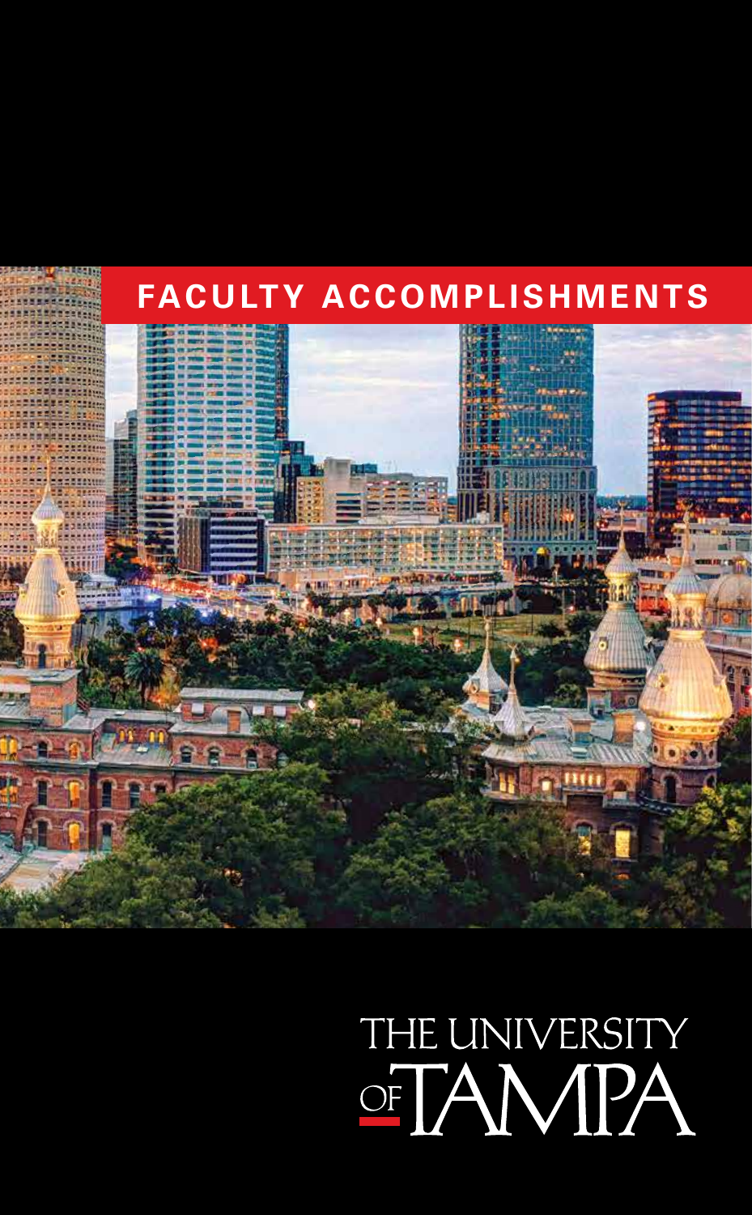# FACULTY ACCOMPLISHMENTS

THE UNIVERSITY OF TAMPA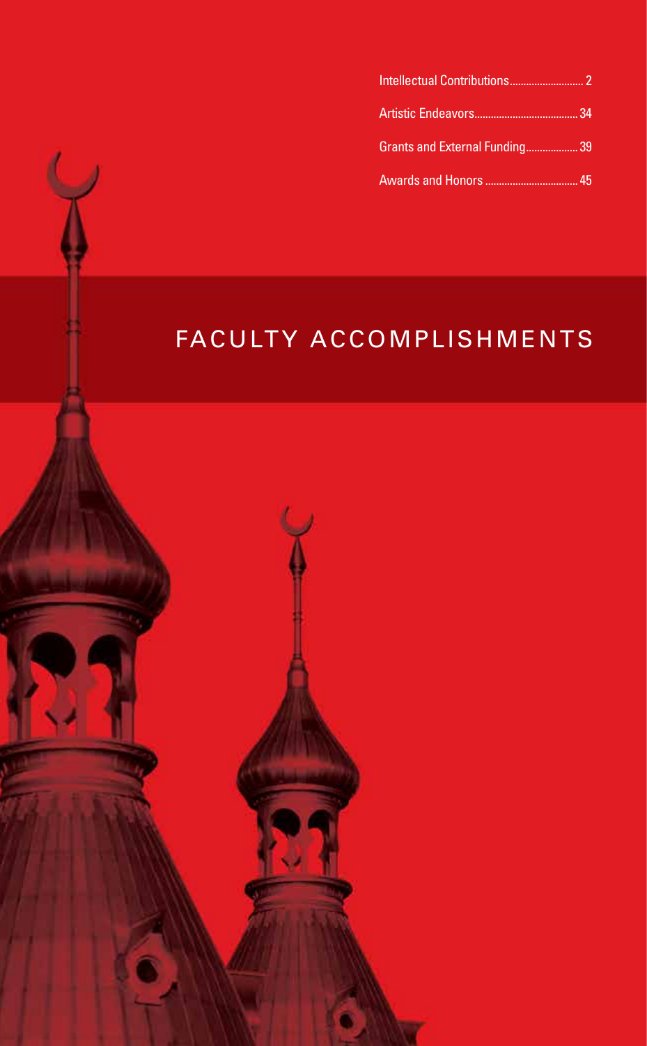- Intellectual Contributions ............................ 2
- Artistic Endeavors ...................................... 34
- Grants and External Funding ................... 39
- Awards and Honors .................................. 45

# FACULTY ACCOMPLISHMENTS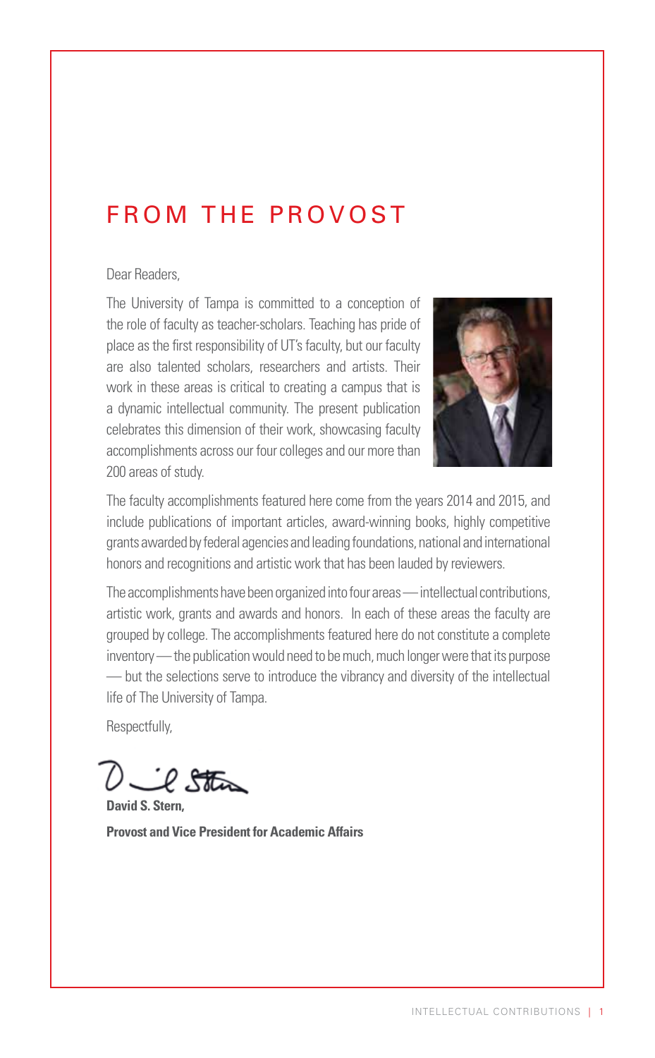# FROM THE PROVOST

Dear Readers,

The University of Tampa is committed to a conception of the role of faculty as teacher-scholars. Teaching has pride of place as the first responsibility of UT's faculty, but our faculty are also talented scholars, researchers and artists. Their work in these areas is critical to creating a campus that is a dynamic intellectual community. The present publication celebrates this dimension of their work, showcasing faculty accomplishments across our four colleges and our more than 200 areas of study.

The faculty accomplishments featured here come from the years 2014 and 2015, and include publications of important articles, award-winning books, highly competitive grants awarded by federal agencies and leading foundations, national and international honors and recognitions and artistic work that has been lauded by reviewers.

The accomplishments have been organized into four areas — intellectual contributions, artistic work, grants and awards and honors. In each of these areas the faculty are grouped by college. The accomplishments featured here do not constitute a complete inventory — the publication would need to be much, much longer were that its purpose — but the selections serve to introduce the vibrancy and diversity of the intellectual life of The University of Tampa.

Respectfully,

**David S. Stern,**

**Provost and Vice President for Academic Affairs**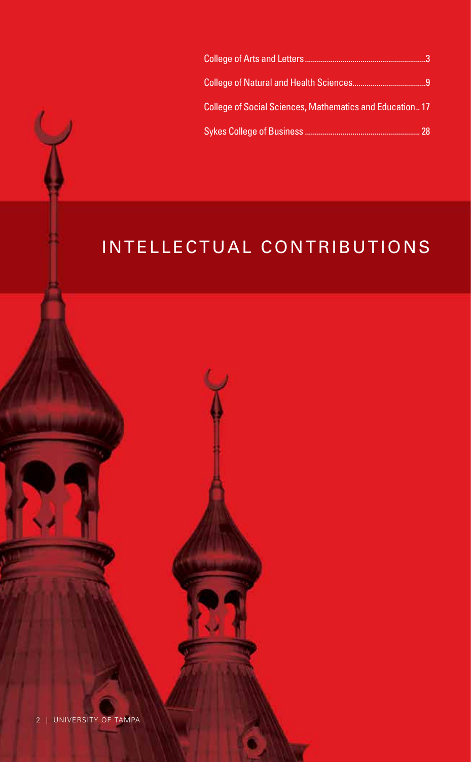College of Arts and Letters ........................................................... 3

College of Natural and Health Sciences .................................... 9

College of Social Sciences, Mathematics and Education .. 17

Sykes College of Business ........................................................ 28

# INTELLECTUAL CONTRIBUTIONS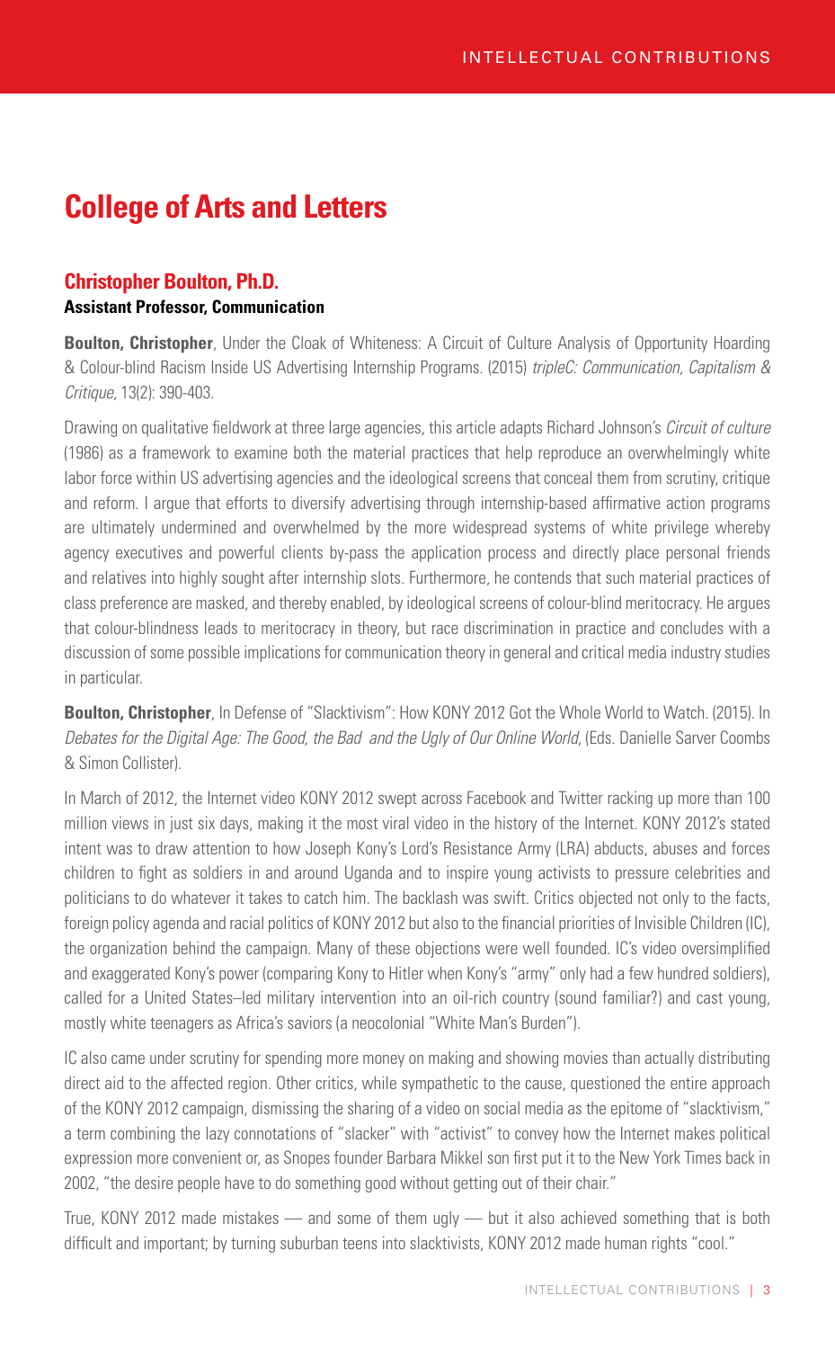# College of Arts and Letters

### Christopher Boulton, Ph.D.

**Assistant Professor, Communication**

**Boulton, Christopher**, Under the Cloak of Whiteness: A Circuit of Culture Analysis of Opportunity Hoarding & Colour-blind Racism Inside US Advertising Internship Programs. (2015) *tripleC: Communication, Capitalism & Critique*, 13(2): 390-403.

Drawing on qualitative fieldwork at three large agencies, this article adapts Richard Johnson's *Circuit of culture* (1986) as a framework to examine both the material practices that help reproduce an overwhelmingly white labor force within US advertising agencies and the ideological screens that conceal them from scrutiny, critique and reform. I argue that efforts to diversify advertising through internship-based affirmative action programs are ultimately undermined and overwhelmed by the more widespread systems of white privilege whereby agency executives and powerful clients by-pass the application process and directly place personal friends and relatives into highly sought after internship slots. Furthermore, he contends that such material practices of class preference are masked, and thereby enabled, by ideological screens of colour-blind meritocracy. He argues that colour-blindness leads to meritocracy in theory, but race discrimination in practice and concludes with a discussion of some possible implications for communication theory in general and critical media industry studies in particular.

**Boulton, Christopher**, In Defense of "Slacktivism": How KONY 2012 Got the Whole World to Watch. (2015). In *Debates for the Digital Age: The Good, the Bad and the Ugly of Our Online World*, (Eds. Danielle Sarver Coombs & Simon Collister).

In March of 2012, the Internet video KONY 2012 swept across Facebook and Twitter racking up more than 100 million views in just six days, making it the most viral video in the history of the Internet. KONY 2012's stated intent was to draw attention to how Joseph Kony's Lord's Resistance Army (LRA) abducts, abuses and forces children to fight as soldiers in and around Uganda and to inspire young activists to pressure celebrities and politicians to do whatever it takes to catch him. The backlash was swift. Critics objected not only to the facts, foreign policy agenda and racial politics of KONY 2012 but also to the financial priorities of Invisible Children (IC), the organization behind the campaign. Many of these objections were well founded. IC's video oversimplified and exaggerated Kony's power (comparing Kony to Hitler when Kony's "army" only had a few hundred soldiers), called for a United States–led military intervention into an oil-rich country (sound familiar?) and cast young, mostly white teenagers as Africa's saviors (a neocolonial "White Man's Burden").

IC also came under scrutiny for spending more money on making and showing movies than actually distributing direct aid to the affected region. Other critics, while sympathetic to the cause, questioned the entire approach of the KONY 2012 campaign, dismissing the sharing of a video on social media as the epitome of "slacktivism," a term combining the lazy connotations of "slacker" with "activist" to convey how the Internet makes political expression more convenient or, as Snopes founder Barbara Mikkel son first put it to the New York Times back in 2002, "the desire people have to do something good without getting out of their chair."

True, KONY 2012 made mistakes — and some of them ugly — but it also achieved something that is both difficult and important; by turning suburban teens into slacktivists, KONY 2012 made human rights "cool."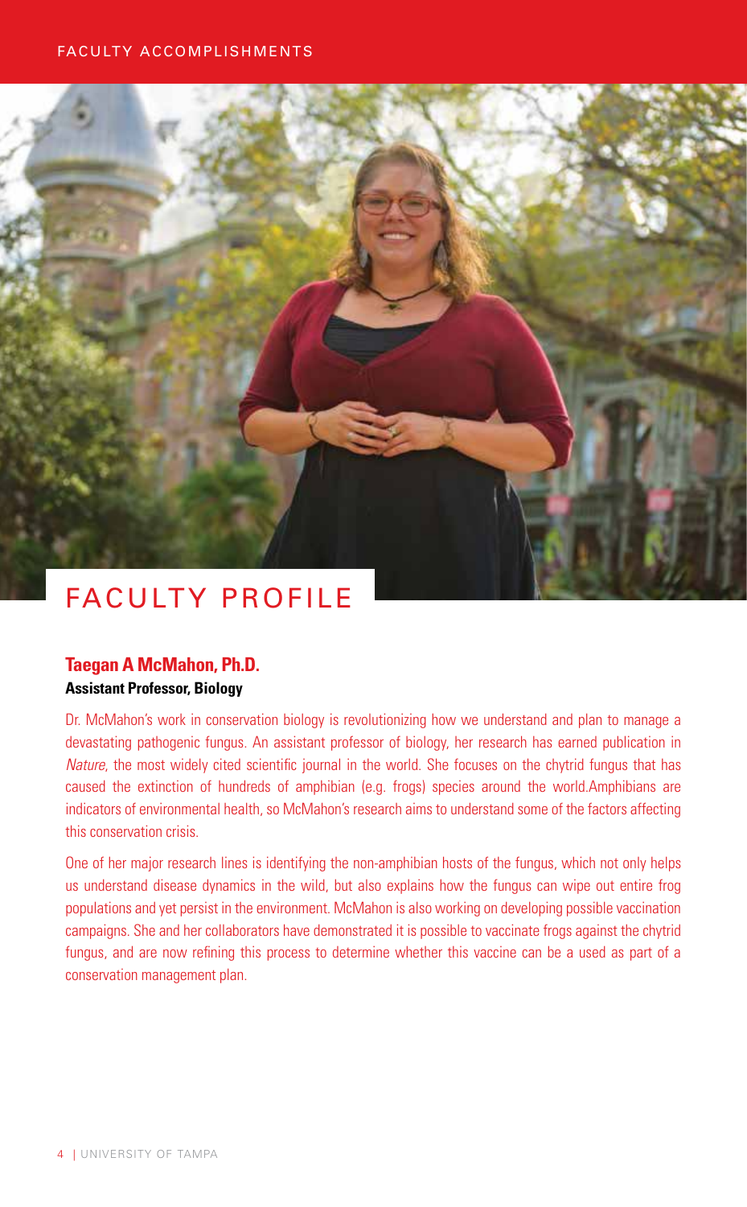FACULTY ACCOMPLISHMENTS

# FACULTY PROFILE

**Taegan A McMahon, Ph.D.**
**Assistant Professor, Biology**

Dr. McMahon's work in conservation biology is revolutionizing how we understand and plan to manage a devastating pathogenic fungus. An assistant professor of biology, her research has earned publication in *Nature*, the most widely cited scientific journal in the world. She focuses on the chytrid fungus that has caused the extinction of hundreds of amphibian (e.g. frogs) species around the world.Amphibians are indicators of environmental health, so McMahon's research aims to understand some of the factors affecting this conservation crisis.

One of her major research lines is identifying the non-amphibian hosts of the fungus, which not only helps us understand disease dynamics in the wild, but also explains how the fungus can wipe out entire frog populations and yet persist in the environment. McMahon is also working on developing possible vaccination campaigns. She and her collaborators have demonstrated it is possible to vaccinate frogs against the chytrid fungus, and are now refining this process to determine whether this vaccine can be a used as part of a conservation management plan.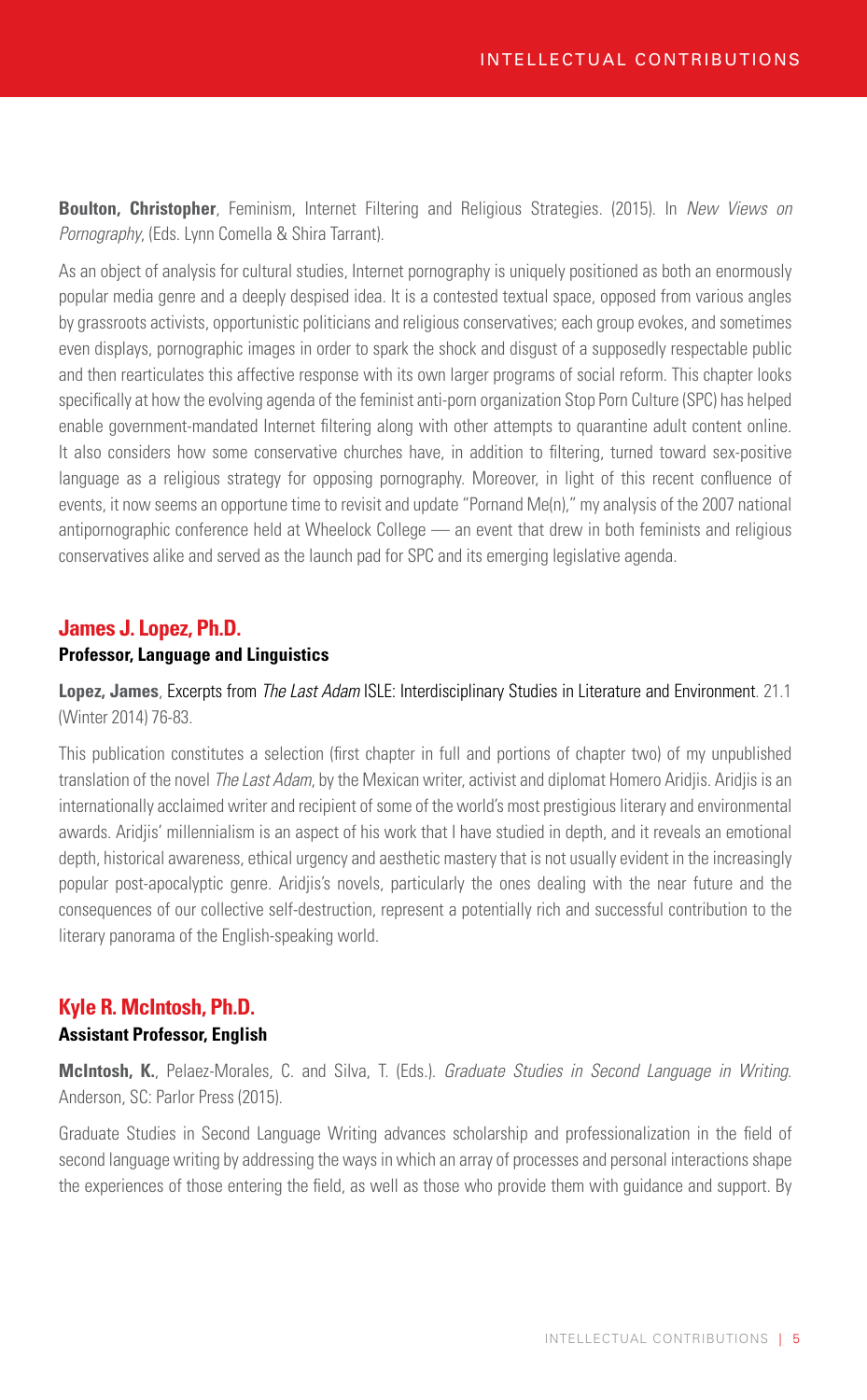**Boulton, Christopher**, Feminism, Internet Filtering and Religious Strategies. (2015). In *New Views on Pornography*, (Eds. Lynn Comella & Shira Tarrant).

As an object of analysis for cultural studies, Internet pornography is uniquely positioned as both an enormously popular media genre and a deeply despised idea. It is a contested textual space, opposed from various angles by grassroots activists, opportunistic politicians and religious conservatives; each group evokes, and sometimes even displays, pornographic images in order to spark the shock and disgust of a supposedly respectable public and then rearticulates this affective response with its own larger programs of social reform. This chapter looks specifically at how the evolving agenda of the feminist anti-porn organization Stop Porn Culture (SPC) has helped enable government-mandated Internet filtering along with other attempts to quarantine adult content online. It also considers how some conservative churches have, in addition to filtering, turned toward sex-positive language as a religious strategy for opposing pornography. Moreover, in light of this recent confluence of events, it now seems an opportune time to revisit and update "Pornand Me(n)," my analysis of the 2007 national antipornographic conference held at Wheelock College — an event that drew in both feminists and religious conservatives alike and served as the launch pad for SPC and its emerging legislative agenda.

## James J. Lopez, Ph.D.

**Professor, Language and Linguistics**

**Lopez, James**, Excerpts from *The Last Adam* ISLE: Interdisciplinary Studies in Literature and Environment. 21.1 (Winter 2014) 76-83.

This publication constitutes a selection (first chapter in full and portions of chapter two) of my unpublished translation of the novel *The Last Adam*, by the Mexican writer, activist and diplomat Homero Aridjis. Aridjis is an internationally acclaimed writer and recipient of some of the world's most prestigious literary and environmental awards. Aridjis' millennialism is an aspect of his work that I have studied in depth, and it reveals an emotional depth, historical awareness, ethical urgency and aesthetic mastery that is not usually evident in the increasingly popular post-apocalyptic genre. Aridjis's novels, particularly the ones dealing with the near future and the consequences of our collective self-destruction, represent a potentially rich and successful contribution to the literary panorama of the English-speaking world.

## Kyle R. McIntosh, Ph.D.

**Assistant Professor, English**

**McIntosh, K.**, Pelaez-Morales, C. and Silva, T. (Eds.). *Graduate Studies in Second Language in Writing.* Anderson, SC: Parlor Press (2015).

Graduate Studies in Second Language Writing advances scholarship and professionalization in the field of second language writing by addressing the ways in which an array of processes and personal interactions shape the experiences of those entering the field, as well as those who provide them with guidance and support. By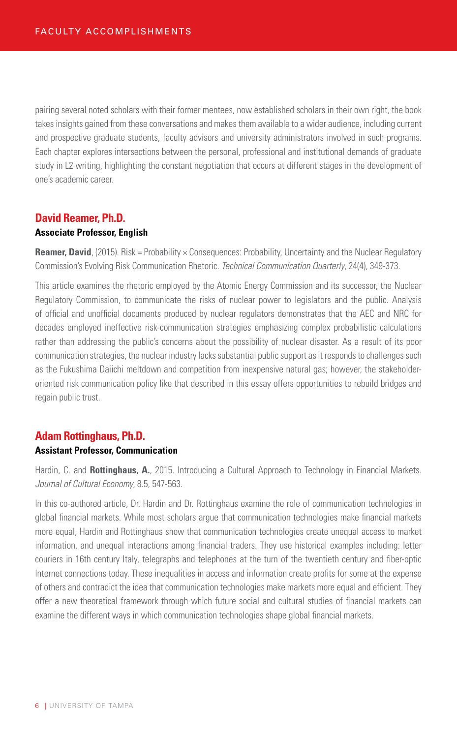pairing several noted scholars with their former mentees, now established scholars in their own right, the book takes insights gained from these conversations and makes them available to a wider audience, including current and prospective graduate students, faculty advisors and university administrators involved in such programs. Each chapter explores intersections between the personal, professional and institutional demands of graduate study in L2 writing, highlighting the constant negotiation that occurs at different stages in the development of one's academic career.

## David Reamer, Ph.D.

**Associate Professor, English**

**Reamer, David**, (2015). Risk = Probability × Consequences: Probability, Uncertainty and the Nuclear Regulatory Commission's Evolving Risk Communication Rhetoric. *Technical Communication Quarterly*, 24(4), 349-373.

This article examines the rhetoric employed by the Atomic Energy Commission and its successor, the Nuclear Regulatory Commission, to communicate the risks of nuclear power to legislators and the public. Analysis of official and unofficial documents produced by nuclear regulators demonstrates that the AEC and NRC for decades employed ineffective risk-communication strategies emphasizing complex probabilistic calculations rather than addressing the public's concerns about the possibility of nuclear disaster. As a result of its poor communication strategies, the nuclear industry lacks substantial public support as it responds to challenges such as the Fukushima Daiichi meltdown and competition from inexpensive natural gas; however, the stakeholder-oriented risk communication policy like that described in this essay offers opportunities to rebuild bridges and regain public trust.

## Adam Rottinghaus, Ph.D.

**Assistant Professor, Communication**

Hardin, C. and **Rottinghaus, A.**, 2015. Introducing a Cultural Approach to Technology in Financial Markets. *Journal of Cultural Economy*, 8.5, 547-563.

In this co-authored article, Dr. Hardin and Dr. Rottinghaus examine the role of communication technologies in global financial markets. While most scholars argue that communication technologies make financial markets more equal, Hardin and Rottinghaus show that communication technologies create unequal access to market information, and unequal interactions among financial traders. They use historical examples including: letter couriers in 16th century Italy, telegraphs and telephones at the turn of the twentieth century and fiber-optic Internet connections today. These inequalities in access and information create profits for some at the expense of others and contradict the idea that communication technologies make markets more equal and efficient. They offer a new theoretical framework through which future social and cultural studies of financial markets can examine the different ways in which communication technologies shape global financial markets.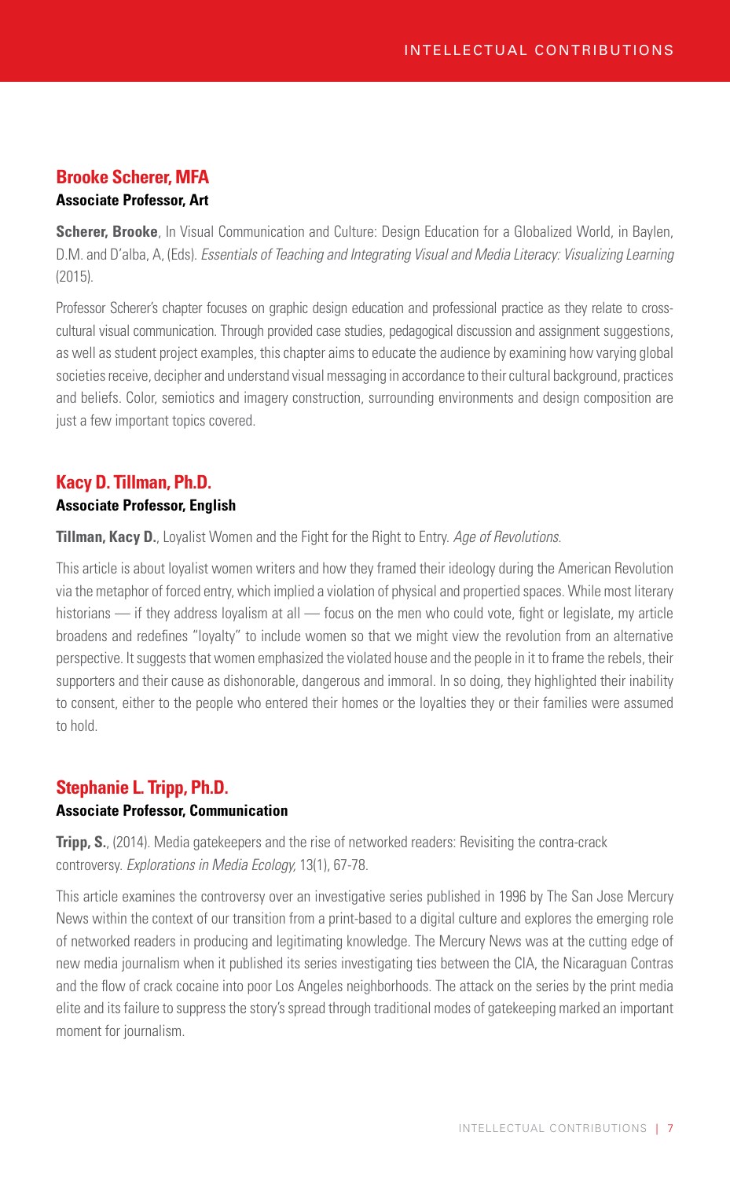## Brooke Scherer, MFA

**Associate Professor, Art**

**Scherer, Brooke**, In Visual Communication and Culture: Design Education for a Globalized World, in Baylen, D.M. and D'alba, A, (Eds). *Essentials of Teaching and Integrating Visual and Media Literacy: Visualizing Learning* (2015).

Professor Scherer's chapter focuses on graphic design education and professional practice as they relate to cross-cultural visual communication. Through provided case studies, pedagogical discussion and assignment suggestions, as well as student project examples, this chapter aims to educate the audience by examining how varying global societies receive, decipher and understand visual messaging in accordance to their cultural background, practices and beliefs. Color, semiotics and imagery construction, surrounding environments and design composition are just a few important topics covered.

## Kacy D. Tillman, Ph.D.

**Associate Professor, English**

**Tillman, Kacy D.**, Loyalist Women and the Fight for the Right to Entry. *Age of Revolutions*.

This article is about loyalist women writers and how they framed their ideology during the American Revolution via the metaphor of forced entry, which implied a violation of physical and propertied spaces. While most literary historians — if they address loyalism at all — focus on the men who could vote, fight or legislate, my article broadens and redefines "loyalty" to include women so that we might view the revolution from an alternative perspective. It suggests that women emphasized the violated house and the people in it to frame the rebels, their supporters and their cause as dishonorable, dangerous and immoral. In so doing, they highlighted their inability to consent, either to the people who entered their homes or the loyalties they or their families were assumed to hold.

## Stephanie L. Tripp, Ph.D.

**Associate Professor, Communication**

**Tripp, S.**, (2014). Media gatekeepers and the rise of networked readers: Revisiting the contra-crack controversy. *Explorations in Media Ecology,* 13(1), 67-78.

This article examines the controversy over an investigative series published in 1996 by The San Jose Mercury News within the context of our transition from a print-based to a digital culture and explores the emerging role of networked readers in producing and legitimating knowledge. The Mercury News was at the cutting edge of new media journalism when it published its series investigating ties between the CIA, the Nicaraguan Contras and the flow of crack cocaine into poor Los Angeles neighborhoods. The attack on the series by the print media elite and its failure to suppress the story's spread through traditional modes of gatekeeping marked an important moment for journalism.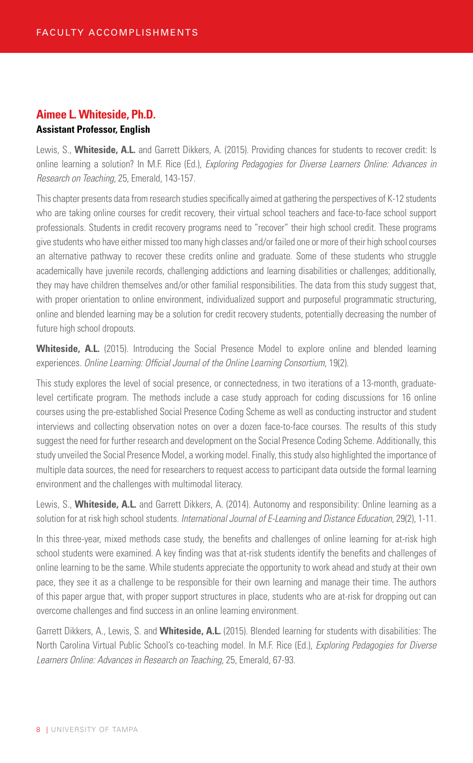## Aimee L. Whiteside, Ph.D.

**Assistant Professor, English**

Lewis, S., **Whiteside, A.L.** and Garrett Dikkers, A. (2015). Providing chances for students to recover credit: Is online learning a solution? In M.F. Rice (Ed.), *Exploring Pedagogies for Diverse Learners Online: Advances in Research on Teaching*, 25, Emerald, 143-157.

This chapter presents data from research studies specifically aimed at gathering the perspectives of K-12 students who are taking online courses for credit recovery, their virtual school teachers and face-to-face school support professionals. Students in credit recovery programs need to "recover" their high school credit. These programs give students who have either missed too many high classes and/or failed one or more of their high school courses an alternative pathway to recover these credits online and graduate. Some of these students who struggle academically have juvenile records, challenging addictions and learning disabilities or challenges; additionally, they may have children themselves and/or other familial responsibilities. The data from this study suggest that, with proper orientation to online environment, individualized support and purposeful programmatic structuring, online and blended learning may be a solution for credit recovery students, potentially decreasing the number of future high school dropouts.

**Whiteside, A.L.** (2015). Introducing the Social Presence Model to explore online and blended learning experiences. *Online Learning: Official Journal of the Online Learning Consortium*, 19(2).

This study explores the level of social presence, or connectedness, in two iterations of a 13-month, graduate-level certificate program. The methods include a case study approach for coding discussions for 16 online courses using the pre-established Social Presence Coding Scheme as well as conducting instructor and student interviews and collecting observation notes on over a dozen face-to-face courses. The results of this study suggest the need for further research and development on the Social Presence Coding Scheme. Additionally, this study unveiled the Social Presence Model, a working model. Finally, this study also highlighted the importance of multiple data sources, the need for researchers to request access to participant data outside the formal learning environment and the challenges with multimodal literacy.

Lewis, S., **Whiteside, A.L.** and Garrett Dikkers, A. (2014). Autonomy and responsibility: Online learning as a solution for at risk high school students. *International Journal of E-Learning and Distance Education*, 29(2), 1-11.

In this three-year, mixed methods case study, the benefits and challenges of online learning for at-risk high school students were examined. A key finding was that at-risk students identify the benefits and challenges of online learning to be the same. While students appreciate the opportunity to work ahead and study at their own pace, they see it as a challenge to be responsible for their own learning and manage their time. The authors of this paper argue that, with proper support structures in place, students who are at-risk for dropping out can overcome challenges and find success in an online learning environment.

Garrett Dikkers, A., Lewis, S. and **Whiteside, A.L.** (2015). Blended learning for students with disabilities: The North Carolina Virtual Public School's co-teaching model. In M.F. Rice (Ed.), *Exploring Pedagogies for Diverse Learners Online: Advances in Research on Teaching*, 25, Emerald, 67-93.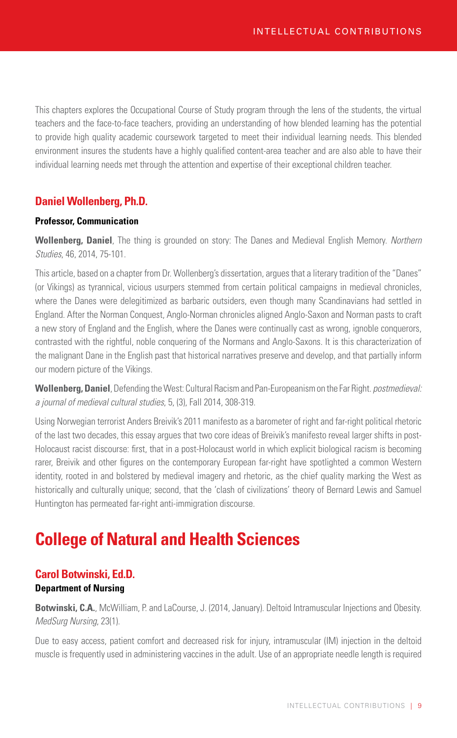This chapters explores the Occupational Course of Study program through the lens of the students, the virtual teachers and the face-to-face teachers, providing an understanding of how blended learning has the potential to provide high quality academic coursework targeted to meet their individual learning needs. This blended environment insures the students have a highly qualified content-area teacher and are also able to have their individual learning needs met through the attention and expertise of their exceptional children teacher.

### Daniel Wollenberg, Ph.D.

**Professor, Communication**

**Wollenberg, Daniel**, The thing is grounded on story: The Danes and Medieval English Memory. *Northern Studies*, 46, 2014, 75-101.

This article, based on a chapter from Dr. Wollenberg's dissertation, argues that a literary tradition of the "Danes" (or Vikings) as tyrannical, vicious usurpers stemmed from certain political campaigns in medieval chronicles, where the Danes were delegitimized as barbaric outsiders, even though many Scandinavians had settled in England. After the Norman Conquest, Anglo-Norman chronicles aligned Anglo-Saxon and Norman pasts to craft a new story of England and the English, where the Danes were continually cast as wrong, ignoble conquerors, contrasted with the rightful, noble conquering of the Normans and Anglo-Saxons. It is this characterization of the malignant Dane in the English past that historical narratives preserve and develop, and that partially inform our modern picture of the Vikings.

**Wollenberg, Daniel**, Defending the West: Cultural Racism and Pan-Europeanism on the Far Right. *postmedieval: a journal of medieval cultural studies*, 5, (3), Fall 2014, 308-319.

Using Norwegian terrorist Anders Breivik's 2011 manifesto as a barometer of right and far-right political rhetoric of the last two decades, this essay argues that two core ideas of Breivik's manifesto reveal larger shifts in post-Holocaust racist discourse: first, that in a post-Holocaust world in which explicit biological racism is becoming rarer, Breivik and other figures on the contemporary European far-right have spotlighted a common Western identity, rooted in and bolstered by medieval imagery and rhetoric, as the chief quality marking the West as historically and culturally unique; second, that the 'clash of civilizations' theory of Bernard Lewis and Samuel Huntington has permeated far-right anti-immigration discourse.

## College of Natural and Health Sciences

### Carol Botwinski, Ed.D.

**Department of Nursing**

**Botwinski, C.A.**, McWilliam, P. and LaCourse, J. (2014, January). Deltoid Intramuscular Injections and Obesity. *MedSurg Nursing*, 23(1).

Due to easy access, patient comfort and decreased risk for injury, intramuscular (IM) injection in the deltoid muscle is frequently used in administering vaccines in the adult. Use of an appropriate needle length is required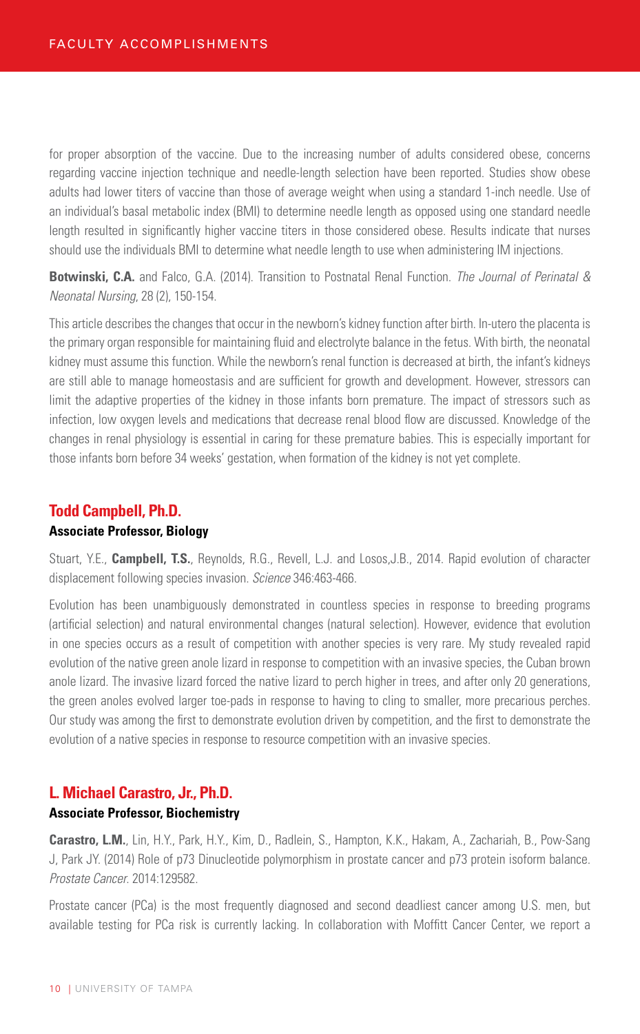for proper absorption of the vaccine. Due to the increasing number of adults considered obese, concerns regarding vaccine injection technique and needle-length selection have been reported. Studies show obese adults had lower titers of vaccine than those of average weight when using a standard 1-inch needle. Use of an individual's basal metabolic index (BMI) to determine needle length as opposed using one standard needle length resulted in significantly higher vaccine titers in those considered obese. Results indicate that nurses should use the individuals BMI to determine what needle length to use when administering IM injections.

**Botwinski, C.A.** and Falco, G.A. (2014). Transition to Postnatal Renal Function. *The Journal of Perinatal & Neonatal Nursing*, 28 (2), 150-154.

This article describes the changes that occur in the newborn's kidney function after birth. In-utero the placenta is the primary organ responsible for maintaining fluid and electrolyte balance in the fetus. With birth, the neonatal kidney must assume this function. While the newborn's renal function is decreased at birth, the infant's kidneys are still able to manage homeostasis and are sufficient for growth and development. However, stressors can limit the adaptive properties of the kidney in those infants born premature. The impact of stressors such as infection, low oxygen levels and medications that decrease renal blood flow are discussed. Knowledge of the changes in renal physiology is essential in caring for these premature babies. This is especially important for those infants born before 34 weeks' gestation, when formation of the kidney is not yet complete.

## Todd Campbell, Ph.D.

**Associate Professor, Biology**

Stuart, Y.E., **Campbell, T.S.**, Reynolds, R.G., Revell, L.J. and Losos,J.B., 2014. Rapid evolution of character displacement following species invasion. *Science* 346:463-466.

Evolution has been unambiguously demonstrated in countless species in response to breeding programs (artificial selection) and natural environmental changes (natural selection). However, evidence that evolution in one species occurs as a result of competition with another species is very rare. My study revealed rapid evolution of the native green anole lizard in response to competition with an invasive species, the Cuban brown anole lizard. The invasive lizard forced the native lizard to perch higher in trees, and after only 20 generations, the green anoles evolved larger toe-pads in response to having to cling to smaller, more precarious perches. Our study was among the first to demonstrate evolution driven by competition, and the first to demonstrate the evolution of a native species in response to resource competition with an invasive species.

## L. Michael Carastro, Jr., Ph.D.

**Associate Professor, Biochemistry**

**Carastro, L.M.**, Lin, H.Y., Park, H.Y., Kim, D., Radlein, S., Hampton, K.K., Hakam, A., Zachariah, B., Pow-Sang J, Park JY. (2014) Role of p73 Dinucleotide polymorphism in prostate cancer and p73 protein isoform balance. *Prostate Cancer*. 2014:129582.

Prostate cancer (PCa) is the most frequently diagnosed and second deadliest cancer among U.S. men, but available testing for PCa risk is currently lacking. In collaboration with Moffitt Cancer Center, we report a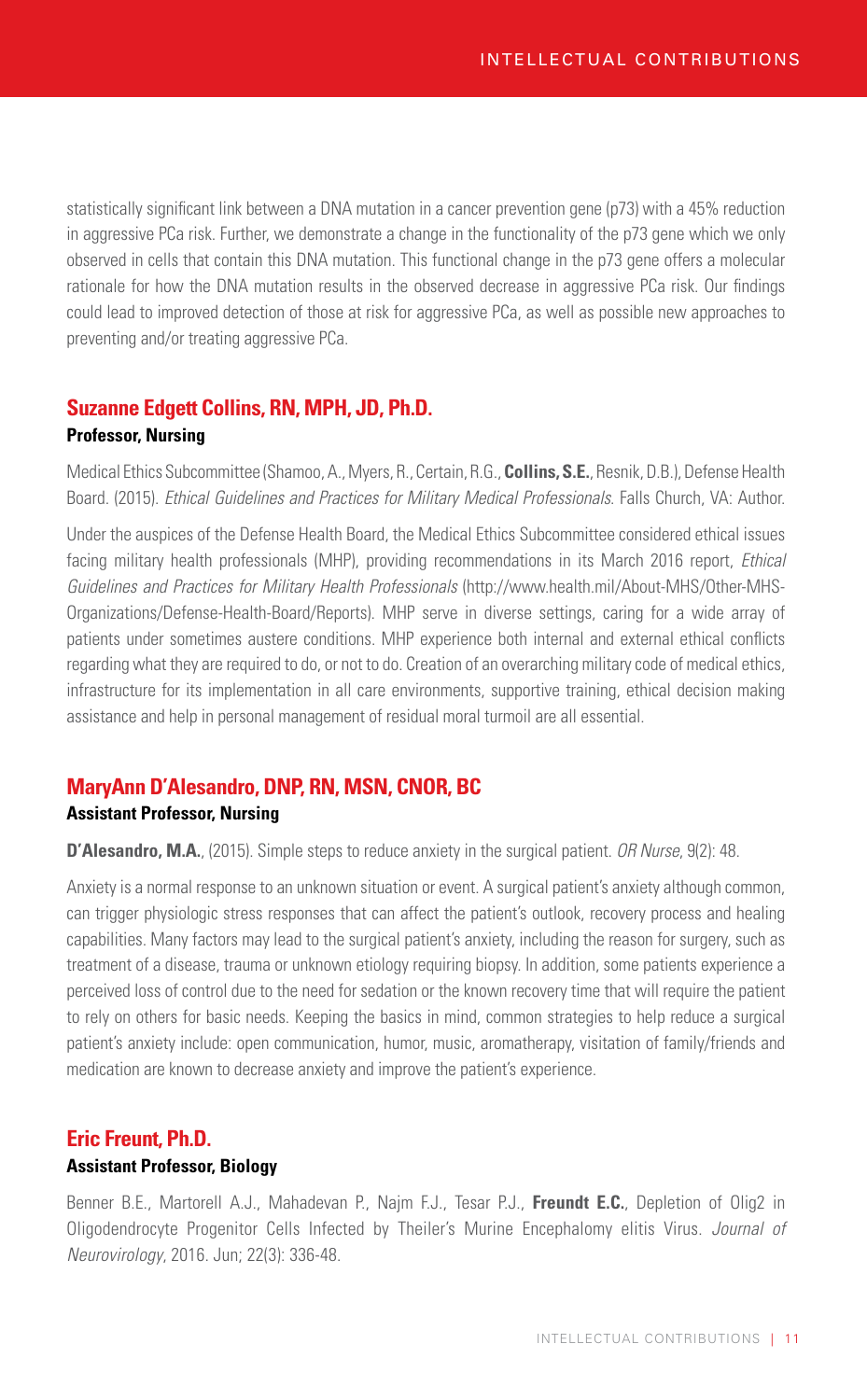statistically significant link between a DNA mutation in a cancer prevention gene (p73) with a 45% reduction in aggressive PCa risk. Further, we demonstrate a change in the functionality of the p73 gene which we only observed in cells that contain this DNA mutation. This functional change in the p73 gene offers a molecular rationale for how the DNA mutation results in the observed decrease in aggressive PCa risk. Our findings could lead to improved detection of those at risk for aggressive PCa, as well as possible new approaches to preventing and/or treating aggressive PCa.

## Suzanne Edgett Collins, RN, MPH, JD, Ph.D.

**Professor, Nursing**

Medical Ethics Subcommittee (Shamoo, A., Myers, R., Certain, R.G., **Collins, S.E.**, Resnik, D.B.), Defense Health Board. (2015). *Ethical Guidelines and Practices for Military Medical Professionals*. Falls Church, VA: Author.

Under the auspices of the Defense Health Board, the Medical Ethics Subcommittee considered ethical issues facing military health professionals (MHP), providing recommendations in its March 2016 report, *Ethical Guidelines and Practices for Military Health Professionals* (http://www.health.mil/About-MHS/Other-MHS-Organizations/Defense-Health-Board/Reports). MHP serve in diverse settings, caring for a wide array of patients under sometimes austere conditions. MHP experience both internal and external ethical conflicts regarding what they are required to do, or not to do. Creation of an overarching military code of medical ethics, infrastructure for its implementation in all care environments, supportive training, ethical decision making assistance and help in personal management of residual moral turmoil are all essential.

## MaryAnn D'Alesandro, DNP, RN, MSN, CNOR, BC

**Assistant Professor, Nursing**

**D'Alesandro, M.A.**, (2015). Simple steps to reduce anxiety in the surgical patient. *OR Nurse*, 9(2): 48.

Anxiety is a normal response to an unknown situation or event. A surgical patient's anxiety although common, can trigger physiologic stress responses that can affect the patient's outlook, recovery process and healing capabilities. Many factors may lead to the surgical patient's anxiety, including the reason for surgery, such as treatment of a disease, trauma or unknown etiology requiring biopsy. In addition, some patients experience a perceived loss of control due to the need for sedation or the known recovery time that will require the patient to rely on others for basic needs. Keeping the basics in mind, common strategies to help reduce a surgical patient's anxiety include: open communication, humor, music, aromatherapy, visitation of family/friends and medication are known to decrease anxiety and improve the patient's experience.

## Eric Freunt, Ph.D.

**Assistant Professor, Biology**

Benner B.E., Martorell A.J., Mahadevan P., Najm F.J., Tesar P.J., **Freundt E.C.**, Depletion of Olig2 in Oligodendrocyte Progenitor Cells Infected by Theiler's Murine Encephalomy elitis Virus. *Journal of Neurovirology*, 2016. Jun; 22(3): 336-48.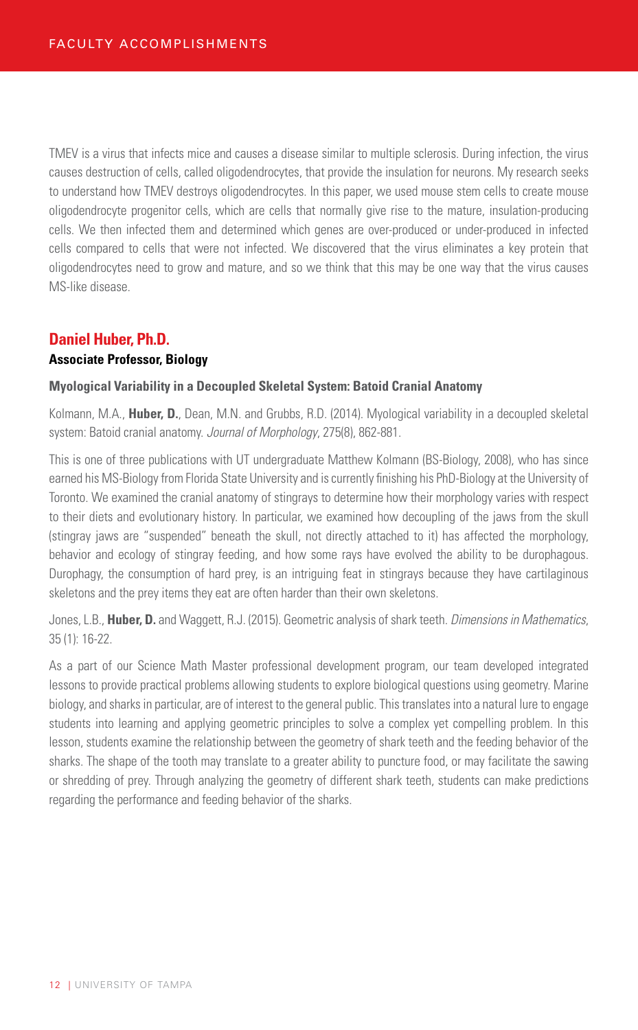TMEV is a virus that infects mice and causes a disease similar to multiple sclerosis. During infection, the virus causes destruction of cells, called oligodendrocytes, that provide the insulation for neurons. My research seeks to understand how TMEV destroys oligodendrocytes. In this paper, we used mouse stem cells to create mouse oligodendrocyte progenitor cells, which are cells that normally give rise to the mature, insulation-producing cells. We then infected them and determined which genes are over-produced or under-produced in infected cells compared to cells that were not infected. We discovered that the virus eliminates a key protein that oligodendrocytes need to grow and mature, and so we think that this may be one way that the virus causes MS-like disease.

## Daniel Huber, Ph.D.

**Associate Professor, Biology**

**Myological Variability in a Decoupled Skeletal System: Batoid Cranial Anatomy**

Kolmann, M.A., **Huber, D.**, Dean, M.N. and Grubbs, R.D. (2014). Myological variability in a decoupled skeletal system: Batoid cranial anatomy. *Journal of Morphology*, 275(8), 862-881.

This is one of three publications with UT undergraduate Matthew Kolmann (BS-Biology, 2008), who has since earned his MS-Biology from Florida State University and is currently finishing his PhD-Biology at the University of Toronto. We examined the cranial anatomy of stingrays to determine how their morphology varies with respect to their diets and evolutionary history. In particular, we examined how decoupling of the jaws from the skull (stingray jaws are "suspended" beneath the skull, not directly attached to it) has affected the morphology, behavior and ecology of stingray feeding, and how some rays have evolved the ability to be durophagous. Durophagy, the consumption of hard prey, is an intriguing feat in stingrays because they have cartilaginous skeletons and the prey items they eat are often harder than their own skeletons.

Jones, L.B., **Huber, D.** and Waggett, R.J. (2015). Geometric analysis of shark teeth. *Dimensions in Mathematics*, 35 (1): 16-22.

As a part of our Science Math Master professional development program, our team developed integrated lessons to provide practical problems allowing students to explore biological questions using geometry. Marine biology, and sharks in particular, are of interest to the general public. This translates into a natural lure to engage students into learning and applying geometric principles to solve a complex yet compelling problem. In this lesson, students examine the relationship between the geometry of shark teeth and the feeding behavior of the sharks. The shape of the tooth may translate to a greater ability to puncture food, or may facilitate the sawing or shredding of prey. Through analyzing the geometry of different shark teeth, students can make predictions regarding the performance and feeding behavior of the sharks.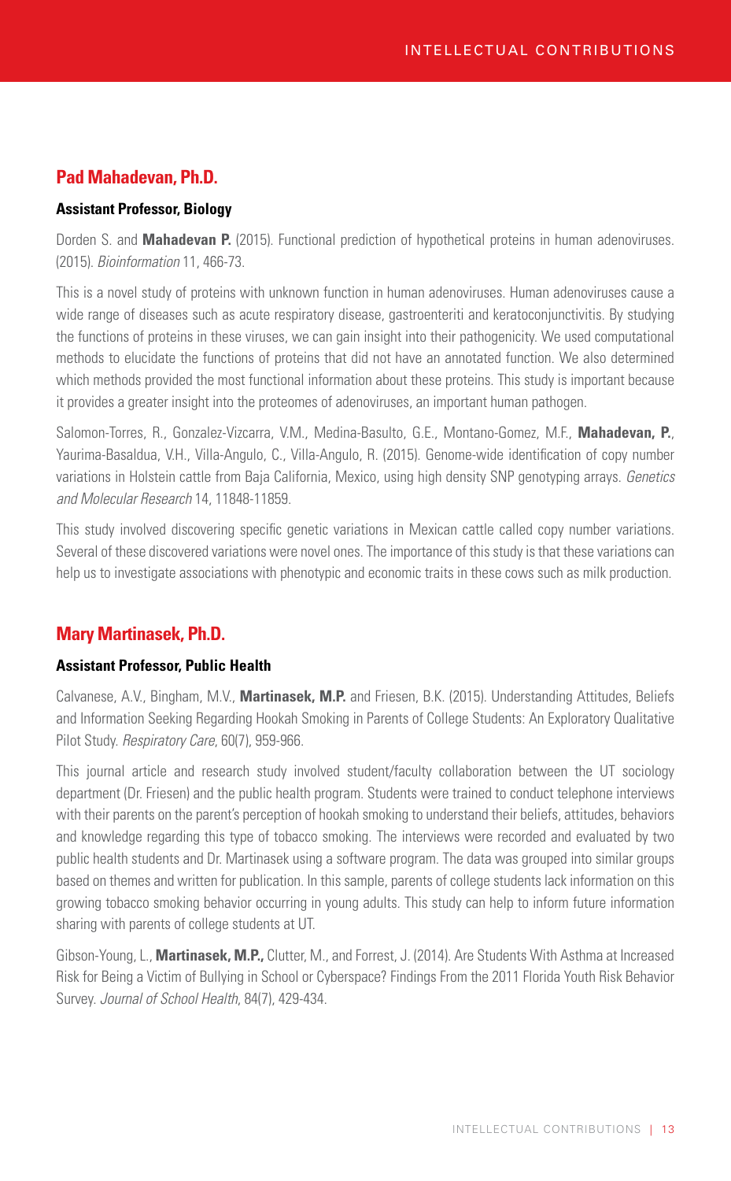## Pad Mahadevan, Ph.D.

**Assistant Professor, Biology**

Dorden S. and **Mahadevan P.** (2015). Functional prediction of hypothetical proteins in human adenoviruses. (2015). *Bioinformation* 11, 466-73.

This is a novel study of proteins with unknown function in human adenoviruses. Human adenoviruses cause a wide range of diseases such as acute respiratory disease, gastroenteriti and keratoconjunctivitis. By studying the functions of proteins in these viruses, we can gain insight into their pathogenicity. We used computational methods to elucidate the functions of proteins that did not have an annotated function. We also determined which methods provided the most functional information about these proteins. This study is important because it provides a greater insight into the proteomes of adenoviruses, an important human pathogen.

Salomon-Torres, R., Gonzalez-Vizcarra, V.M., Medina-Basulto, G.E., Montano-Gomez, M.F., **Mahadevan, P.**, Yaurima-Basaldua, V.H., Villa-Angulo, C., Villa-Angulo, R. (2015). Genome-wide identification of copy number variations in Holstein cattle from Baja California, Mexico, using high density SNP genotyping arrays. *Genetics and Molecular Research* 14, 11848-11859.

This study involved discovering specific genetic variations in Mexican cattle called copy number variations. Several of these discovered variations were novel ones. The importance of this study is that these variations can help us to investigate associations with phenotypic and economic traits in these cows such as milk production.

## Mary Martinasek, Ph.D.

**Assistant Professor, Public Health**

Calvanese, A.V., Bingham, M.V., **Martinasek, M.P.** and Friesen, B.K. (2015). Understanding Attitudes, Beliefs and Information Seeking Regarding Hookah Smoking in Parents of College Students: An Exploratory Qualitative Pilot Study. *Respiratory Care*, 60(7), 959-966.

This journal article and research study involved student/faculty collaboration between the UT sociology department (Dr. Friesen) and the public health program. Students were trained to conduct telephone interviews with their parents on the parent's perception of hookah smoking to understand their beliefs, attitudes, behaviors and knowledge regarding this type of tobacco smoking. The interviews were recorded and evaluated by two public health students and Dr. Martinasek using a software program. The data was grouped into similar groups based on themes and written for publication. In this sample, parents of college students lack information on this growing tobacco smoking behavior occurring in young adults. This study can help to inform future information sharing with parents of college students at UT.

Gibson-Young, L., **Martinasek, M.P.,** Clutter, M., and Forrest, J. (2014). Are Students With Asthma at Increased Risk for Being a Victim of Bullying in School or Cyberspace? Findings From the 2011 Florida Youth Risk Behavior Survey. *Journal of School Health*, 84(7), 429-434.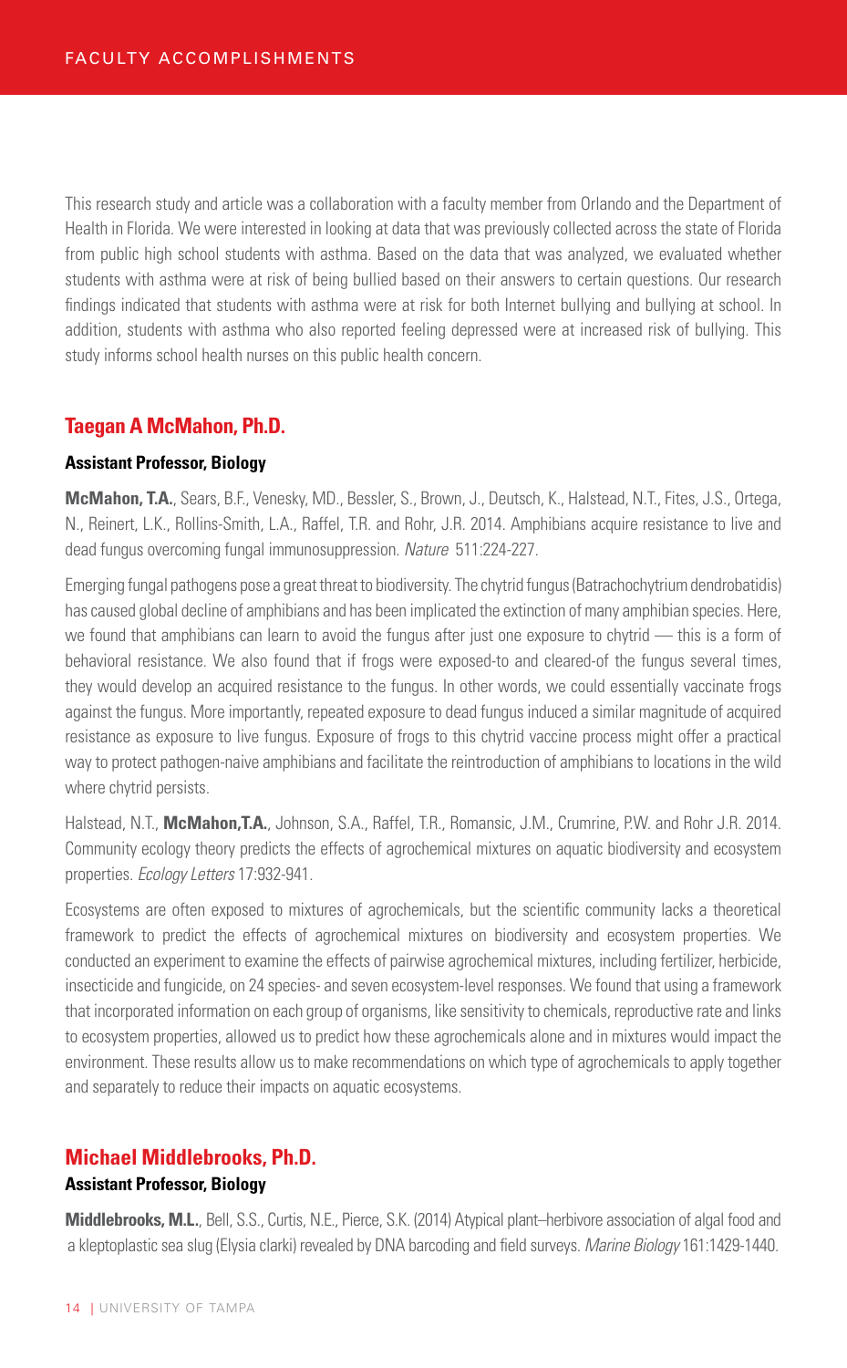This research study and article was a collaboration with a faculty member from Orlando and the Department of Health in Florida. We were interested in looking at data that was previously collected across the state of Florida from public high school students with asthma. Based on the data that was analyzed, we evaluated whether students with asthma were at risk of being bullied based on their answers to certain questions. Our research findings indicated that students with asthma were at risk for both Internet bullying and bullying at school. In addition, students with asthma who also reported feeling depressed were at increased risk of bullying. This study informs school health nurses on this public health concern.

## Taegan A McMahon, Ph.D.

**Assistant Professor, Biology**

**McMahon, T.A.**, Sears, B.F., Venesky, MD., Bessler, S., Brown, J., Deutsch, K., Halstead, N.T., Fites, J.S., Ortega, N., Reinert, L.K., Rollins-Smith, L.A., Raffel, T.R. and Rohr, J.R. 2014. Amphibians acquire resistance to live and dead fungus overcoming fungal immunosuppression. *Nature* 511:224-227.

Emerging fungal pathogens pose a great threat to biodiversity. The chytrid fungus (Batrachochytrium dendrobatidis) has caused global decline of amphibians and has been implicated the extinction of many amphibian species. Here, we found that amphibians can learn to avoid the fungus after just one exposure to chytrid — this is a form of behavioral resistance. We also found that if frogs were exposed-to and cleared-of the fungus several times, they would develop an acquired resistance to the fungus. In other words, we could essentially vaccinate frogs against the fungus. More importantly, repeated exposure to dead fungus induced a similar magnitude of acquired resistance as exposure to live fungus. Exposure of frogs to this chytrid vaccine process might offer a practical way to protect pathogen-naive amphibians and facilitate the reintroduction of amphibians to locations in the wild where chytrid persists.

Halstead, N.T., **McMahon,T.A.**, Johnson, S.A., Raffel, T.R., Romansic, J.M., Crumrine, P.W. and Rohr J.R. 2014. Community ecology theory predicts the effects of agrochemical mixtures on aquatic biodiversity and ecosystem properties. *Ecology Letters* 17:932-941.

Ecosystems are often exposed to mixtures of agrochemicals, but the scientific community lacks a theoretical framework to predict the effects of agrochemical mixtures on biodiversity and ecosystem properties. We conducted an experiment to examine the effects of pairwise agrochemical mixtures, including fertilizer, herbicide, insecticide and fungicide, on 24 species- and seven ecosystem-level responses. We found that using a framework that incorporated information on each group of organisms, like sensitivity to chemicals, reproductive rate and links to ecosystem properties, allowed us to predict how these agrochemicals alone and in mixtures would impact the environment. These results allow us to make recommendations on which type of agrochemicals to apply together and separately to reduce their impacts on aquatic ecosystems.

## Michael Middlebrooks, Ph.D.

**Assistant Professor, Biology**

**Middlebrooks, M.L.**, Bell, S.S., Curtis, N.E., Pierce, S.K. (2014) Atypical plant–herbivore association of algal food and a kleptoplastic sea slug (Elysia clarki) revealed by DNA barcoding and field surveys. *Marine Biology* 161:1429-1440.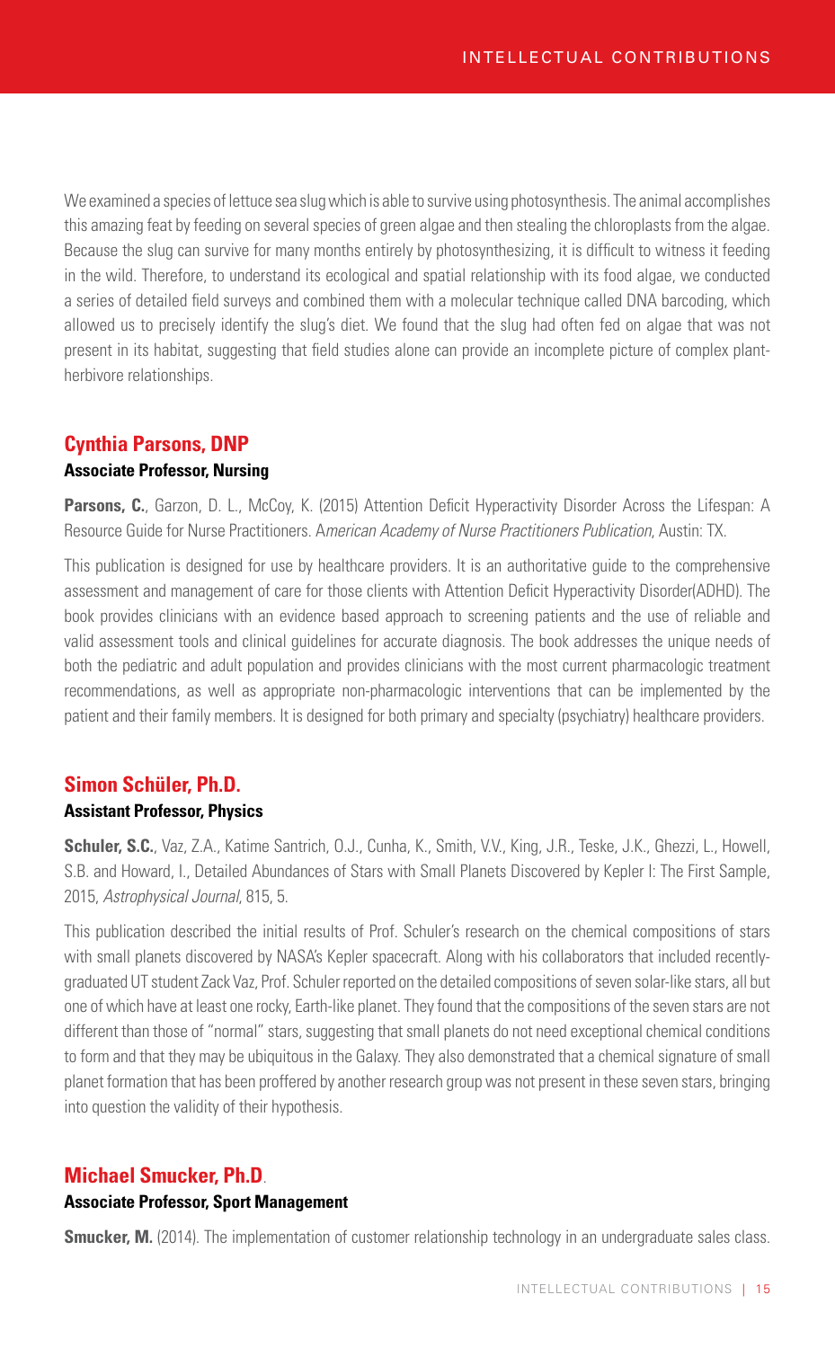We examined a species of lettuce sea slug which is able to survive using photosynthesis. The animal accomplishes this amazing feat by feeding on several species of green algae and then stealing the chloroplasts from the algae. Because the slug can survive for many months entirely by photosynthesizing, it is difficult to witness it feeding in the wild. Therefore, to understand its ecological and spatial relationship with its food algae, we conducted a series of detailed field surveys and combined them with a molecular technique called DNA barcoding, which allowed us to precisely identify the slug's diet. We found that the slug had often fed on algae that was not present in its habitat, suggesting that field studies alone can provide an incomplete picture of complex plant-herbivore relationships.

## Cynthia Parsons, DNP

**Associate Professor, Nursing**

**Parsons, C.**, Garzon, D. L., McCoy, K. (2015) Attention Deficit Hyperactivity Disorder Across the Lifespan: A Resource Guide for Nurse Practitioners. A*merican Academy of Nurse Practitioners Publication*, Austin: TX.

This publication is designed for use by healthcare providers. It is an authoritative guide to the comprehensive assessment and management of care for those clients with Attention Deficit Hyperactivity Disorder(ADHD). The book provides clinicians with an evidence based approach to screening patients and the use of reliable and valid assessment tools and clinical guidelines for accurate diagnosis. The book addresses the unique needs of both the pediatric and adult population and provides clinicians with the most current pharmacologic treatment recommendations, as well as appropriate non-pharmacologic interventions that can be implemented by the patient and their family members. It is designed for both primary and specialty (psychiatry) healthcare providers.

## Simon Schüler, Ph.D.

**Assistant Professor, Physics**

**Schuler, S.C.**, Vaz, Z.A., Katime Santrich, O.J., Cunha, K., Smith, V.V., King, J.R., Teske, J.K., Ghezzi, L., Howell, S.B. and Howard, I., Detailed Abundances of Stars with Small Planets Discovered by Kepler I: The First Sample, 2015, *Astrophysical Journal*, 815, 5.

This publication described the initial results of Prof. Schuler's research on the chemical compositions of stars with small planets discovered by NASA's Kepler spacecraft. Along with his collaborators that included recently-graduated UT student Zack Vaz, Prof. Schuler reported on the detailed compositions of seven solar-like stars, all but one of which have at least one rocky, Earth-like planet. They found that the compositions of the seven stars are not different than those of "normal" stars, suggesting that small planets do not need exceptional chemical conditions to form and that they may be ubiquitous in the Galaxy. They also demonstrated that a chemical signature of small planet formation that has been proffered by another research group was not present in these seven stars, bringing into question the validity of their hypothesis.

## Michael Smucker, Ph.D.

**Associate Professor, Sport Management**

**Smucker, M.** (2014). The implementation of customer relationship technology in an undergraduate sales class.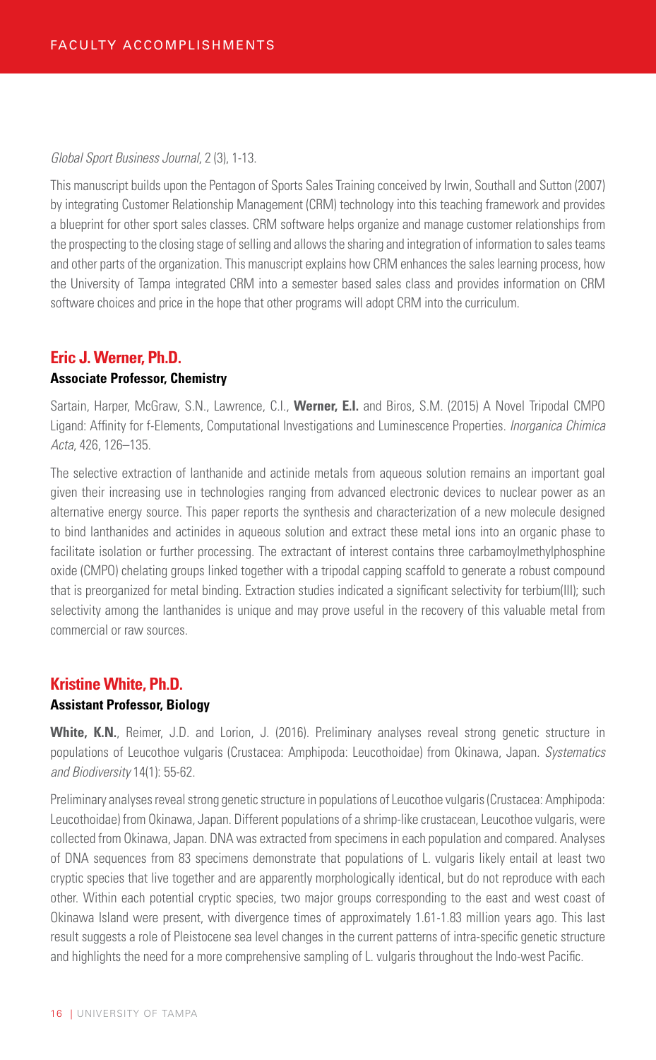*Global Sport Business Journal*, 2 (3), 1-13.

This manuscript builds upon the Pentagon of Sports Sales Training conceived by Irwin, Southall and Sutton (2007) by integrating Customer Relationship Management (CRM) technology into this teaching framework and provides a blueprint for other sport sales classes. CRM software helps organize and manage customer relationships from the prospecting to the closing stage of selling and allows the sharing and integration of information to sales teams and other parts of the organization. This manuscript explains how CRM enhances the sales learning process, how the University of Tampa integrated CRM into a semester based sales class and provides information on CRM software choices and price in the hope that other programs will adopt CRM into the curriculum.

## Eric J. Werner, Ph.D.

**Associate Professor, Chemistry**

Sartain, Harper, McGraw, S.N., Lawrence, C.I., **Werner, E.I.** and Biros, S.M. (2015) A Novel Tripodal CMPO Ligand: Affinity for f-Elements, Computational Investigations and Luminescence Properties. *Inorganica Chimica Acta*, 426, 126–135.

The selective extraction of lanthanide and actinide metals from aqueous solution remains an important goal given their increasing use in technologies ranging from advanced electronic devices to nuclear power as an alternative energy source. This paper reports the synthesis and characterization of a new molecule designed to bind lanthanides and actinides in aqueous solution and extract these metal ions into an organic phase to facilitate isolation or further processing. The extractant of interest contains three carbamoylmethylphosphine oxide (CMPO) chelating groups linked together with a tripodal capping scaffold to generate a robust compound that is preorganized for metal binding. Extraction studies indicated a significant selectivity for terbium(III); such selectivity among the lanthanides is unique and may prove useful in the recovery of this valuable metal from commercial or raw sources.

## Kristine White, Ph.D.

**Assistant Professor, Biology**

**White, K.N.**, Reimer, J.D. and Lorion, J. (2016). Preliminary analyses reveal strong genetic structure in populations of Leucothoe vulgaris (Crustacea: Amphipoda: Leucothoidae) from Okinawa, Japan. *Systematics and Biodiversity* 14(1): 55-62.

Preliminary analyses reveal strong genetic structure in populations of Leucothoe vulgaris (Crustacea: Amphipoda: Leucothoidae) from Okinawa, Japan. Different populations of a shrimp-like crustacean, Leucothoe vulgaris, were collected from Okinawa, Japan. DNA was extracted from specimens in each population and compared. Analyses of DNA sequences from 83 specimens demonstrate that populations of L. vulgaris likely entail at least two cryptic species that live together and are apparently morphologically identical, but do not reproduce with each other. Within each potential cryptic species, two major groups corresponding to the east and west coast of Okinawa Island were present, with divergence times of approximately 1.61-1.83 million years ago. This last result suggests a role of Pleistocene sea level changes in the current patterns of intra-specific genetic structure and highlights the need for a more comprehensive sampling of L. vulgaris throughout the Indo-west Pacific.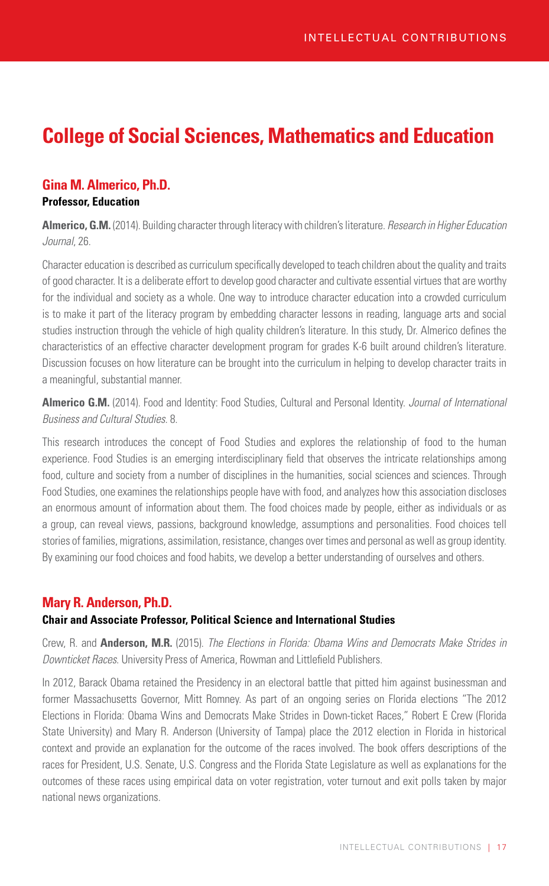# College of Social Sciences, Mathematics and Education

## Gina M. Almerico, Ph.D.

**Professor, Education**

**Almerico, G.M.** (2014). Building character through literacy with children's literature. *Research in Higher Education Journal*, 26.

Character education is described as curriculum specifically developed to teach children about the quality and traits of good character. It is a deliberate effort to develop good character and cultivate essential virtues that are worthy for the individual and society as a whole. One way to introduce character education into a crowded curriculum is to make it part of the literacy program by embedding character lessons in reading, language arts and social studies instruction through the vehicle of high quality children's literature. In this study, Dr. Almerico defines the characteristics of an effective character development program for grades K-6 built around children's literature. Discussion focuses on how literature can be brought into the curriculum in helping to develop character traits in a meaningful, substantial manner.

**Almerico G.M.** (2014). Food and Identity: Food Studies, Cultural and Personal Identity. *Journal of International Business and Cultural Studies*. 8.

This research introduces the concept of Food Studies and explores the relationship of food to the human experience. Food Studies is an emerging interdisciplinary field that observes the intricate relationships among food, culture and society from a number of disciplines in the humanities, social sciences and sciences. Through Food Studies, one examines the relationships people have with food, and analyzes how this association discloses an enormous amount of information about them. The food choices made by people, either as individuals or as a group, can reveal views, passions, background knowledge, assumptions and personalities. Food choices tell stories of families, migrations, assimilation, resistance, changes over times and personal as well as group identity. By examining our food choices and food habits, we develop a better understanding of ourselves and others.

## Mary R. Anderson, Ph.D.

**Chair and Associate Professor, Political Science and International Studies**

Crew, R. and **Anderson, M.R.** (2015). *The Elections in Florida: Obama Wins and Democrats Make Strides in Downticket Races*. University Press of America, Rowman and Littlefield Publishers.

In 2012, Barack Obama retained the Presidency in an electoral battle that pitted him against businessman and former Massachusetts Governor, Mitt Romney. As part of an ongoing series on Florida elections "The 2012 Elections in Florida: Obama Wins and Democrats Make Strides in Down-ticket Races," Robert E Crew (Florida State University) and Mary R. Anderson (University of Tampa) place the 2012 election in Florida in historical context and provide an explanation for the outcome of the races involved. The book offers descriptions of the races for President, U.S. Senate, U.S. Congress and the Florida State Legislature as well as explanations for the outcomes of these races using empirical data on voter registration, voter turnout and exit polls taken by major national news organizations.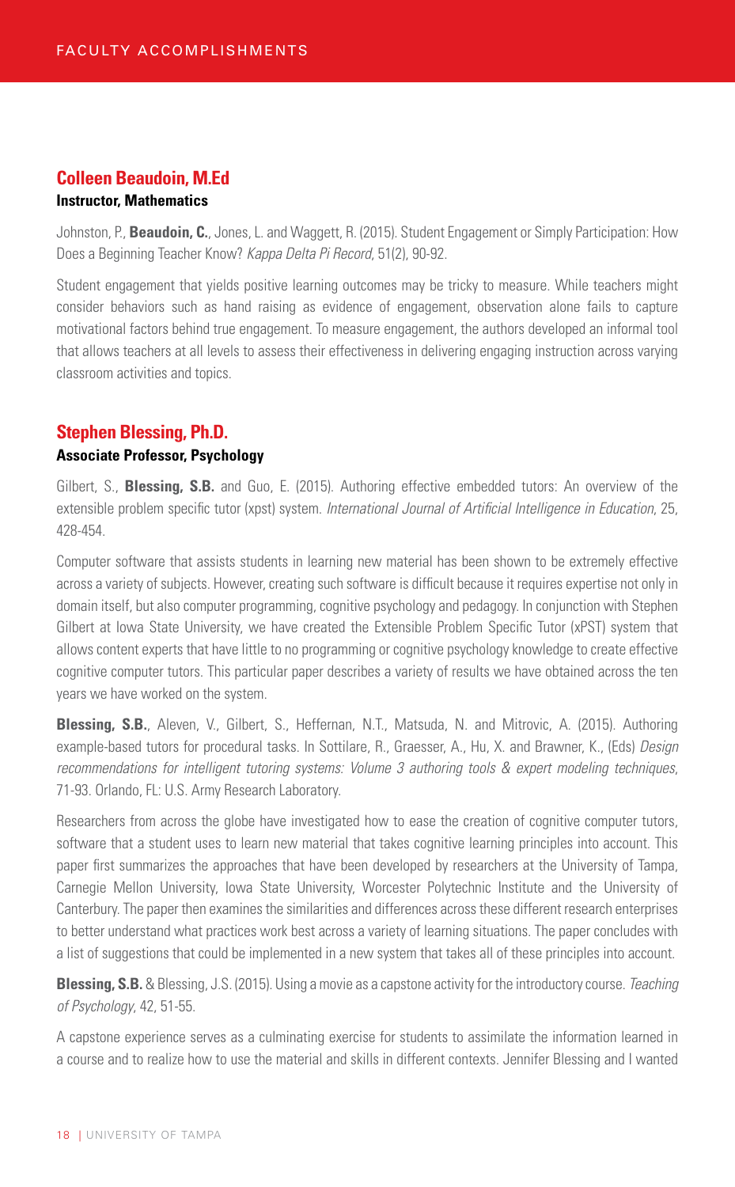## Colleen Beaudoin, M.Ed

**Instructor, Mathematics**

Johnston, P., **Beaudoin, C.**, Jones, L. and Waggett, R. (2015). Student Engagement or Simply Participation: How Does a Beginning Teacher Know? *Kappa Delta Pi Record*, 51(2), 90-92.

Student engagement that yields positive learning outcomes may be tricky to measure. While teachers might consider behaviors such as hand raising as evidence of engagement, observation alone fails to capture motivational factors behind true engagement. To measure engagement, the authors developed an informal tool that allows teachers at all levels to assess their effectiveness in delivering engaging instruction across varying classroom activities and topics.

## Stephen Blessing, Ph.D.

**Associate Professor, Psychology**

Gilbert, S., **Blessing, S.B.** and Guo, E. (2015). Authoring effective embedded tutors: An overview of the extensible problem specific tutor (xpst) system. *International Journal of Artificial Intelligence in Education*, 25, 428-454.

Computer software that assists students in learning new material has been shown to be extremely effective across a variety of subjects. However, creating such software is difficult because it requires expertise not only in domain itself, but also computer programming, cognitive psychology and pedagogy. In conjunction with Stephen Gilbert at Iowa State University, we have created the Extensible Problem Specific Tutor (xPST) system that allows content experts that have little to no programming or cognitive psychology knowledge to create effective cognitive computer tutors. This particular paper describes a variety of results we have obtained across the ten years we have worked on the system.

**Blessing, S.B.**, Aleven, V., Gilbert, S., Heffernan, N.T., Matsuda, N. and Mitrovic, A. (2015). Authoring example-based tutors for procedural tasks. In Sottilare, R., Graesser, A., Hu, X. and Brawner, K., (Eds) *Design recommendations for intelligent tutoring systems: Volume 3 authoring tools & expert modeling techniques*, 71-93. Orlando, FL: U.S. Army Research Laboratory.

Researchers from across the globe have investigated how to ease the creation of cognitive computer tutors, software that a student uses to learn new material that takes cognitive learning principles into account. This paper first summarizes the approaches that have been developed by researchers at the University of Tampa, Carnegie Mellon University, Iowa State University, Worcester Polytechnic Institute and the University of Canterbury. The paper then examines the similarities and differences across these different research enterprises to better understand what practices work best across a variety of learning situations. The paper concludes with a list of suggestions that could be implemented in a new system that takes all of these principles into account.

**Blessing, S.B.** & Blessing, J.S. (2015). Using a movie as a capstone activity for the introductory course. *Teaching of Psychology*, 42, 51-55.

A capstone experience serves as a culminating exercise for students to assimilate the information learned in a course and to realize how to use the material and skills in different contexts. Jennifer Blessing and I wanted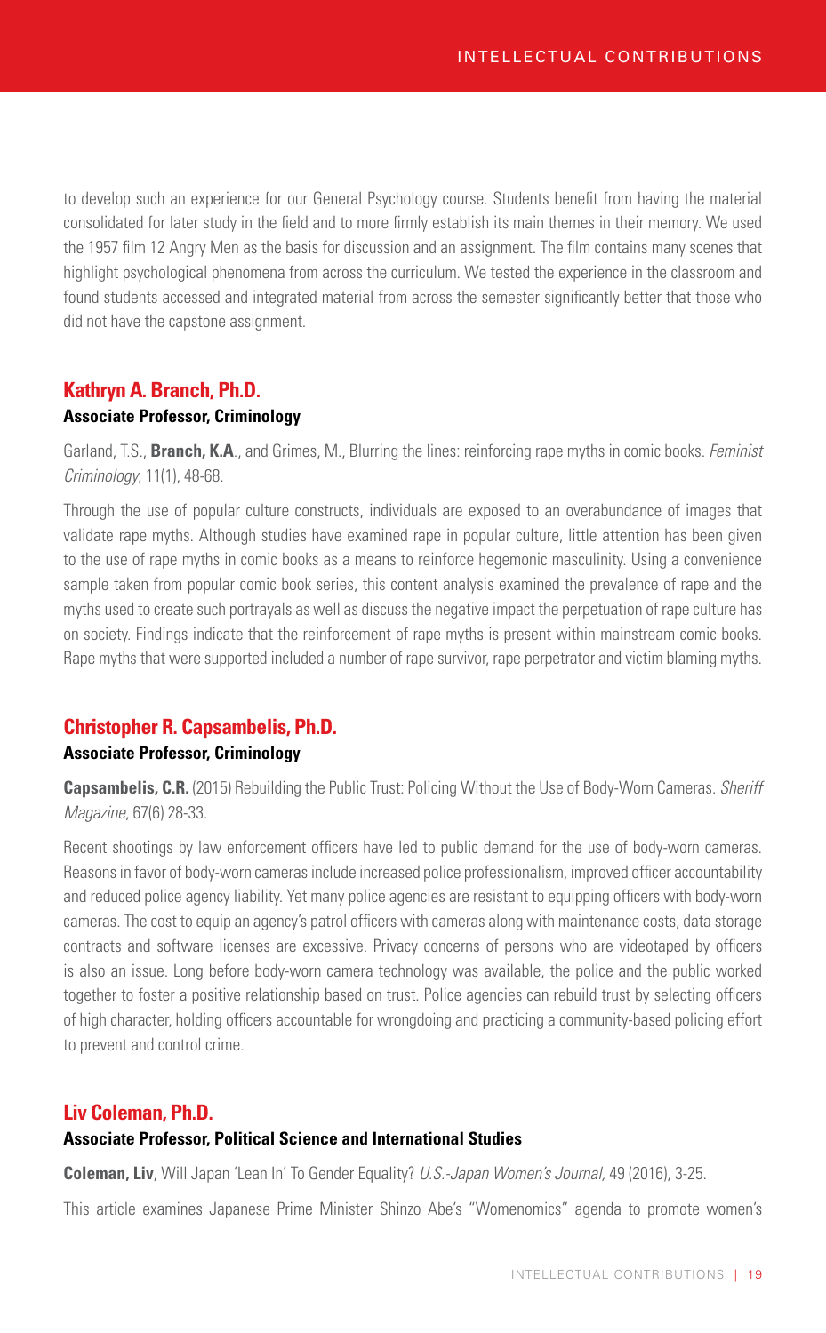to develop such an experience for our General Psychology course. Students benefit from having the material consolidated for later study in the field and to more firmly establish its main themes in their memory. We used the 1957 film 12 Angry Men as the basis for discussion and an assignment. The film contains many scenes that highlight psychological phenomena from across the curriculum. We tested the experience in the classroom and found students accessed and integrated material from across the semester significantly better that those who did not have the capstone assignment.

### Kathryn A. Branch, Ph.D.

**Associate Professor, Criminology**

Garland, T.S., **Branch, K.A**., and Grimes, M., Blurring the lines: reinforcing rape myths in comic books. *Feminist Criminology*, 11(1), 48-68.

Through the use of popular culture constructs, individuals are exposed to an overabundance of images that validate rape myths. Although studies have examined rape in popular culture, little attention has been given to the use of rape myths in comic books as a means to reinforce hegemonic masculinity. Using a convenience sample taken from popular comic book series, this content analysis examined the prevalence of rape and the myths used to create such portrayals as well as discuss the negative impact the perpetuation of rape culture has on society. Findings indicate that the reinforcement of rape myths is present within mainstream comic books. Rape myths that were supported included a number of rape survivor, rape perpetrator and victim blaming myths.

### Christopher R. Capsambelis, Ph.D.

**Associate Professor, Criminology**

**Capsambelis, C.R.** (2015) Rebuilding the Public Trust: Policing Without the Use of Body-Worn Cameras. *Sheriff Magazine*, 67(6) 28-33.

Recent shootings by law enforcement officers have led to public demand for the use of body-worn cameras. Reasons in favor of body-worn cameras include increased police professionalism, improved officer accountability and reduced police agency liability. Yet many police agencies are resistant to equipping officers with body-worn cameras. The cost to equip an agency's patrol officers with cameras along with maintenance costs, data storage contracts and software licenses are excessive. Privacy concerns of persons who are videotaped by officers is also an issue. Long before body-worn camera technology was available, the police and the public worked together to foster a positive relationship based on trust. Police agencies can rebuild trust by selecting officers of high character, holding officers accountable for wrongdoing and practicing a community-based policing effort to prevent and control crime.

### Liv Coleman, Ph.D.

**Associate Professor, Political Science and International Studies**

**Coleman, Liv**, Will Japan 'Lean In' To Gender Equality? *U.S.-Japan Women's Journal,* 49 (2016), 3-25.

This article examines Japanese Prime Minister Shinzo Abe's "Womenomics" agenda to promote women's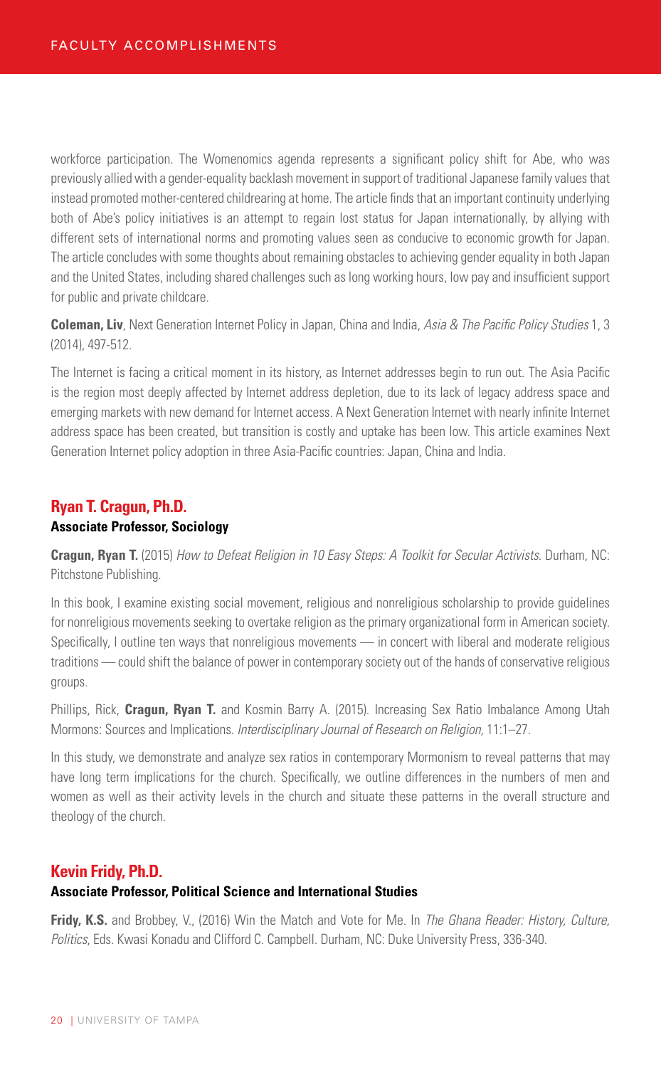workforce participation. The Womenomics agenda represents a significant policy shift for Abe, who was previously allied with a gender-equality backlash movement in support of traditional Japanese family values that instead promoted mother-centered childrearing at home. The article finds that an important continuity underlying both of Abe's policy initiatives is an attempt to regain lost status for Japan internationally, by allying with different sets of international norms and promoting values seen as conducive to economic growth for Japan. The article concludes with some thoughts about remaining obstacles to achieving gender equality in both Japan and the United States, including shared challenges such as long working hours, low pay and insufficient support for public and private childcare.

**Coleman, Liv**, Next Generation Internet Policy in Japan, China and India, *Asia & The Pacific Policy Studies* 1, 3 (2014), 497-512.

The Internet is facing a critical moment in its history, as Internet addresses begin to run out. The Asia Pacific is the region most deeply affected by Internet address depletion, due to its lack of legacy address space and emerging markets with new demand for Internet access. A Next Generation Internet with nearly infinite Internet address space has been created, but transition is costly and uptake has been low. This article examines Next Generation Internet policy adoption in three Asia-Pacific countries: Japan, China and India.

## Ryan T. Cragun, Ph.D.

**Associate Professor, Sociology**

**Cragun, Ryan T.** (2015) *How to Defeat Religion in 10 Easy Steps: A Toolkit for Secular Activists.* Durham, NC: Pitchstone Publishing.

In this book, I examine existing social movement, religious and nonreligious scholarship to provide guidelines for nonreligious movements seeking to overtake religion as the primary organizational form in American society. Specifically, I outline ten ways that nonreligious movements — in concert with liberal and moderate religious traditions — could shift the balance of power in contemporary society out of the hands of conservative religious groups.

Phillips, Rick, **Cragun, Ryan T.** and Kosmin Barry A. (2015). Increasing Sex Ratio Imbalance Among Utah Mormons: Sources and Implications. *Interdisciplinary Journal of Research on Religion,* 11:1–27.

In this study, we demonstrate and analyze sex ratios in contemporary Mormonism to reveal patterns that may have long term implications for the church. Specifically, we outline differences in the numbers of men and women as well as their activity levels in the church and situate these patterns in the overall structure and theology of the church.

## Kevin Fridy, Ph.D.

**Associate Professor, Political Science and International Studies**

**Fridy, K.S.** and Brobbey, V., (2016) Win the Match and Vote for Me. In *The Ghana Reader: History, Culture, Politics*, Eds. Kwasi Konadu and Clifford C. Campbell. Durham, NC: Duke University Press, 336-340.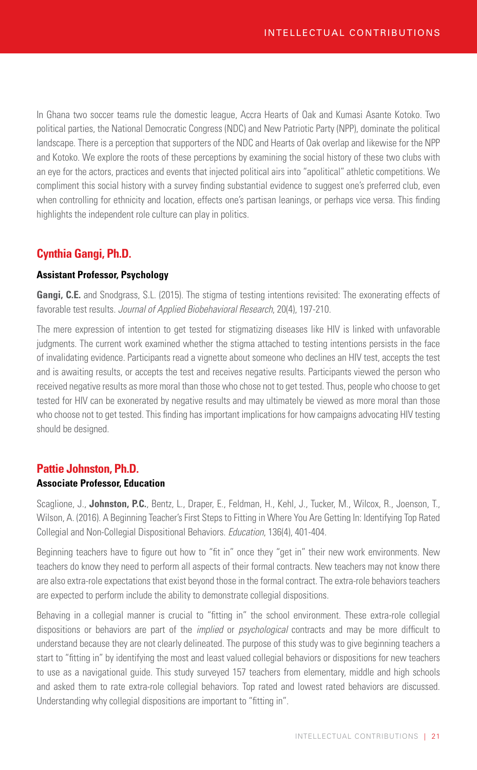In Ghana two soccer teams rule the domestic league, Accra Hearts of Oak and Kumasi Asante Kotoko. Two political parties, the National Democratic Congress (NDC) and New Patriotic Party (NPP), dominate the political landscape. There is a perception that supporters of the NDC and Hearts of Oak overlap and likewise for the NPP and Kotoko. We explore the roots of these perceptions by examining the social history of these two clubs with an eye for the actors, practices and events that injected political airs into "apolitical" athletic competitions. We compliment this social history with a survey finding substantial evidence to suggest one's preferred club, even when controlling for ethnicity and location, effects one's partisan leanings, or perhaps vice versa. This finding highlights the independent role culture can play in politics.

## Cynthia Gangi, Ph.D.

**Assistant Professor, Psychology**

**Gangi, C.E.** and Snodgrass, S.L. (2015). The stigma of testing intentions revisited: The exonerating effects of favorable test results. *Journal of Applied Biobehavioral Research*, 20(4), 197-210.

The mere expression of intention to get tested for stigmatizing diseases like HIV is linked with unfavorable judgments. The current work examined whether the stigma attached to testing intentions persists in the face of invalidating evidence. Participants read a vignette about someone who declines an HIV test, accepts the test and is awaiting results, or accepts the test and receives negative results. Participants viewed the person who received negative results as more moral than those who chose not to get tested. Thus, people who choose to get tested for HIV can be exonerated by negative results and may ultimately be viewed as more moral than those who choose not to get tested. This finding has important implications for how campaigns advocating HIV testing should be designed.

## Pattie Johnston, Ph.D.

**Associate Professor, Education**

Scaglione, J., **Johnston, P.C.**, Bentz, L., Draper, E., Feldman, H., Kehl, J., Tucker, M., Wilcox, R., Joenson, T., Wilson, A. (2016). A Beginning Teacher's First Steps to Fitting in Where You Are Getting In: Identifying Top Rated Collegial and Non-Collegial Dispositional Behaviors. *Education*, 136(4), 401-404.

Beginning teachers have to figure out how to "fit in" once they "get in" their new work environments. New teachers do know they need to perform all aspects of their formal contracts. New teachers may not know there are also extra-role expectations that exist beyond those in the formal contract. The extra-role behaviors teachers are expected to perform include the ability to demonstrate collegial dispositions.

Behaving in a collegial manner is crucial to "fitting in" the school environment. These extra-role collegial dispositions or behaviors are part of the *implied* or *psychological* contracts and may be more difficult to understand because they are not clearly delineated. The purpose of this study was to give beginning teachers a start to "fitting in" by identifying the most and least valued collegial behaviors or dispositions for new teachers to use as a navigational guide. This study surveyed 157 teachers from elementary, middle and high schools and asked them to rate extra-role collegial behaviors. Top rated and lowest rated behaviors are discussed. Understanding why collegial dispositions are important to "fitting in".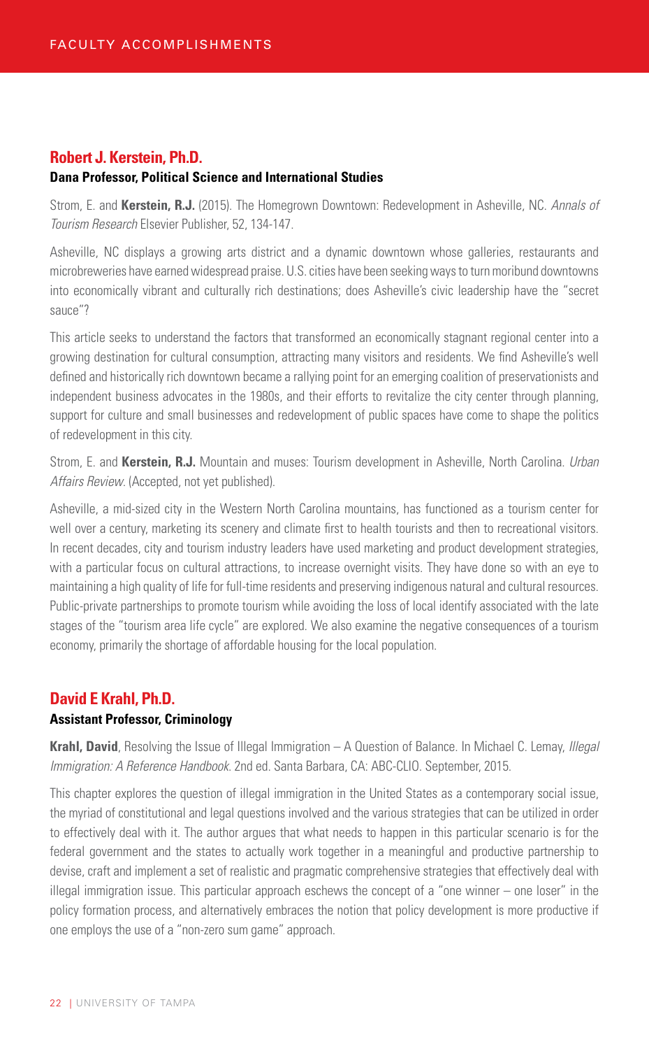## Robert J. Kerstein, Ph.D.

**Dana Professor, Political Science and International Studies**

Strom, E. and **Kerstein, R.J.** (2015). The Homegrown Downtown: Redevelopment in Asheville, NC. *Annals of Tourism Research* Elsevier Publisher, 52, 134-147.

Asheville, NC displays a growing arts district and a dynamic downtown whose galleries, restaurants and microbreweries have earned widespread praise. U.S. cities have been seeking ways to turn moribund downtowns into economically vibrant and culturally rich destinations; does Asheville's civic leadership have the "secret sauce"?

This article seeks to understand the factors that transformed an economically stagnant regional center into a growing destination for cultural consumption, attracting many visitors and residents. We find Asheville's well defined and historically rich downtown became a rallying point for an emerging coalition of preservationists and independent business advocates in the 1980s, and their efforts to revitalize the city center through planning, support for culture and small businesses and redevelopment of public spaces have come to shape the politics of redevelopment in this city.

Strom, E. and **Kerstein, R.J.** Mountain and muses: Tourism development in Asheville, North Carolina. *Urban Affairs Review*. (Accepted, not yet published).

Asheville, a mid-sized city in the Western North Carolina mountains, has functioned as a tourism center for well over a century, marketing its scenery and climate first to health tourists and then to recreational visitors. In recent decades, city and tourism industry leaders have used marketing and product development strategies, with a particular focus on cultural attractions, to increase overnight visits. They have done so with an eye to maintaining a high quality of life for full-time residents and preserving indigenous natural and cultural resources. Public-private partnerships to promote tourism while avoiding the loss of local identify associated with the late stages of the "tourism area life cycle" are explored. We also examine the negative consequences of a tourism economy, primarily the shortage of affordable housing for the local population.

## David E Krahl, Ph.D.

**Assistant Professor, Criminology**

**Krahl, David**, Resolving the Issue of Illegal Immigration – A Question of Balance. In Michael C. Lemay, *Illegal Immigration: A Reference Handbook*. 2nd ed. Santa Barbara, CA: ABC-CLIO. September, 2015.

This chapter explores the question of illegal immigration in the United States as a contemporary social issue, the myriad of constitutional and legal questions involved and the various strategies that can be utilized in order to effectively deal with it. The author argues that what needs to happen in this particular scenario is for the federal government and the states to actually work together in a meaningful and productive partnership to devise, craft and implement a set of realistic and pragmatic comprehensive strategies that effectively deal with illegal immigration issue. This particular approach eschews the concept of a "one winner – one loser" in the policy formation process, and alternatively embraces the notion that policy development is more productive if one employs the use of a "non-zero sum game" approach.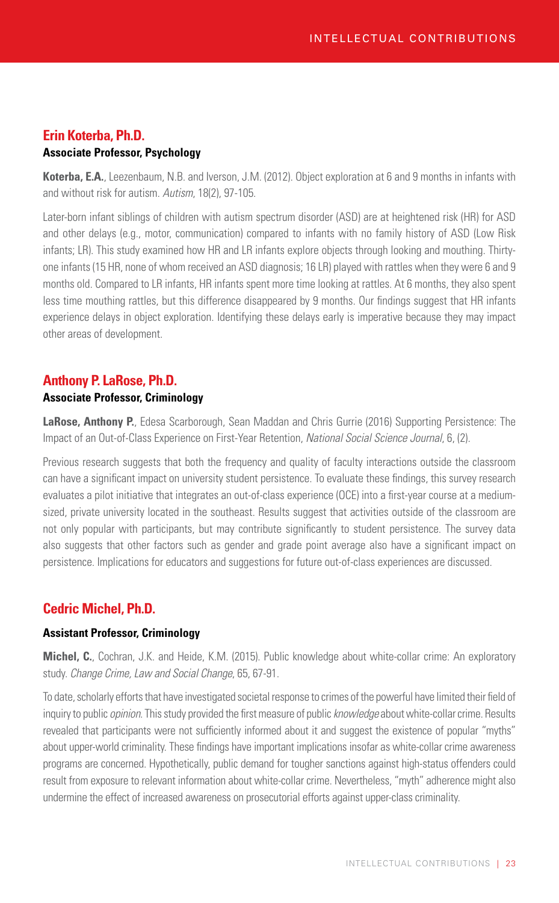## Erin Koterba, Ph.D.

**Associate Professor, Psychology**

**Koterba, E.A.**, Leezenbaum, N.B. and Iverson, J.M. (2012). Object exploration at 6 and 9 months in infants with and without risk for autism. *Autism*, 18(2), 97-105.

Later-born infant siblings of children with autism spectrum disorder (ASD) are at heightened risk (HR) for ASD and other delays (e.g., motor, communication) compared to infants with no family history of ASD (Low Risk infants; LR). This study examined how HR and LR infants explore objects through looking and mouthing. Thirty-one infants (15 HR, none of whom received an ASD diagnosis; 16 LR) played with rattles when they were 6 and 9 months old. Compared to LR infants, HR infants spent more time looking at rattles. At 6 months, they also spent less time mouthing rattles, but this difference disappeared by 9 months. Our findings suggest that HR infants experience delays in object exploration. Identifying these delays early is imperative because they may impact other areas of development.

## Anthony P. LaRose, Ph.D.

**Associate Professor, Criminology**

**LaRose, Anthony P.**, Edesa Scarborough, Sean Maddan and Chris Gurrie (2016) Supporting Persistence: The Impact of an Out-of-Class Experience on First-Year Retention, *National Social Science Journal*, 6, (2).

Previous research suggests that both the frequency and quality of faculty interactions outside the classroom can have a significant impact on university student persistence. To evaluate these findings, this survey research evaluates a pilot initiative that integrates an out-of-class experience (OCE) into a first-year course at a medium-sized, private university located in the southeast. Results suggest that activities outside of the classroom are not only popular with participants, but may contribute significantly to student persistence. The survey data also suggests that other factors such as gender and grade point average also have a significant impact on persistence. Implications for educators and suggestions for future out-of-class experiences are discussed.

## Cedric Michel, Ph.D.

**Assistant Professor, Criminology**

**Michel, C.**, Cochran, J.K. and Heide, K.M. (2015). Public knowledge about white-collar crime: An exploratory study. *Change Crime, Law and Social Change*, 65, 67-91.

To date, scholarly efforts that have investigated societal response to crimes of the powerful have limited their field of inquiry to public *opinion*. This study provided the first measure of public *knowledge* about white-collar crime. Results revealed that participants were not sufficiently informed about it and suggest the existence of popular "myths" about upper-world criminality. These findings have important implications insofar as white-collar crime awareness programs are concerned. Hypothetically, public demand for tougher sanctions against high-status offenders could result from exposure to relevant information about white-collar crime. Nevertheless, "myth" adherence might also undermine the effect of increased awareness on prosecutorial efforts against upper-class criminality.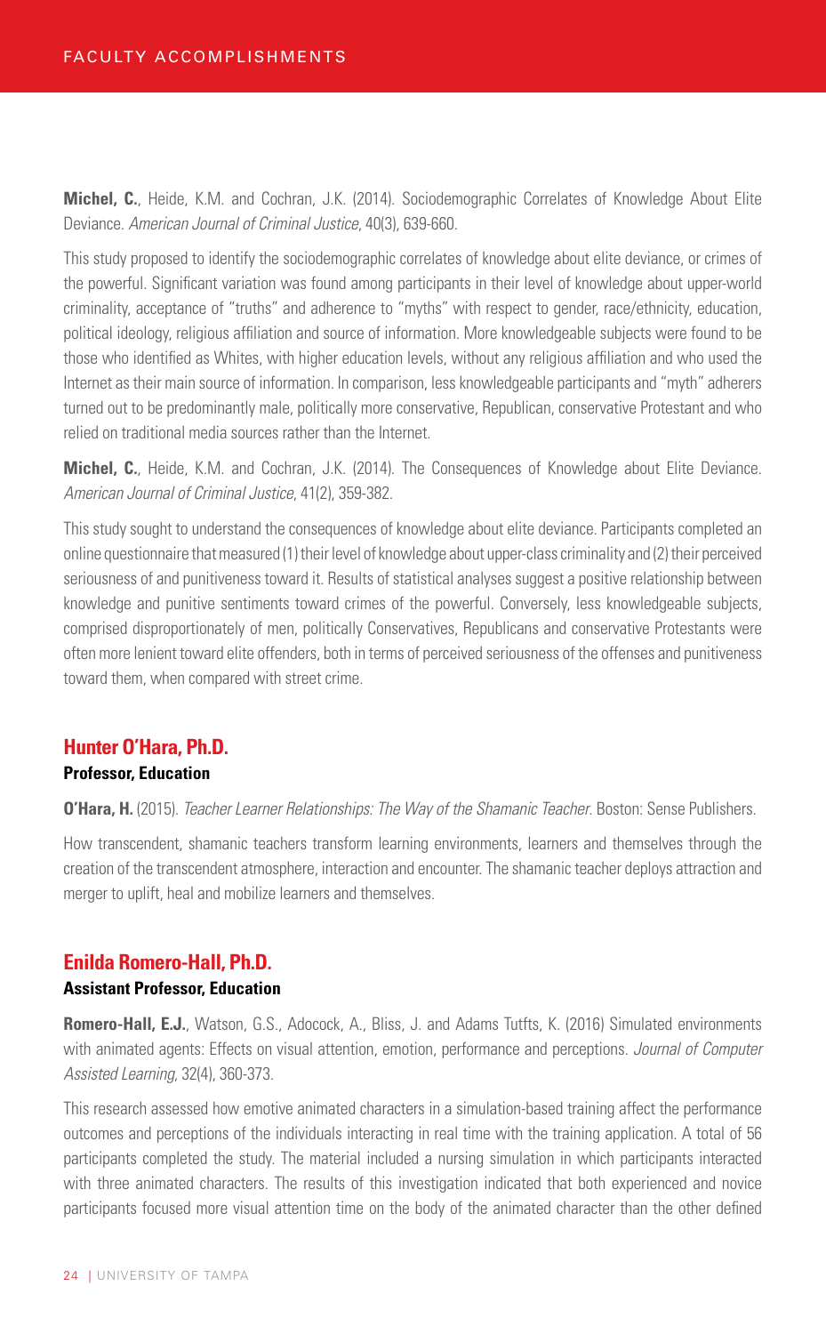**Michel, C.**, Heide, K.M. and Cochran, J.K. (2014). Sociodemographic Correlates of Knowledge About Elite Deviance. *American Journal of Criminal Justice*, 40(3), 639-660.

This study proposed to identify the sociodemographic correlates of knowledge about elite deviance, or crimes of the powerful. Significant variation was found among participants in their level of knowledge about upper-world criminality, acceptance of "truths" and adherence to "myths" with respect to gender, race/ethnicity, education, political ideology, religious affiliation and source of information. More knowledgeable subjects were found to be those who identified as Whites, with higher education levels, without any religious affiliation and who used the Internet as their main source of information. In comparison, less knowledgeable participants and "myth" adherers turned out to be predominantly male, politically more conservative, Republican, conservative Protestant and who relied on traditional media sources rather than the Internet.

**Michel, C.**, Heide, K.M. and Cochran, J.K. (2014). The Consequences of Knowledge about Elite Deviance. *American Journal of Criminal Justice*, 41(2), 359-382.

This study sought to understand the consequences of knowledge about elite deviance. Participants completed an online questionnaire that measured (1) their level of knowledge about upper-class criminality and (2) their perceived seriousness of and punitiveness toward it. Results of statistical analyses suggest a positive relationship between knowledge and punitive sentiments toward crimes of the powerful. Conversely, less knowledgeable subjects, comprised disproportionately of men, politically Conservatives, Republicans and conservative Protestants were often more lenient toward elite offenders, both in terms of perceived seriousness of the offenses and punitiveness toward them, when compared with street crime.

## Hunter O'Hara, Ph.D.

**Professor, Education**

**O'Hara, H.** (2015). *Teacher Learner Relationships: The Way of the Shamanic Teacher.* Boston: Sense Publishers.

How transcendent, shamanic teachers transform learning environments, learners and themselves through the creation of the transcendent atmosphere, interaction and encounter. The shamanic teacher deploys attraction and merger to uplift, heal and mobilize learners and themselves.

## Enilda Romero-Hall, Ph.D.

**Assistant Professor, Education**

**Romero-Hall, E.J.**, Watson, G.S., Adocock, A., Bliss, J. and Adams Tutfts, K. (2016) Simulated environments with animated agents: Effects on visual attention, emotion, performance and perceptions. *Journal of Computer Assisted Learning*, 32(4), 360-373.

This research assessed how emotive animated characters in a simulation-based training affect the performance outcomes and perceptions of the individuals interacting in real time with the training application. A total of 56 participants completed the study. The material included a nursing simulation in which participants interacted with three animated characters. The results of this investigation indicated that both experienced and novice participants focused more visual attention time on the body of the animated character than the other defined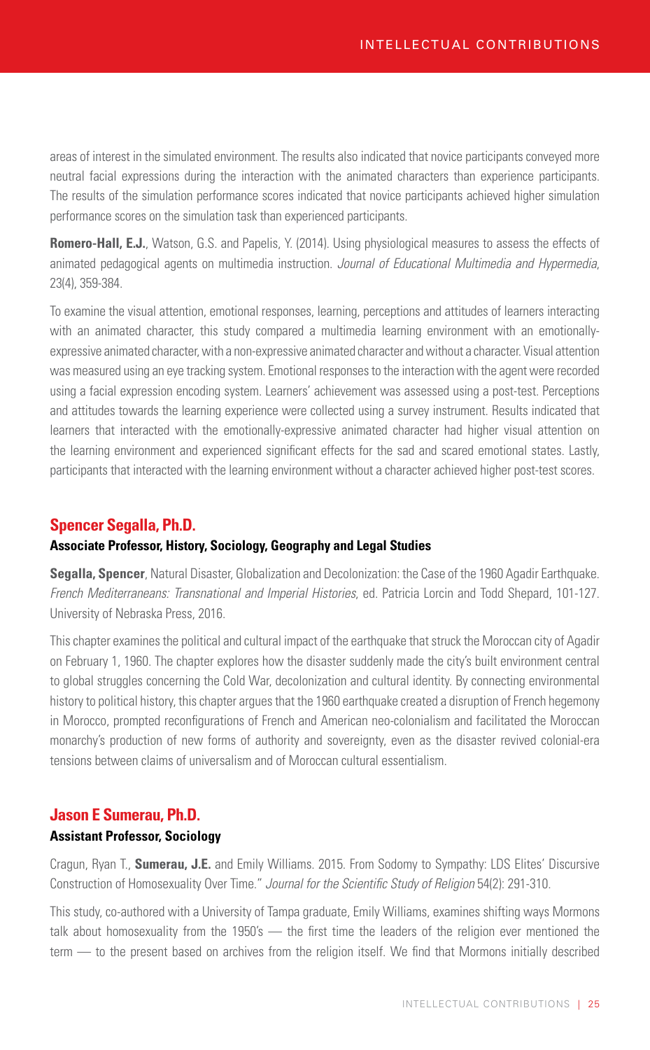areas of interest in the simulated environment. The results also indicated that novice participants conveyed more neutral facial expressions during the interaction with the animated characters than experience participants. The results of the simulation performance scores indicated that novice participants achieved higher simulation performance scores on the simulation task than experienced participants.

**Romero-Hall, E.J.**, Watson, G.S. and Papelis, Y. (2014). Using physiological measures to assess the effects of animated pedagogical agents on multimedia instruction. *Journal of Educational Multimedia and Hypermedia*, 23(4), 359-384.

To examine the visual attention, emotional responses, learning, perceptions and attitudes of learners interacting with an animated character, this study compared a multimedia learning environment with an emotionally-expressive animated character, with a non-expressive animated character and without a character. Visual attention was measured using an eye tracking system. Emotional responses to the interaction with the agent were recorded using a facial expression encoding system. Learners' achievement was assessed using a post-test. Perceptions and attitudes towards the learning experience were collected using a survey instrument. Results indicated that learners that interacted with the emotionally-expressive animated character had higher visual attention on the learning environment and experienced significant effects for the sad and scared emotional states. Lastly, participants that interacted with the learning environment without a character achieved higher post-test scores.

## Spencer Segalla, Ph.D.

**Associate Professor, History, Sociology, Geography and Legal Studies**

**Segalla, Spencer**, Natural Disaster, Globalization and Decolonization: the Case of the 1960 Agadir Earthquake. *French Mediterraneans: Transnational and Imperial Histories*, ed. Patricia Lorcin and Todd Shepard, 101-127. University of Nebraska Press, 2016.

This chapter examines the political and cultural impact of the earthquake that struck the Moroccan city of Agadir on February 1, 1960. The chapter explores how the disaster suddenly made the city's built environment central to global struggles concerning the Cold War, decolonization and cultural identity. By connecting environmental history to political history, this chapter argues that the 1960 earthquake created a disruption of French hegemony in Morocco, prompted reconfigurations of French and American neo-colonialism and facilitated the Moroccan monarchy's production of new forms of authority and sovereignty, even as the disaster revived colonial-era tensions between claims of universalism and of Moroccan cultural essentialism.

## Jason E Sumerau, Ph.D.

**Assistant Professor, Sociology**

Cragun, Ryan T., **Sumerau, J.E.** and Emily Williams. 2015. From Sodomy to Sympathy: LDS Elites' Discursive Construction of Homosexuality Over Time." *Journal for the Scientific Study of Religion* 54(2): 291-310.

This study, co-authored with a University of Tampa graduate, Emily Williams, examines shifting ways Mormons talk about homosexuality from the 1950's — the first time the leaders of the religion ever mentioned the term — to the present based on archives from the religion itself. We find that Mormons initially described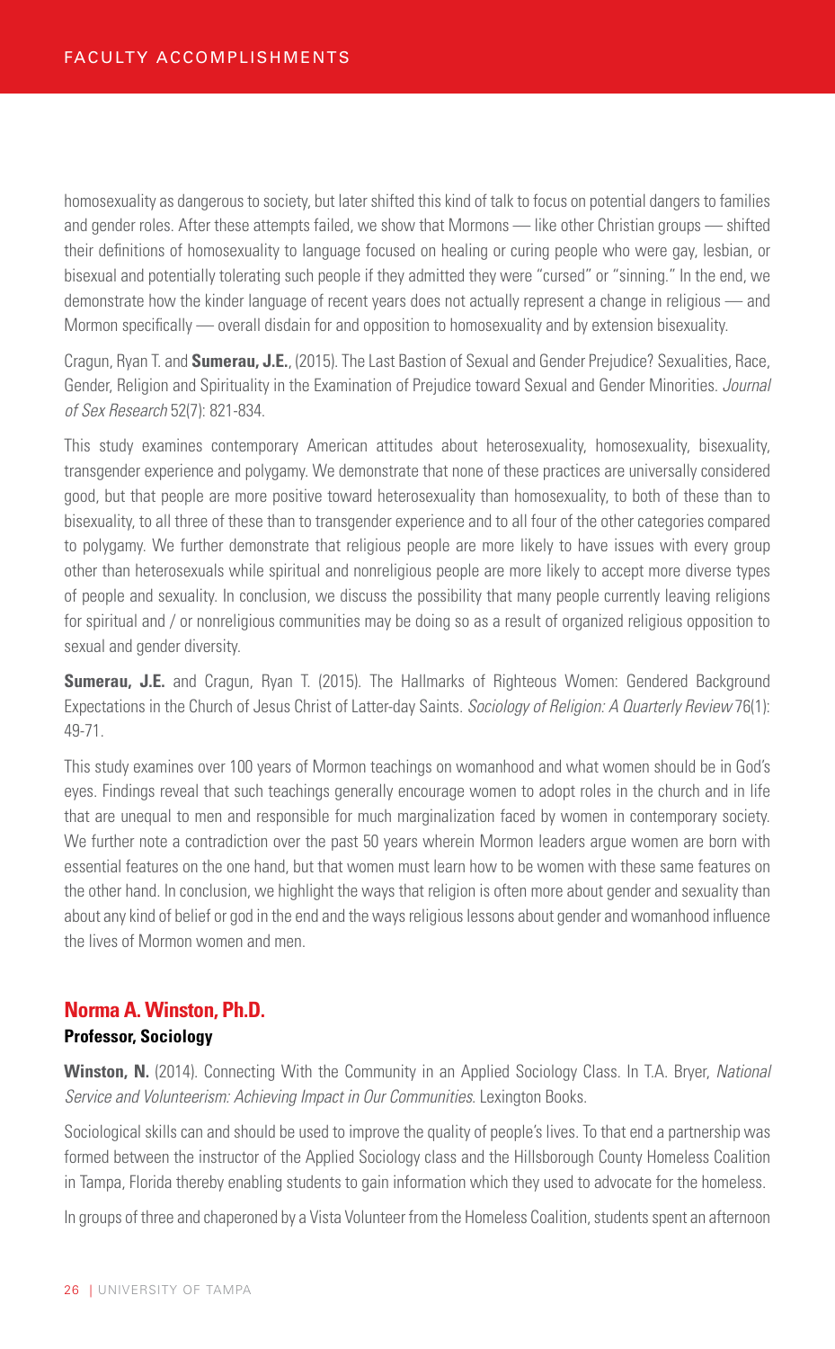homosexuality as dangerous to society, but later shifted this kind of talk to focus on potential dangers to families and gender roles. After these attempts failed, we show that Mormons — like other Christian groups — shifted their definitions of homosexuality to language focused on healing or curing people who were gay, lesbian, or bisexual and potentially tolerating such people if they admitted they were "cursed" or "sinning." In the end, we demonstrate how the kinder language of recent years does not actually represent a change in religious — and Mormon specifically — overall disdain for and opposition to homosexuality and by extension bisexuality.

Cragun, Ryan T. and **Sumerau, J.E.**, (2015). The Last Bastion of Sexual and Gender Prejudice? Sexualities, Race, Gender, Religion and Spirituality in the Examination of Prejudice toward Sexual and Gender Minorities. *Journal of Sex Research* 52(7): 821-834.

This study examines contemporary American attitudes about heterosexuality, homosexuality, bisexuality, transgender experience and polygamy. We demonstrate that none of these practices are universally considered good, but that people are more positive toward heterosexuality than homosexuality, to both of these than to bisexuality, to all three of these than to transgender experience and to all four of the other categories compared to polygamy. We further demonstrate that religious people are more likely to have issues with every group other than heterosexuals while spiritual and nonreligious people are more likely to accept more diverse types of people and sexuality. In conclusion, we discuss the possibility that many people currently leaving religions for spiritual and / or nonreligious communities may be doing so as a result of organized religious opposition to sexual and gender diversity.

**Sumerau, J.E.** and Cragun, Ryan T. (2015). The Hallmarks of Righteous Women: Gendered Background Expectations in the Church of Jesus Christ of Latter-day Saints. *Sociology of Religion: A Quarterly Review* 76(1): 49-71.

This study examines over 100 years of Mormon teachings on womanhood and what women should be in God's eyes. Findings reveal that such teachings generally encourage women to adopt roles in the church and in life that are unequal to men and responsible for much marginalization faced by women in contemporary society. We further note a contradiction over the past 50 years wherein Mormon leaders argue women are born with essential features on the one hand, but that women must learn how to be women with these same features on the other hand. In conclusion, we highlight the ways that religion is often more about gender and sexuality than about any kind of belief or god in the end and the ways religious lessons about gender and womanhood influence the lives of Mormon women and men.

## Norma A. Winston, Ph.D.

**Professor, Sociology**

**Winston, N.** (2014). Connecting With the Community in an Applied Sociology Class. In T.A. Bryer, *National Service and Volunteerism: Achieving Impact in Our Communities.* Lexington Books.

Sociological skills can and should be used to improve the quality of people's lives. To that end a partnership was formed between the instructor of the Applied Sociology class and the Hillsborough County Homeless Coalition in Tampa, Florida thereby enabling students to gain information which they used to advocate for the homeless.

In groups of three and chaperoned by a Vista Volunteer from the Homeless Coalition, students spent an afternoon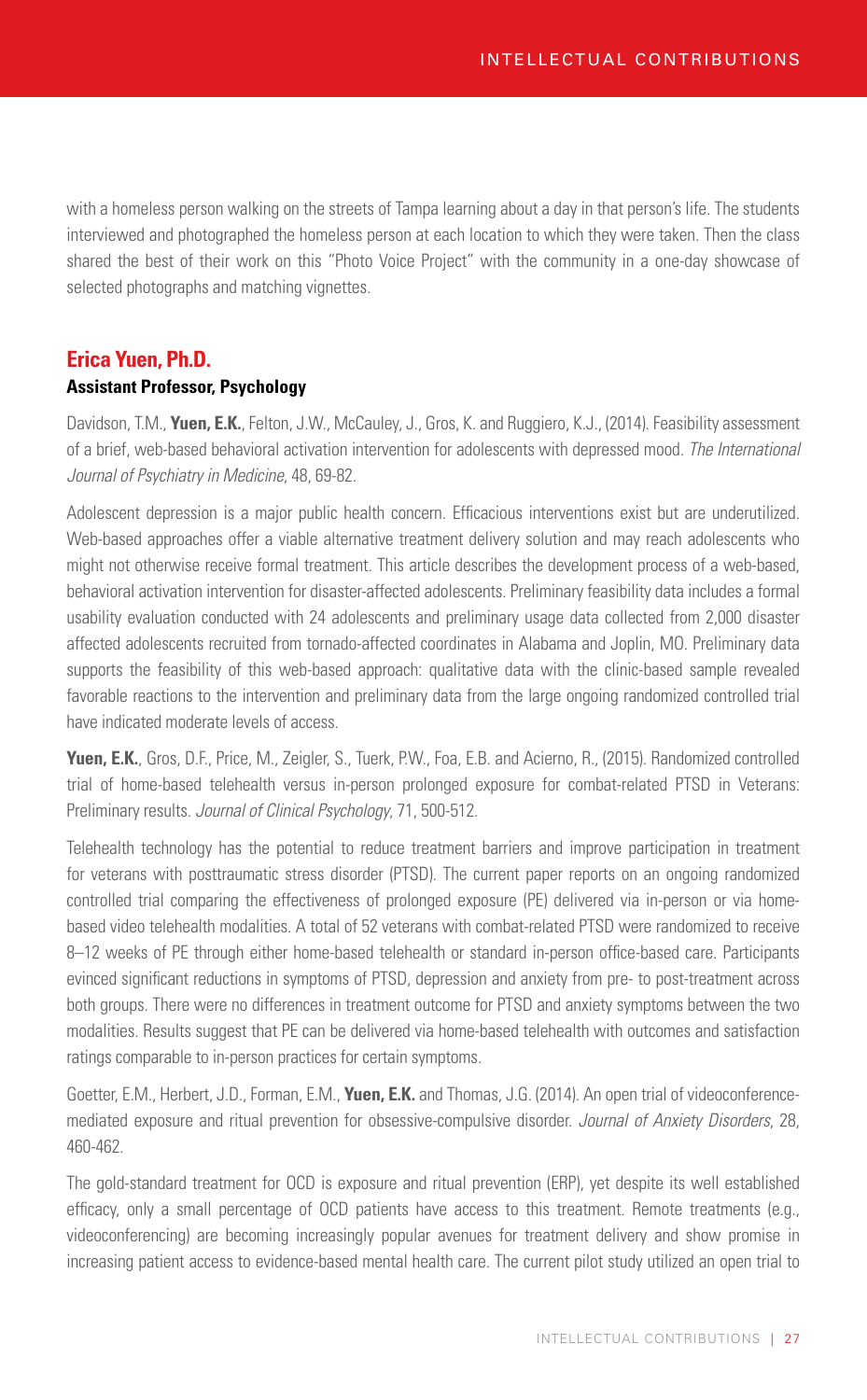with a homeless person walking on the streets of Tampa learning about a day in that person's life. The students interviewed and photographed the homeless person at each location to which they were taken. Then the class shared the best of their work on this "Photo Voice Project" with the community in a one-day showcase of selected photographs and matching vignettes.

## Erica Yuen, Ph.D.

**Assistant Professor, Psychology**

Davidson, T.M., **Yuen, E.K.**, Felton, J.W., McCauley, J., Gros, K. and Ruggiero, K.J., (2014). Feasibility assessment of a brief, web-based behavioral activation intervention for adolescents with depressed mood. *The International Journal of Psychiatry in Medicine*, 48, 69-82.

Adolescent depression is a major public health concern. Efficacious interventions exist but are underutilized. Web-based approaches offer a viable alternative treatment delivery solution and may reach adolescents who might not otherwise receive formal treatment. This article describes the development process of a web-based, behavioral activation intervention for disaster-affected adolescents. Preliminary feasibility data includes a formal usability evaluation conducted with 24 adolescents and preliminary usage data collected from 2,000 disaster affected adolescents recruited from tornado-affected coordinates in Alabama and Joplin, MO. Preliminary data supports the feasibility of this web-based approach: qualitative data with the clinic-based sample revealed favorable reactions to the intervention and preliminary data from the large ongoing randomized controlled trial have indicated moderate levels of access.

**Yuen, E.K.**, Gros, D.F., Price, M., Zeigler, S., Tuerk, P.W., Foa, E.B. and Acierno, R., (2015). Randomized controlled trial of home-based telehealth versus in-person prolonged exposure for combat-related PTSD in Veterans: Preliminary results. *Journal of Clinical Psychology*, 71, 500-512.

Telehealth technology has the potential to reduce treatment barriers and improve participation in treatment for veterans with posttraumatic stress disorder (PTSD). The current paper reports on an ongoing randomized controlled trial comparing the effectiveness of prolonged exposure (PE) delivered via in-person or via home-based video telehealth modalities. A total of 52 veterans with combat-related PTSD were randomized to receive 8–12 weeks of PE through either home-based telehealth or standard in-person office-based care. Participants evinced significant reductions in symptoms of PTSD, depression and anxiety from pre- to post-treatment across both groups. There were no differences in treatment outcome for PTSD and anxiety symptoms between the two modalities. Results suggest that PE can be delivered via home-based telehealth with outcomes and satisfaction ratings comparable to in-person practices for certain symptoms.

Goetter, E.M., Herbert, J.D., Forman, E.M., **Yuen, E.K.** and Thomas, J.G. (2014). An open trial of videoconference-mediated exposure and ritual prevention for obsessive-compulsive disorder. *Journal of Anxiety Disorders*, 28, 460-462.

The gold-standard treatment for OCD is exposure and ritual prevention (ERP), yet despite its well established efficacy, only a small percentage of OCD patients have access to this treatment. Remote treatments (e.g., videoconferencing) are becoming increasingly popular avenues for treatment delivery and show promise in increasing patient access to evidence-based mental health care. The current pilot study utilized an open trial to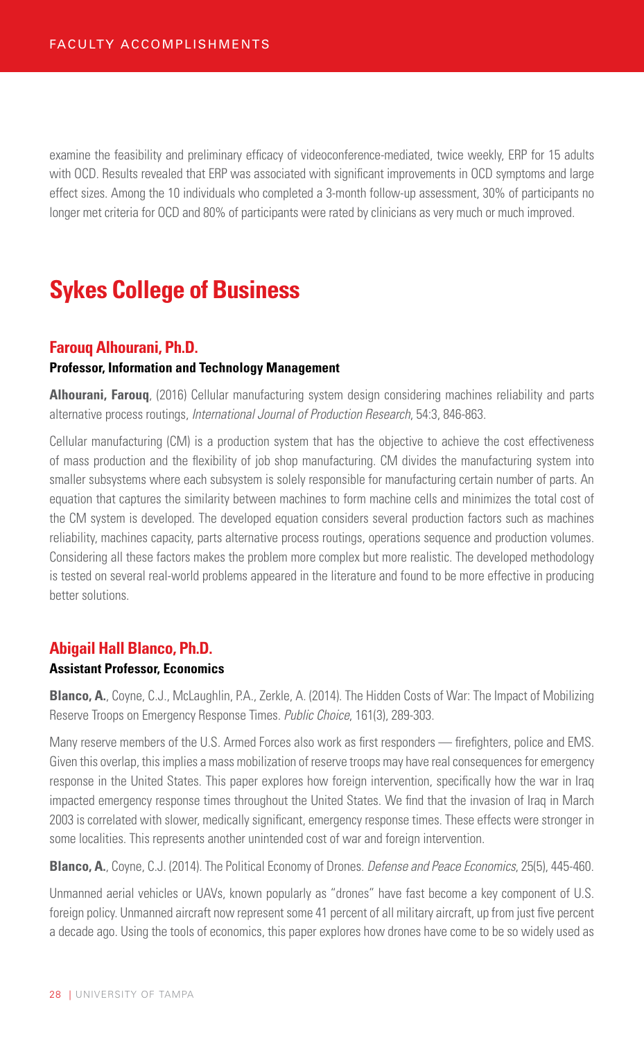examine the feasibility and preliminary efficacy of videoconference-mediated, twice weekly, ERP for 15 adults with OCD. Results revealed that ERP was associated with significant improvements in OCD symptoms and large effect sizes. Among the 10 individuals who completed a 3-month follow-up assessment, 30% of participants no longer met criteria for OCD and 80% of participants were rated by clinicians as very much or much improved.

## Sykes College of Business

### Farouq Alhourani, Ph.D.

**Professor, Information and Technology Management**

**Alhourani, Farouq**, (2016) Cellular manufacturing system design considering machines reliability and parts alternative process routings, *International Journal of Production Research*, 54:3, 846-863.

Cellular manufacturing (CM) is a production system that has the objective to achieve the cost effectiveness of mass production and the flexibility of job shop manufacturing. CM divides the manufacturing system into smaller subsystems where each subsystem is solely responsible for manufacturing certain number of parts. An equation that captures the similarity between machines to form machine cells and minimizes the total cost of the CM system is developed. The developed equation considers several production factors such as machines reliability, machines capacity, parts alternative process routings, operations sequence and production volumes. Considering all these factors makes the problem more complex but more realistic. The developed methodology is tested on several real-world problems appeared in the literature and found to be more effective in producing better solutions.

### Abigail Hall Blanco, Ph.D.

**Assistant Professor, Economics**

**Blanco, A.**, Coyne, C.J., McLaughlin, P.A., Zerkle, A. (2014). The Hidden Costs of War: The Impact of Mobilizing Reserve Troops on Emergency Response Times. *Public Choice*, 161(3), 289-303.

Many reserve members of the U.S. Armed Forces also work as first responders — firefighters, police and EMS. Given this overlap, this implies a mass mobilization of reserve troops may have real consequences for emergency response in the United States. This paper explores how foreign intervention, specifically how the war in Iraq impacted emergency response times throughout the United States. We find that the invasion of Iraq in March 2003 is correlated with slower, medically significant, emergency response times. These effects were stronger in some localities. This represents another unintended cost of war and foreign intervention.

**Blanco, A.**, Coyne, C.J. (2014). The Political Economy of Drones. *Defense and Peace Economics*, 25(5), 445-460.

Unmanned aerial vehicles or UAVs, known popularly as "drones" have fast become a key component of U.S. foreign policy. Unmanned aircraft now represent some 41 percent of all military aircraft, up from just five percent a decade ago. Using the tools of economics, this paper explores how drones have come to be so widely used as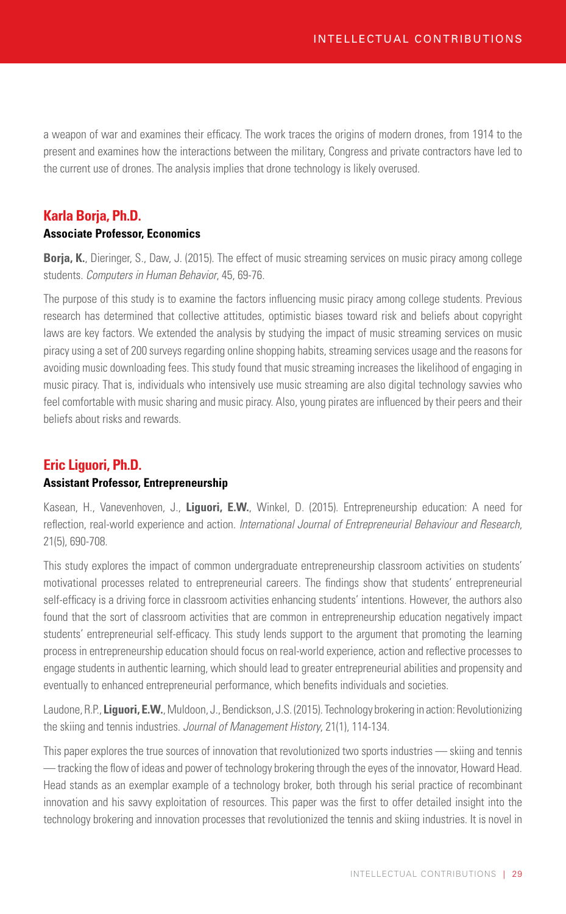a weapon of war and examines their efficacy. The work traces the origins of modern drones, from 1914 to the present and examines how the interactions between the military, Congress and private contractors have led to the current use of drones. The analysis implies that drone technology is likely overused.

## Karla Borja, Ph.D.

**Associate Professor, Economics**

**Borja, K.**, Dieringer, S., Daw, J. (2015). The effect of music streaming services on music piracy among college students. *Computers in Human Behavior*, 45, 69-76.

The purpose of this study is to examine the factors influencing music piracy among college students. Previous research has determined that collective attitudes, optimistic biases toward risk and beliefs about copyright laws are key factors. We extended the analysis by studying the impact of music streaming services on music piracy using a set of 200 surveys regarding online shopping habits, streaming services usage and the reasons for avoiding music downloading fees. This study found that music streaming increases the likelihood of engaging in music piracy. That is, individuals who intensively use music streaming are also digital technology savvies who feel comfortable with music sharing and music piracy. Also, young pirates are influenced by their peers and their beliefs about risks and rewards.

## Eric Liguori, Ph.D.

**Assistant Professor, Entrepreneurship**

Kasean, H., Vanevenhoven, J., **Liguori, E.W.**, Winkel, D. (2015). Entrepreneurship education: A need for reflection, real-world experience and action. *International Journal of Entrepreneurial Behaviour and Research*, 21(5), 690-708.

This study explores the impact of common undergraduate entrepreneurship classroom activities on students' motivational processes related to entrepreneurial careers. The findings show that students' entrepreneurial self-efficacy is a driving force in classroom activities enhancing students' intentions. However, the authors also found that the sort of classroom activities that are common in entrepreneurship education negatively impact students' entrepreneurial self-efficacy. This study lends support to the argument that promoting the learning process in entrepreneurship education should focus on real-world experience, action and reflective processes to engage students in authentic learning, which should lead to greater entrepreneurial abilities and propensity and eventually to enhanced entrepreneurial performance, which benefits individuals and societies.

Laudone, R.P., **Liguori, E.W.**, Muldoon, J., Bendickson, J.S. (2015). Technology brokering in action: Revolutionizing the skiing and tennis industries. *Journal of Management History*, 21(1), 114-134.

This paper explores the true sources of innovation that revolutionized two sports industries — skiing and tennis — tracking the flow of ideas and power of technology brokering through the eyes of the innovator, Howard Head. Head stands as an exemplar example of a technology broker, both through his serial practice of recombinant innovation and his savvy exploitation of resources. This paper was the first to offer detailed insight into the technology brokering and innovation processes that revolutionized the tennis and skiing industries. It is novel in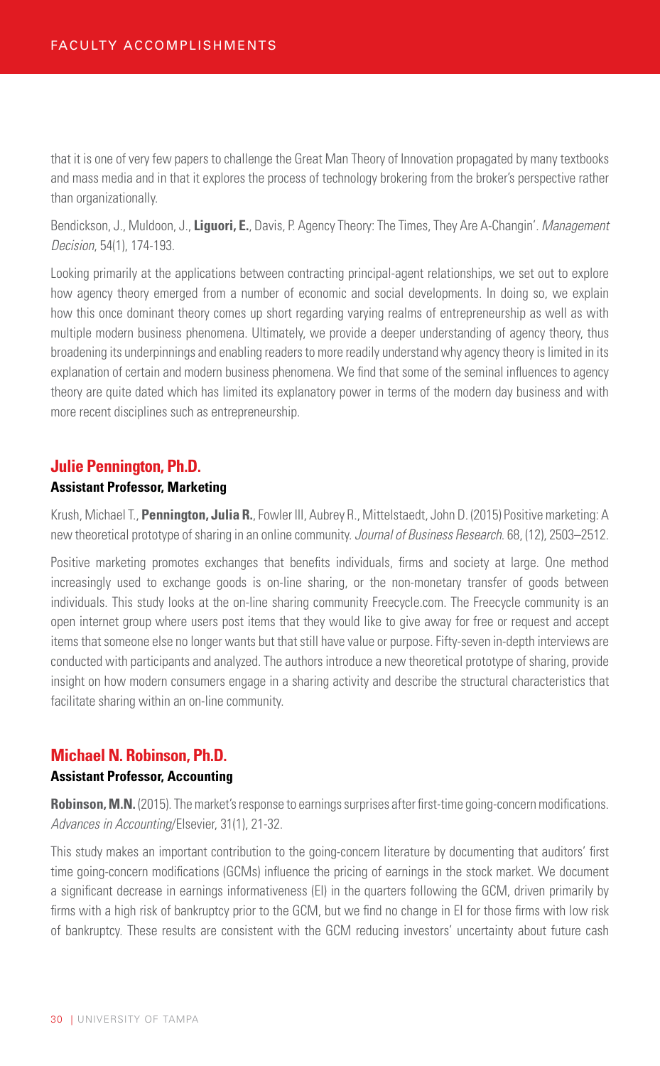that it is one of very few papers to challenge the Great Man Theory of Innovation propagated by many textbooks and mass media and in that it explores the process of technology brokering from the broker's perspective rather than organizationally.

Bendickson, J., Muldoon, J., **Liguori, E.**, Davis, P. Agency Theory: The Times, They Are A-Changin'. *Management Decision*, 54(1), 174-193.

Looking primarily at the applications between contracting principal-agent relationships, we set out to explore how agency theory emerged from a number of economic and social developments. In doing so, we explain how this once dominant theory comes up short regarding varying realms of entrepreneurship as well as with multiple modern business phenomena. Ultimately, we provide a deeper understanding of agency theory, thus broadening its underpinnings and enabling readers to more readily understand why agency theory is limited in its explanation of certain and modern business phenomena. We find that some of the seminal influences to agency theory are quite dated which has limited its explanatory power in terms of the modern day business and with more recent disciplines such as entrepreneurship.

## Julie Pennington, Ph.D.

**Assistant Professor, Marketing**

Krush, Michael T., **Pennington, Julia R.**, Fowler III, Aubrey R., Mittelstaedt, John D. (2015) Positive marketing: A new theoretical prototype of sharing in an online community. *Journal of Business Research*. 68, (12), 2503–2512.

Positive marketing promotes exchanges that benefits individuals, firms and society at large. One method increasingly used to exchange goods is on-line sharing, or the non-monetary transfer of goods between individuals. This study looks at the on-line sharing community Freecycle.com. The Freecycle community is an open internet group where users post items that they would like to give away for free or request and accept items that someone else no longer wants but that still have value or purpose. Fifty-seven in-depth interviews are conducted with participants and analyzed. The authors introduce a new theoretical prototype of sharing, provide insight on how modern consumers engage in a sharing activity and describe the structural characteristics that facilitate sharing within an on-line community.

## Michael N. Robinson, Ph.D.

**Assistant Professor, Accounting**

**Robinson, M.N.** (2015). The market's response to earnings surprises after first-time going-concern modifications. *Advances in Accounting*/Elsevier, 31(1), 21-32.

This study makes an important contribution to the going-concern literature by documenting that auditors' first time going-concern modifications (GCMs) influence the pricing of earnings in the stock market. We document a significant decrease in earnings informativeness (EI) in the quarters following the GCM, driven primarily by firms with a high risk of bankruptcy prior to the GCM, but we find no change in EI for those firms with low risk of bankruptcy. These results are consistent with the GCM reducing investors' uncertainty about future cash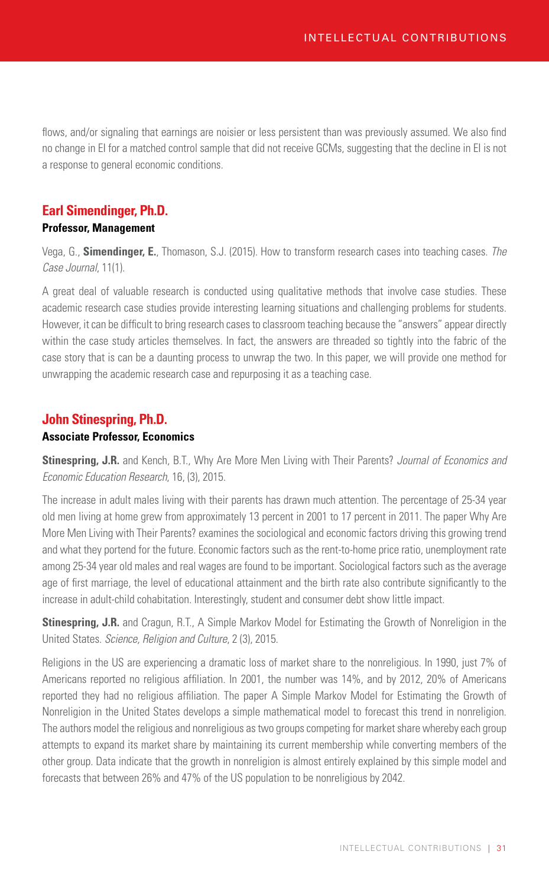flows, and/or signaling that earnings are noisier or less persistent than was previously assumed. We also find no change in EI for a matched control sample that did not receive GCMs, suggesting that the decline in EI is not a response to general economic conditions.

## Earl Simendinger, Ph.D.

**Professor, Management**

Vega, G., **Simendinger, E.**, Thomason, S.J. (2015). How to transform research cases into teaching cases. *The Case Journal*, 11(1).

A great deal of valuable research is conducted using qualitative methods that involve case studies. These academic research case studies provide interesting learning situations and challenging problems for students. However, it can be difficult to bring research cases to classroom teaching because the "answers" appear directly within the case study articles themselves. In fact, the answers are threaded so tightly into the fabric of the case story that is can be a daunting process to unwrap the two. In this paper, we will provide one method for unwrapping the academic research case and repurposing it as a teaching case.

## John Stinespring, Ph.D.

**Associate Professor, Economics**

**Stinespring, J.R.** and Kench, B.T., Why Are More Men Living with Their Parents? *Journal of Economics and Economic Education Research*, 16, (3), 2015.

The increase in adult males living with their parents has drawn much attention. The percentage of 25-34 year old men living at home grew from approximately 13 percent in 2001 to 17 percent in 2011. The paper Why Are More Men Living with Their Parents? examines the sociological and economic factors driving this growing trend and what they portend for the future. Economic factors such as the rent-to-home price ratio, unemployment rate among 25-34 year old males and real wages are found to be important. Sociological factors such as the average age of first marriage, the level of educational attainment and the birth rate also contribute significantly to the increase in adult-child cohabitation. Interestingly, student and consumer debt show little impact.

**Stinespring, J.R.** and Cragun, R.T., A Simple Markov Model for Estimating the Growth of Nonreligion in the United States. *Science, Religion and Culture*, 2 (3), 2015.

Religions in the US are experiencing a dramatic loss of market share to the nonreligious. In 1990, just 7% of Americans reported no religious affiliation. In 2001, the number was 14%, and by 2012, 20% of Americans reported they had no religious affiliation. The paper A Simple Markov Model for Estimating the Growth of Nonreligion in the United States develops a simple mathematical model to forecast this trend in nonreligion. The authors model the religious and nonreligious as two groups competing for market share whereby each group attempts to expand its market share by maintaining its current membership while converting members of the other group. Data indicate that the growth in nonreligion is almost entirely explained by this simple model and forecasts that between 26% and 47% of the US population to be nonreligious by 2042.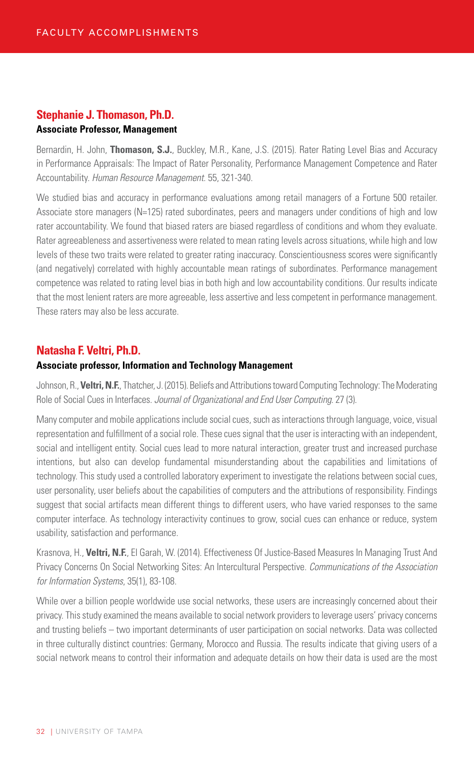## Stephanie J. Thomason, Ph.D.

**Associate Professor, Management**

Bernardin, H. John, **Thomason, S.J.**, Buckley, M.R., Kane, J.S. (2015). Rater Rating Level Bias and Accuracy in Performance Appraisals: The Impact of Rater Personality, Performance Management Competence and Rater Accountability. *Human Resource Management*. 55, 321-340.

We studied bias and accuracy in performance evaluations among retail managers of a Fortune 500 retailer. Associate store managers (N=125) rated subordinates, peers and managers under conditions of high and low rater accountability. We found that biased raters are biased regardless of conditions and whom they evaluate. Rater agreeableness and assertiveness were related to mean rating levels across situations, while high and low levels of these two traits were related to greater rating inaccuracy. Conscientiousness scores were significantly (and negatively) correlated with highly accountable mean ratings of subordinates. Performance management competence was related to rating level bias in both high and low accountability conditions. Our results indicate that the most lenient raters are more agreeable, less assertive and less competent in performance management. These raters may also be less accurate.

## Natasha F. Veltri, Ph.D.

**Associate professor, Information and Technology Management**

Johnson, R., **Veltri, N.F.**, Thatcher, J. (2015). Beliefs and Attributions toward Computing Technology: The Moderating Role of Social Cues in Interfaces. *Journal of Organizational and End User Computing*. 27 (3).

Many computer and mobile applications include social cues, such as interactions through language, voice, visual representation and fulfillment of a social role. These cues signal that the user is interacting with an independent, social and intelligent entity. Social cues lead to more natural interaction, greater trust and increased purchase intentions, but also can develop fundamental misunderstanding about the capabilities and limitations of technology. This study used a controlled laboratory experiment to investigate the relations between social cues, user personality, user beliefs about the capabilities of computers and the attributions of responsibility. Findings suggest that social artifacts mean different things to different users, who have varied responses to the same computer interface. As technology interactivity continues to grow, social cues can enhance or reduce, system usability, satisfaction and performance.

Krasnova, H., **Veltri, N.F.**, El Garah, W. (2014). Effectiveness Of Justice-Based Measures In Managing Trust And Privacy Concerns On Social Networking Sites: An Intercultural Perspective. *Communications of the Association for Information Systems*, 35(1), 83-108.

While over a billion people worldwide use social networks, these users are increasingly concerned about their privacy. This study examined the means available to social network providers to leverage users' privacy concerns and trusting beliefs – two important determinants of user participation on social networks. Data was collected in three culturally distinct countries: Germany, Morocco and Russia. The results indicate that giving users of a social network means to control their information and adequate details on how their data is used are the most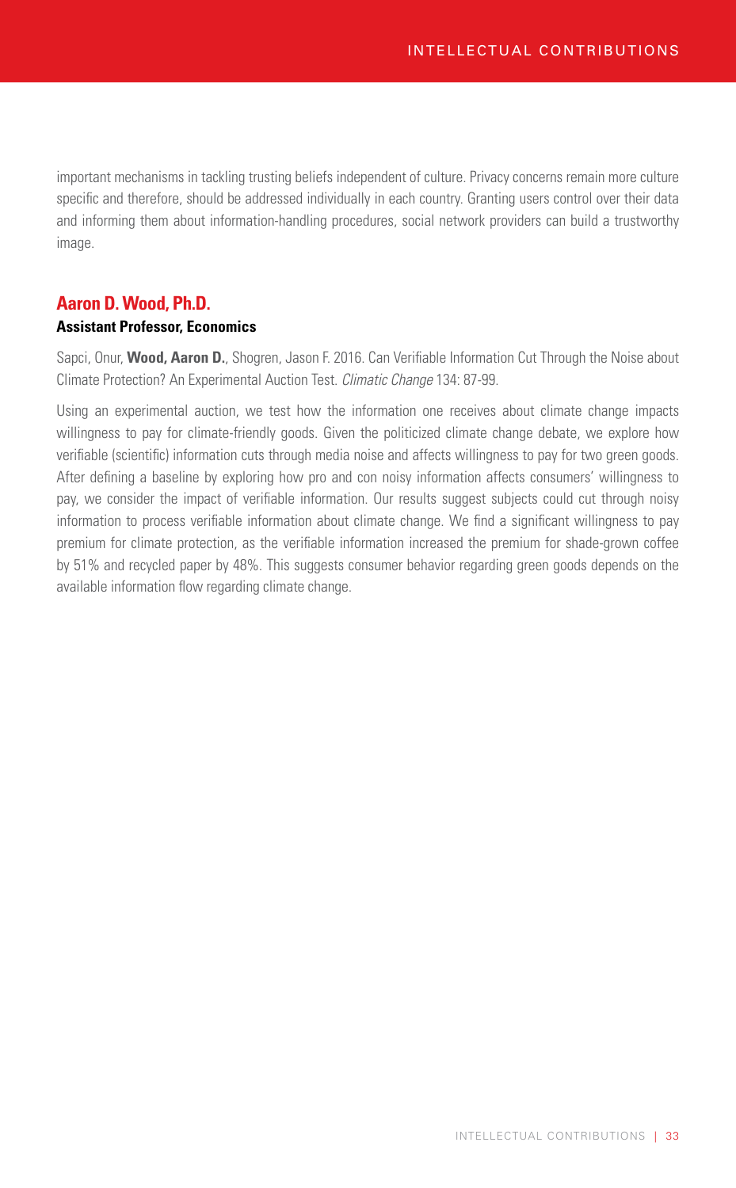important mechanisms in tackling trusting beliefs independent of culture. Privacy concerns remain more culture specific and therefore, should be addressed individually in each country. Granting users control over their data and informing them about information-handling procedures, social network providers can build a trustworthy image.

## Aaron D. Wood, Ph.D.

**Assistant Professor, Economics**

Sapci, Onur, **Wood, Aaron D.**, Shogren, Jason F. 2016. Can Verifiable Information Cut Through the Noise about Climate Protection? An Experimental Auction Test. *Climatic Change* 134: 87-99.

Using an experimental auction, we test how the information one receives about climate change impacts willingness to pay for climate-friendly goods. Given the politicized climate change debate, we explore how verifiable (scientific) information cuts through media noise and affects willingness to pay for two green goods. After defining a baseline by exploring how pro and con noisy information affects consumers' willingness to pay, we consider the impact of verifiable information. Our results suggest subjects could cut through noisy information to process verifiable information about climate change. We find a significant willingness to pay premium for climate protection, as the verifiable information increased the premium for shade-grown coffee by 51% and recycled paper by 48%. This suggests consumer behavior regarding green goods depends on the available information flow regarding climate change.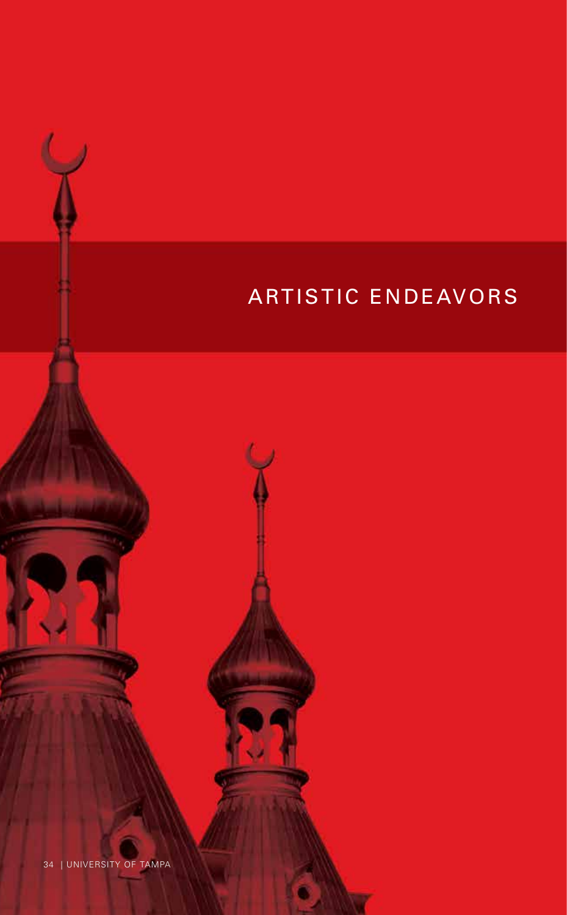# ARTISTIC ENDEAVORS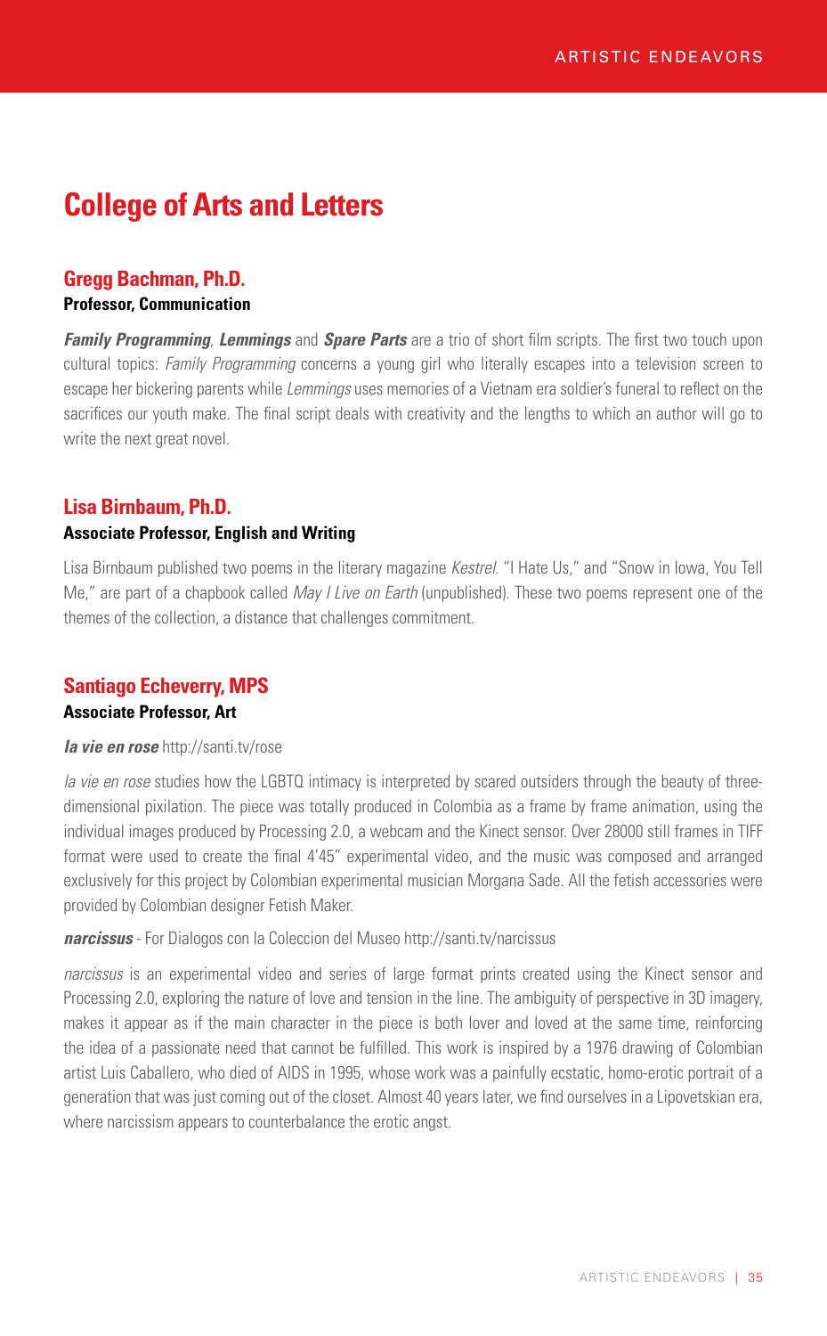# College of Arts and Letters

## Gregg Bachman, Ph.D.

**Professor, Communication**

***Family Programming***, ***Lemmings*** and ***Spare Parts*** are a trio of short film scripts. The first two touch upon cultural topics: *Family Programming* concerns a young girl who literally escapes into a television screen to escape her bickering parents while *Lemmings* uses memories of a Vietnam era soldier's funeral to reflect on the sacrifices our youth make. The final script deals with creativity and the lengths to which an author will go to write the next great novel.

## Lisa Birnbaum, Ph.D.

**Associate Professor, English and Writing**

Lisa Birnbaum published two poems in the literary magazine *Kestrel*. "I Hate Us," and "Snow in Iowa, You Tell Me," are part of a chapbook called *May I Live on Earth* (unpublished). These two poems represent one of the themes of the collection, a distance that challenges commitment.

## Santiago Echeverry, MPS

**Associate Professor, Art**

***la vie en rose*** http://santi.tv/rose

*la vie en rose* studies how the LGBTQ intimacy is interpreted by scared outsiders through the beauty of three-dimensional pixilation. The piece was totally produced in Colombia as a frame by frame animation, using the individual images produced by Processing 2.0, a webcam and the Kinect sensor. Over 28000 still frames in TIFF format were used to create the final 4'45" experimental video, and the music was composed and arranged exclusively for this project by Colombian experimental musician Morgana Sade. All the fetish accessories were provided by Colombian designer Fetish Maker.

***narcissus*** - For Dialogos con la Coleccion del Museo http://santi.tv/narcissus

*narcissus* is an experimental video and series of large format prints created using the Kinect sensor and Processing 2.0, exploring the nature of love and tension in the line. The ambiguity of perspective in 3D imagery, makes it appear as if the main character in the piece is both lover and loved at the same time, reinforcing the idea of a passionate need that cannot be fulfilled. This work is inspired by a 1976 drawing of Colombian artist Luis Caballero, who died of AIDS in 1995, whose work was a painfully ecstatic, homo-erotic portrait of a generation that was just coming out of the closet. Almost 40 years later, we find ourselves in a Lipovetskian era, where narcissism appears to counterbalance the erotic angst.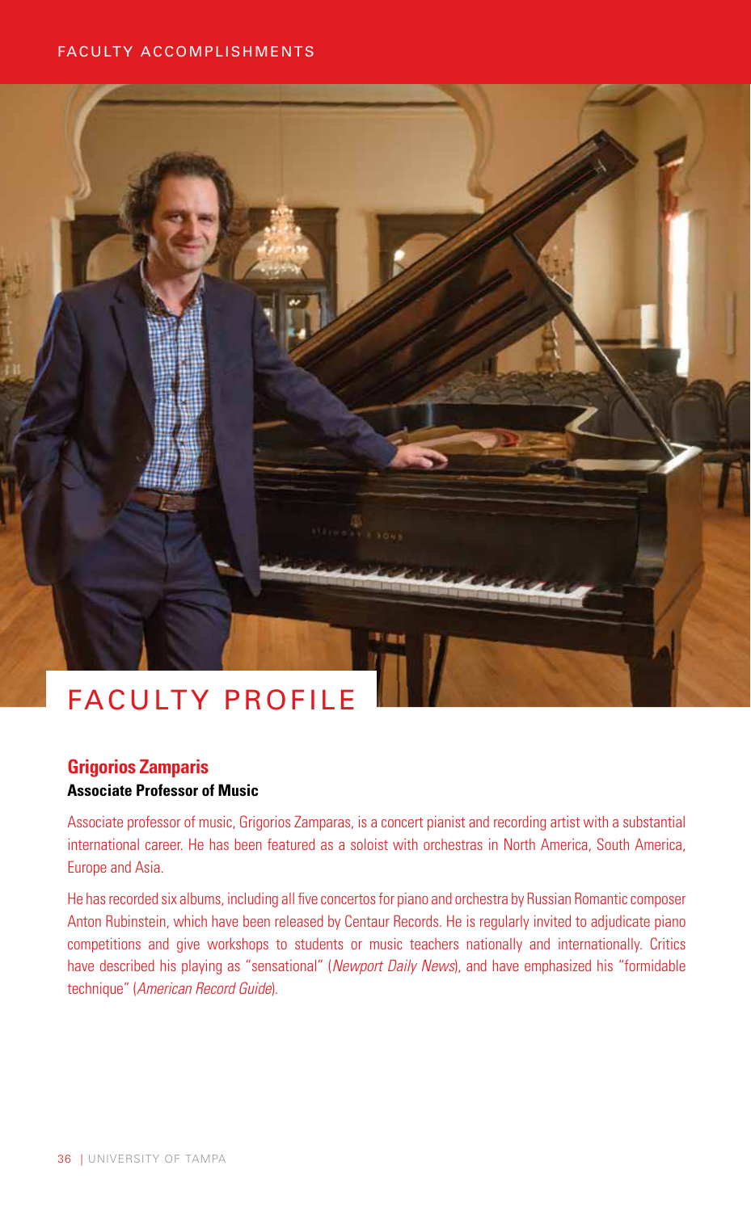# FACULTY PROFILE

## Grigorios Zamparis

**Associate Professor of Music**

Associate professor of music, Grigorios Zamparas, is a concert pianist and recording artist with a substantial international career. He has been featured as a soloist with orchestras in North America, South America, Europe and Asia.

He has recorded six albums, including all five concertos for piano and orchestra by Russian Romantic composer Anton Rubinstein, which have been released by Centaur Records. He is regularly invited to adjudicate piano competitions and give workshops to students or music teachers nationally and internationally. Critics have described his playing as "sensational" (*Newport Daily News*), and have emphasized his "formidable technique" (*American Record Guide*).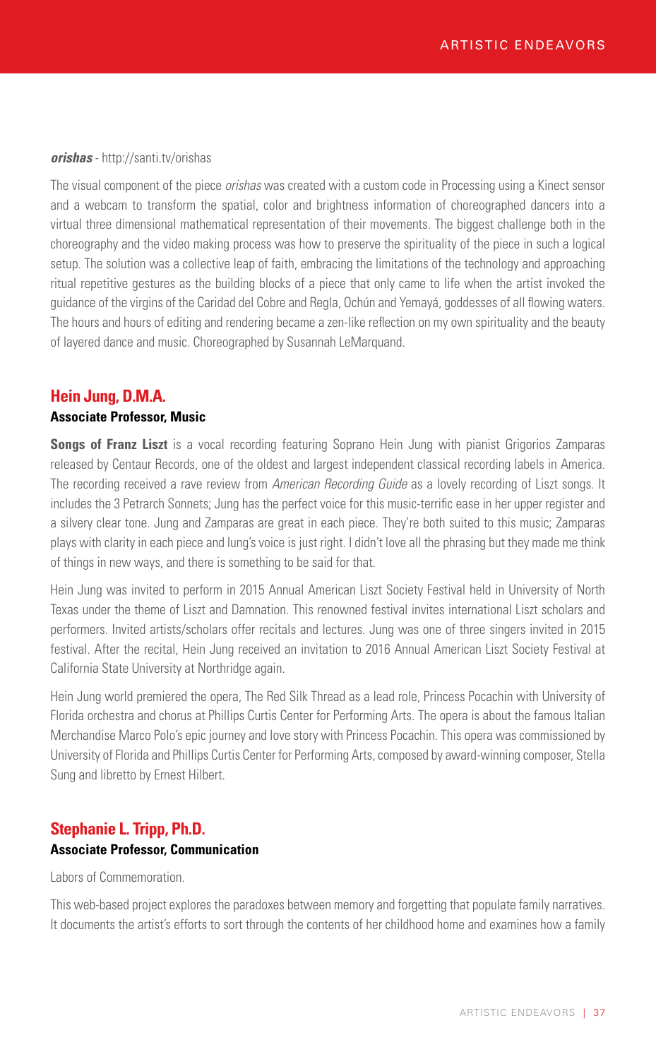***orishas*** - http://santi.tv/orishas

The visual component of the piece *orishas* was created with a custom code in Processing using a Kinect sensor and a webcam to transform the spatial, color and brightness information of choreographed dancers into a virtual three dimensional mathematical representation of their movements. The biggest challenge both in the choreography and the video making process was how to preserve the spirituality of the piece in such a logical setup. The solution was a collective leap of faith, embracing the limitations of the technology and approaching ritual repetitive gestures as the building blocks of a piece that only came to life when the artist invoked the guidance of the virgins of the Caridad del Cobre and Regla, Ochún and Yemayá, goddesses of all flowing waters. The hours and hours of editing and rendering became a zen-like reflection on my own spirituality and the beauty of layered dance and music. Choreographed by Susannah LeMarquand.

## Hein Jung, D.M.A.

**Associate Professor, Music**

**Songs of Franz Liszt** is a vocal recording featuring Soprano Hein Jung with pianist Grigorios Zamparas released by Centaur Records, one of the oldest and largest independent classical recording labels in America. The recording received a rave review from *American Recording Guide* as a lovely recording of Liszt songs. It includes the 3 Petrarch Sonnets; Jung has the perfect voice for this music-terrific ease in her upper register and a silvery clear tone. Jung and Zamparas are great in each piece. They're both suited to this music; Zamparas plays with clarity in each piece and Iung's voice is just right. I didn't love all the phrasing but they made me think of things in new ways, and there is something to be said for that.

Hein Jung was invited to perform in 2015 Annual American Liszt Society Festival held in University of North Texas under the theme of Liszt and Damnation. This renowned festival invites international Liszt scholars and performers. Invited artists/scholars offer recitals and lectures. Jung was one of three singers invited in 2015 festival. After the recital, Hein Jung received an invitation to 2016 Annual American Liszt Society Festival at California State University at Northridge again.

Hein Jung world premiered the opera, The Red Silk Thread as a lead role, Princess Pocachin with University of Florida orchestra and chorus at Phillips Curtis Center for Performing Arts. The opera is about the famous Italian Merchandise Marco Polo's epic journey and love story with Princess Pocachin. This opera was commissioned by University of Florida and Phillips Curtis Center for Performing Arts, composed by award-winning composer, Stella Sung and libretto by Ernest Hilbert.

## Stephanie L. Tripp, Ph.D.

**Associate Professor, Communication**

Labors of Commemoration.

This web-based project explores the paradoxes between memory and forgetting that populate family narratives. It documents the artist's efforts to sort through the contents of her childhood home and examines how a family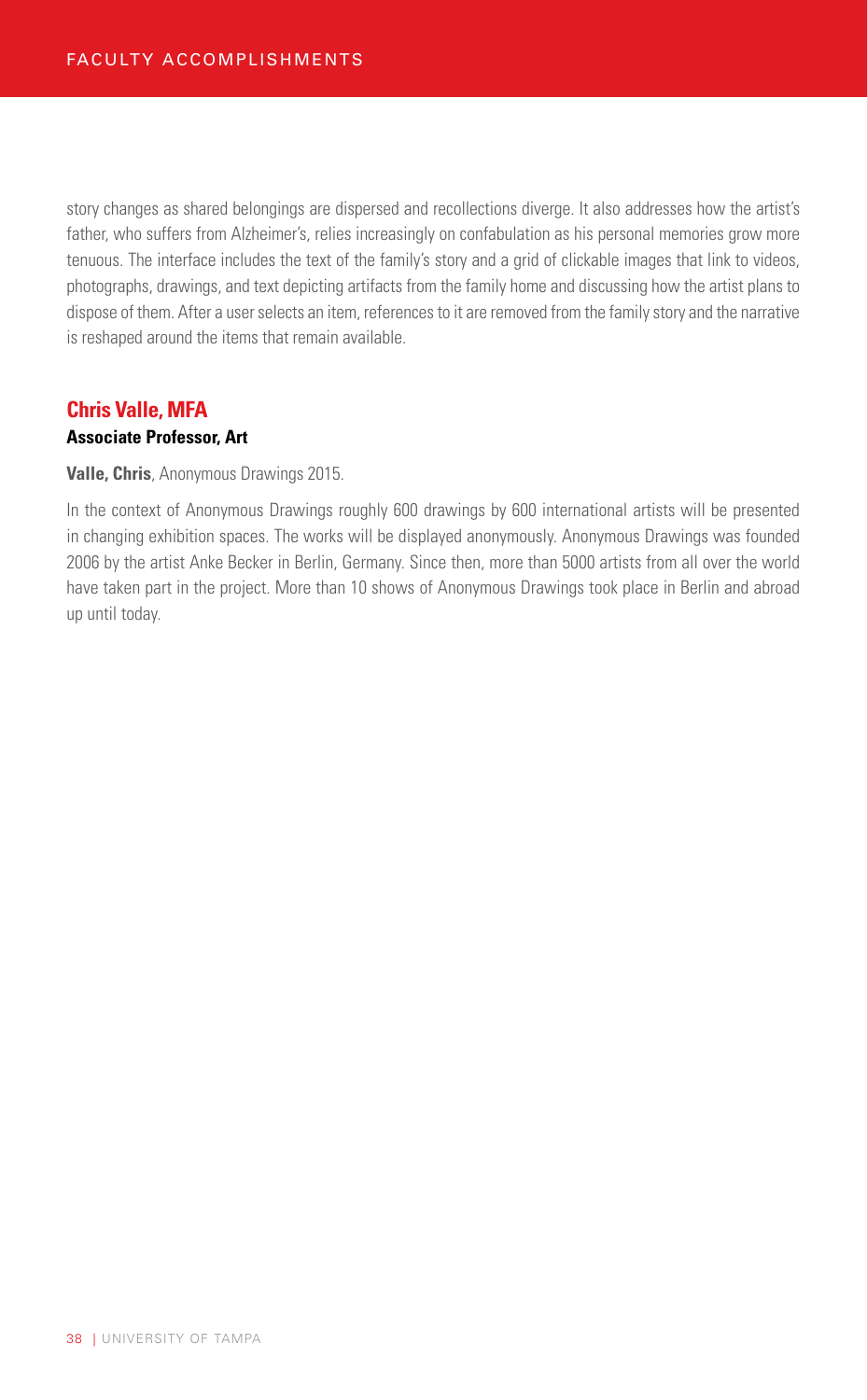story changes as shared belongings are dispersed and recollections diverge. It also addresses how the artist's father, who suffers from Alzheimer's, relies increasingly on confabulation as his personal memories grow more tenuous. The interface includes the text of the family's story and a grid of clickable images that link to videos, photographs, drawings, and text depicting artifacts from the family home and discussing how the artist plans to dispose of them. After a user selects an item, references to it are removed from the family story and the narrative is reshaped around the items that remain available.

## Chris Valle, MFA

**Associate Professor, Art**

**Valle, Chris**, Anonymous Drawings 2015.

In the context of Anonymous Drawings roughly 600 drawings by 600 international artists will be presented in changing exhibition spaces. The works will be displayed anonymously. Anonymous Drawings was founded 2006 by the artist Anke Becker in Berlin, Germany. Since then, more than 5000 artists from all over the world have taken part in the project. More than 10 shows of Anonymous Drawings took place in Berlin and abroad up until today.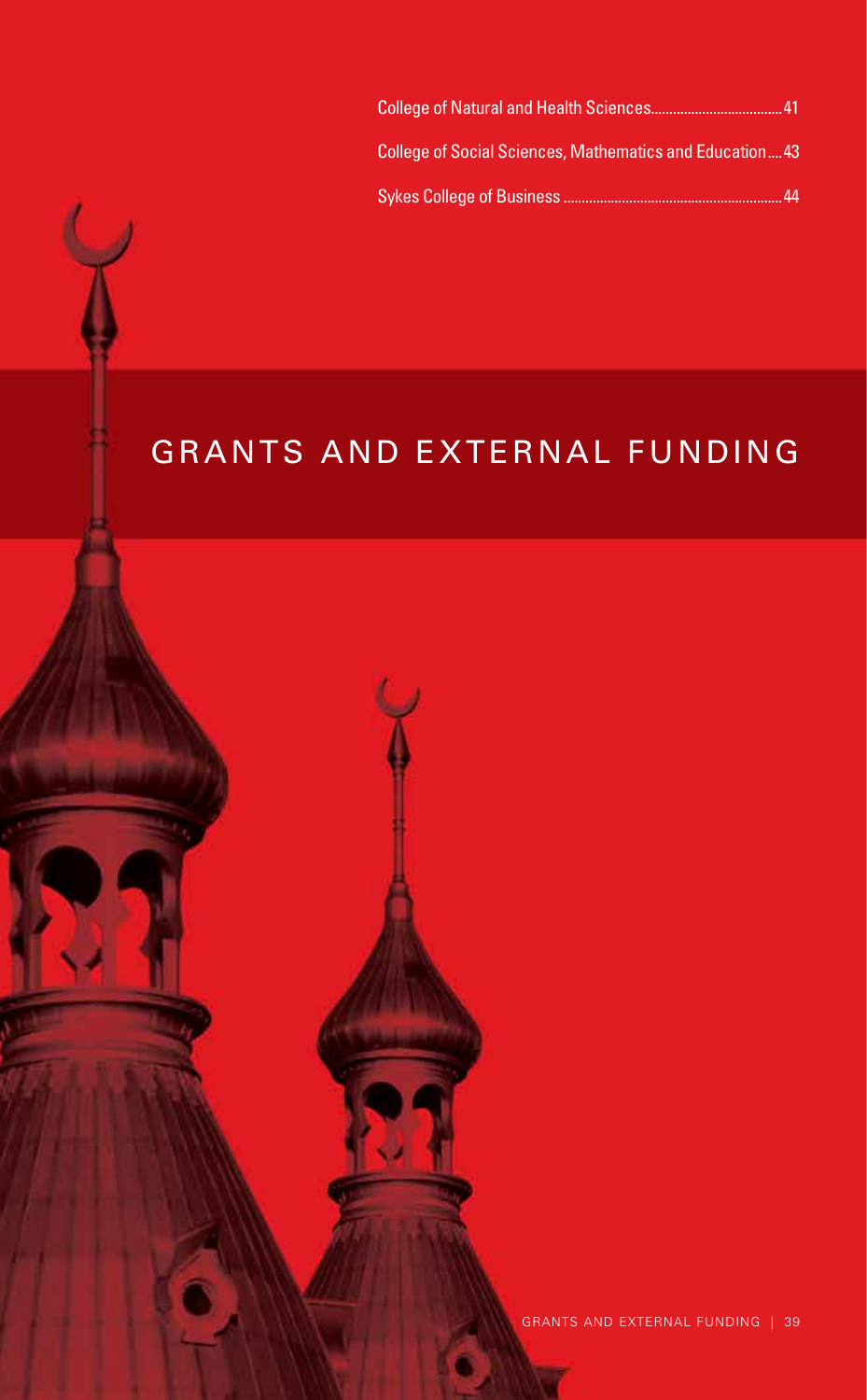College of Natural and Health Sciences....................................41

College of Social Sciences, Mathematics and Education....43

Sykes College of Business ............................................................44

# GRANTS AND EXTERNAL FUNDING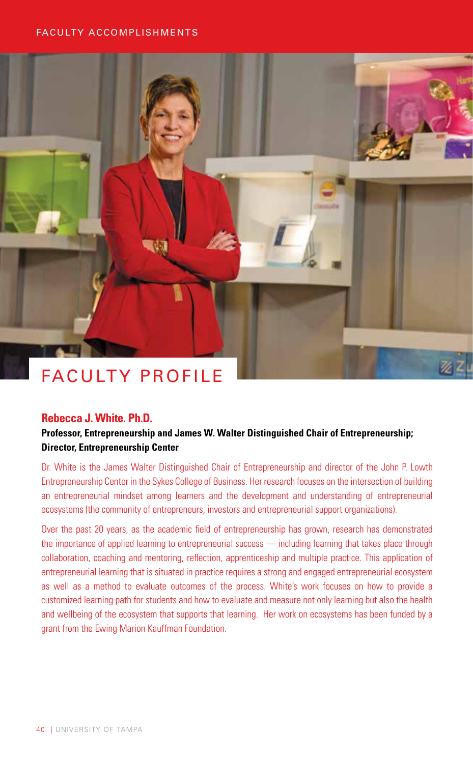# FACULTY PROFILE

### Rebecca J. White. Ph.D.

**Professor, Entrepreneurship and James W. Walter Distinguished Chair of Entrepreneurship; Director, Entrepreneurship Center**

Dr. White is the James Walter Distinguished Chair of Entrepreneurship and director of the John P. Lowth Entrepreneurship Center in the Sykes College of Business. Her research focuses on the intersection of building an entrepreneurial mindset among learners and the development and understanding of entrepreneurial ecosystems (the community of entrepreneurs, investors and entrepreneurial support organizations).

Over the past 20 years, as the academic field of entrepreneurship has grown, research has demonstrated the importance of applied learning to entrepreneurial success — including learning that takes place through collaboration, coaching and mentoring, reflection, apprenticeship and multiple practice. This application of entrepreneurial learning that is situated in practice requires a strong and engaged entrepreneurial ecosystem as well as a method to evaluate outcomes of the process. White's work focuses on how to provide a customized learning path for students and how to evaluate and measure not only learning but also the health and wellbeing of the ecosystem that supports that learning. Her work on ecosystems has been funded by a grant from the Ewing Marion Kauffman Foundation.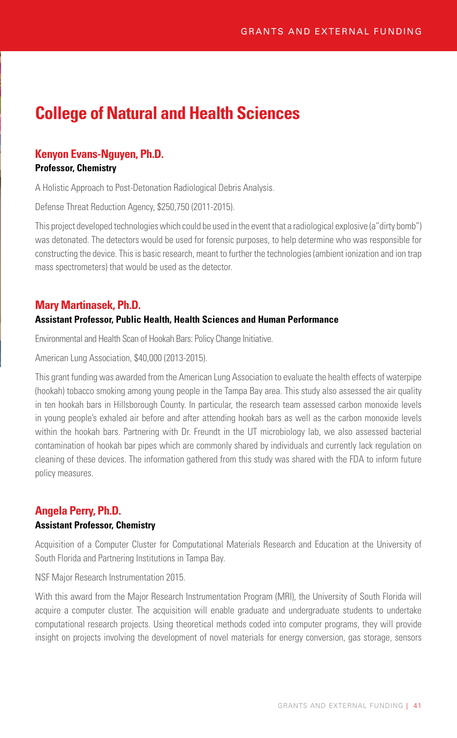# College of Natural and Health Sciences

## Kenyon Evans-Nguyen, Ph.D.

**Professor, Chemistry**

A Holistic Approach to Post-Detonation Radiological Debris Analysis.

Defense Threat Reduction Agency, $250,750 (2011-2015).

This project developed technologies which could be used in the event that a radiological explosive (a "dirty bomb") was detonated. The detectors would be used for forensic purposes, to help determine who was responsible for constructing the device. This is basic research, meant to further the technologies (ambient ionization and ion trap mass spectrometers) that would be used as the detector.

## Mary Martinasek, Ph.D.

**Assistant Professor, Public Health, Health Sciences and Human Performance**

Environmental and Health Scan of Hookah Bars: Policy Change Initiative.

American Lung Association, $40,000 (2013-2015).

This grant funding was awarded from the American Lung Association to evaluate the health effects of waterpipe (hookah) tobacco smoking among young people in the Tampa Bay area. This study also assessed the air quality in ten hookah bars in Hillsborough County. In particular, the research team assessed carbon monoxide levels in young people's exhaled air before and after attending hookah bars as well as the carbon monoxide levels within the hookah bars. Partnering with Dr. Freundt in the UT microbiology lab, we also assessed bacterial contamination of hookah bar pipes which are commonly shared by individuals and currently lack regulation on cleaning of these devices. The information gathered from this study was shared with the FDA to inform future policy measures.

## Angela Perry, Ph.D.

**Assistant Professor, Chemistry**

Acquisition of a Computer Cluster for Computational Materials Research and Education at the University of South Florida and Partnering Institutions in Tampa Bay.

NSF Major Research Instrumentation 2015.

With this award from the Major Research Instrumentation Program (MRI), the University of South Florida will acquire a computer cluster. The acquisition will enable graduate and undergraduate students to undertake computational research projects. Using theoretical methods coded into computer programs, they will provide insight on projects involving the development of novel materials for energy conversion, gas storage, sensors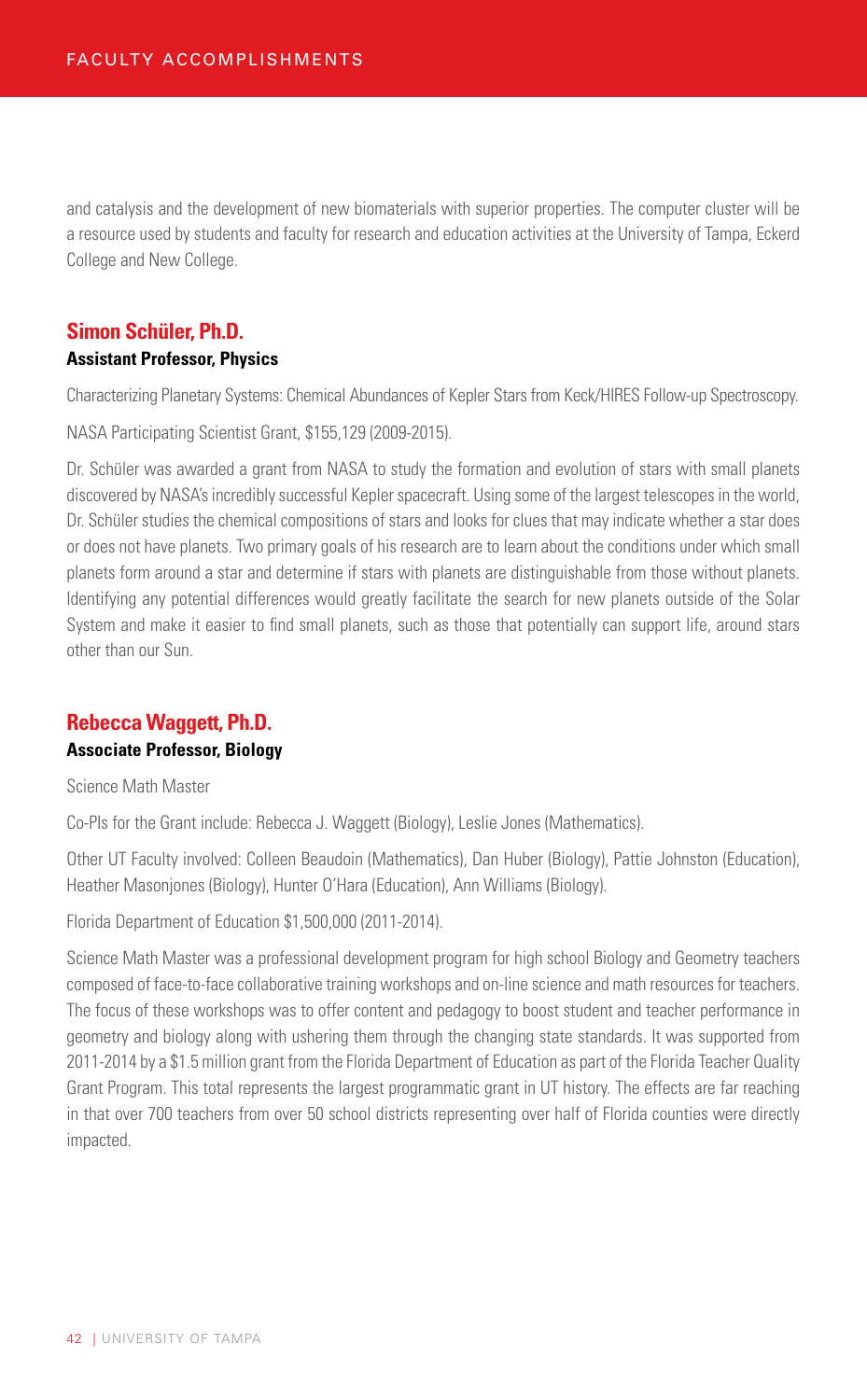and catalysis and the development of new biomaterials with superior properties. The computer cluster will be a resource used by students and faculty for research and education activities at the University of Tampa, Eckerd College and New College.

## Simon Schüler, Ph.D.

**Assistant Professor, Physics**

Characterizing Planetary Systems: Chemical Abundances of Kepler Stars from Keck/HIRES Follow-up Spectroscopy.

NASA Participating Scientist Grant, $155,129 (2009-2015).

Dr. Schüler was awarded a grant from NASA to study the formation and evolution of stars with small planets discovered by NASA's incredibly successful Kepler spacecraft. Using some of the largest telescopes in the world, Dr. Schüler studies the chemical compositions of stars and looks for clues that may indicate whether a star does or does not have planets. Two primary goals of his research are to learn about the conditions under which small planets form around a star and determine if stars with planets are distinguishable from those without planets. Identifying any potential differences would greatly facilitate the search for new planets outside of the Solar System and make it easier to find small planets, such as those that potentially can support life, around stars other than our Sun.

## Rebecca Waggett, Ph.D.

**Associate Professor, Biology**

Science Math Master

Co-PIs for the Grant include: Rebecca J. Waggett (Biology), Leslie Jones (Mathematics).

Other UT Faculty involved: Colleen Beaudoin (Mathematics), Dan Huber (Biology), Pattie Johnston (Education), Heather Masonjones (Biology), Hunter O'Hara (Education), Ann Williams (Biology).

Florida Department of Education $1,500,000 (2011-2014).

Science Math Master was a professional development program for high school Biology and Geometry teachers composed of face-to-face collaborative training workshops and on-line science and math resources for teachers. The focus of these workshops was to offer content and pedagogy to boost student and teacher performance in geometry and biology along with ushering them through the changing state standards. It was supported from 2011-2014 by a $1.5 million grant from the Florida Department of Education as part of the Florida Teacher Quality Grant Program. This total represents the largest programmatic grant in UT history. The effects are far reaching in that over 700 teachers from over 50 school districts representing over half of Florida counties were directly impacted.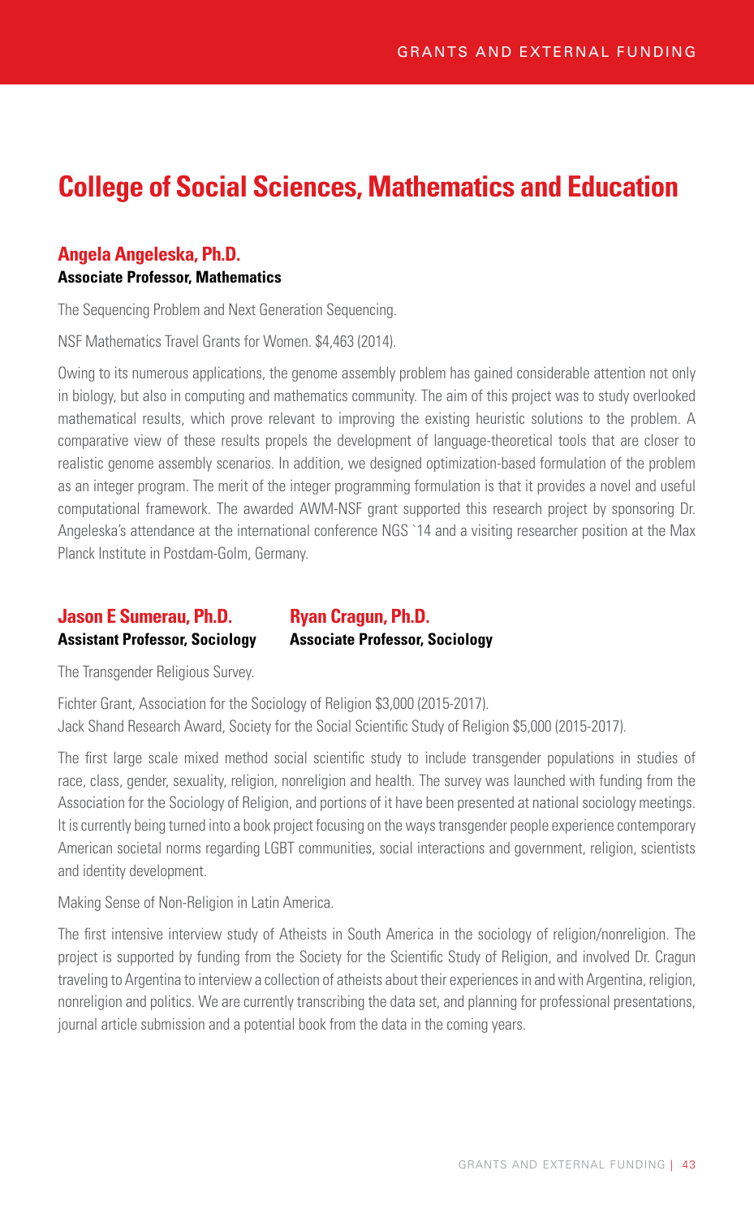# College of Social Sciences, Mathematics and Education

### Angela Angeleska, Ph.D.
**Associate Professor, Mathematics**

The Sequencing Problem and Next Generation Sequencing.

NSF Mathematics Travel Grants for Women. $4,463 (2014).

Owing to its numerous applications, the genome assembly problem has gained considerable attention not only in biology, but also in computing and mathematics community. The aim of this project was to study overlooked mathematical results, which prove relevant to improving the existing heuristic solutions to the problem. A comparative view of these results propels the development of language-theoretical tools that are closer to realistic genome assembly scenarios. In addition, we designed optimization-based formulation of the problem as an integer program. The merit of the integer programming formulation is that it provides a novel and useful computational framework. The awarded AWM-NSF grant supported this research project by sponsoring Dr. Angeleska's attendance at the international conference NGS `14 and a visiting researcher position at the Max Planck Institute in Postdam-Golm, Germany.

### Jason E Sumerau, Ph.D.
**Assistant Professor, Sociology**

### Ryan Cragun, Ph.D.
**Associate Professor, Sociology**

The Transgender Religious Survey.

Fichter Grant, Association for the Sociology of Religion $3,000 (2015-2017).
Jack Shand Research Award, Society for the Social Scientific Study of Religion $5,000 (2015-2017).

The first large scale mixed method social scientific study to include transgender populations in studies of race, class, gender, sexuality, religion, nonreligion and health. The survey was launched with funding from the Association for the Sociology of Religion, and portions of it have been presented at national sociology meetings. It is currently being turned into a book project focusing on the ways transgender people experience contemporary American societal norms regarding LGBT communities, social interactions and government, religion, scientists and identity development.

Making Sense of Non-Religion in Latin America.

The first intensive interview study of Atheists in South America in the sociology of religion/nonreligion. The project is supported by funding from the Society for the Scientific Study of Religion, and involved Dr. Cragun traveling to Argentina to interview a collection of atheists about their experiences in and with Argentina, religion, nonreligion and politics. We are currently transcribing the data set, and planning for professional presentations, journal article submission and a potential book from the data in the coming years.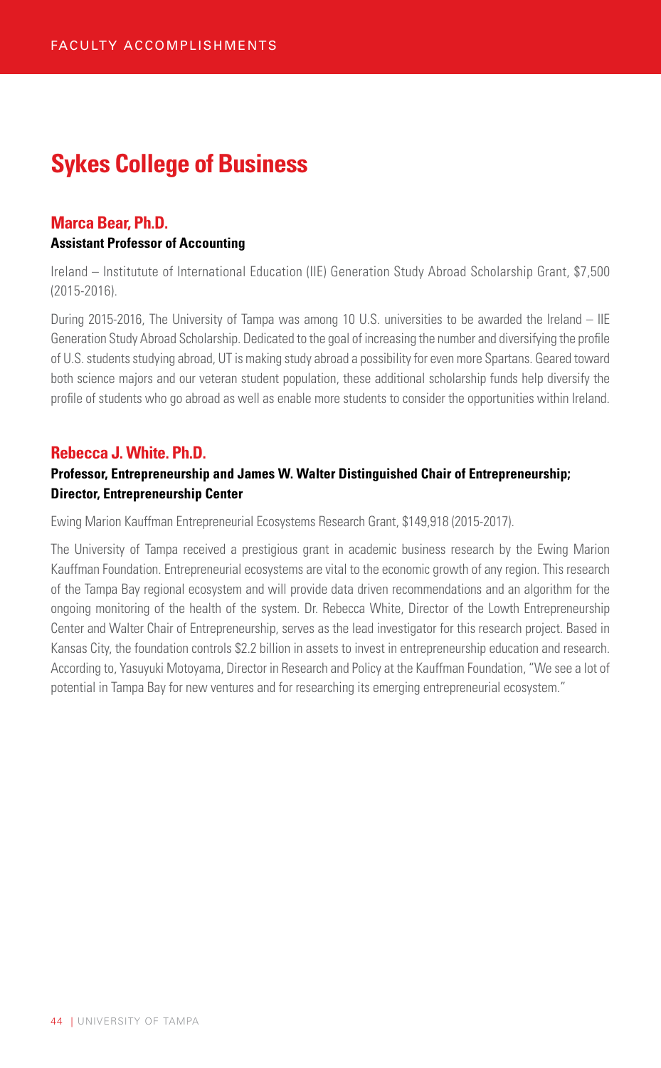# Sykes College of Business

## Marca Bear, Ph.D.

**Assistant Professor of Accounting**

Ireland – Institutute of International Education (IIE) Generation Study Abroad Scholarship Grant, $7,500 (2015-2016).

During 2015-2016, The University of Tampa was among 10 U.S. universities to be awarded the Ireland – IIE Generation Study Abroad Scholarship. Dedicated to the goal of increasing the number and diversifying the profile of U.S. students studying abroad, UT is making study abroad a possibility for even more Spartans. Geared toward both science majors and our veteran student population, these additional scholarship funds help diversify the profile of students who go abroad as well as enable more students to consider the opportunities within Ireland.

## Rebecca J. White. Ph.D.

**Professor, Entrepreneurship and James W. Walter Distinguished Chair of Entrepreneurship; Director, Entrepreneurship Center**

Ewing Marion Kauffman Entrepreneurial Ecosystems Research Grant, $149,918 (2015-2017).

The University of Tampa received a prestigious grant in academic business research by the Ewing Marion Kauffman Foundation. Entrepreneurial ecosystems are vital to the economic growth of any region. This research of the Tampa Bay regional ecosystem and will provide data driven recommendations and an algorithm for the ongoing monitoring of the health of the system. Dr. Rebecca White, Director of the Lowth Entrepreneurship Center and Walter Chair of Entrepreneurship, serves as the lead investigator for this research project. Based in Kansas City, the foundation controls $2.2 billion in assets to invest in entrepreneurship education and research. According to, Yasuyuki Motoyama, Director in Research and Policy at the Kauffman Foundation, "We see a lot of potential in Tampa Bay for new ventures and for researching its emerging entrepreneurial ecosystem."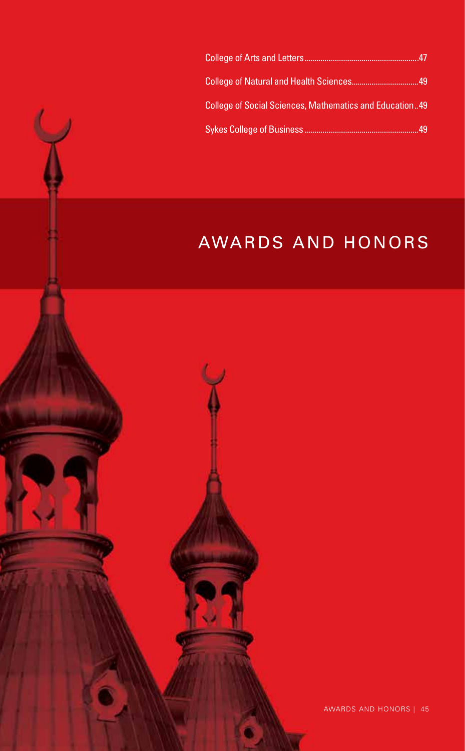College of Arts and Letters .....................................................47

College of Natural and Health Sciences.................................49

College of Social Sciences, Mathematics and Education..49

Sykes College of Business ......................................................49

# AWARDS AND HONORS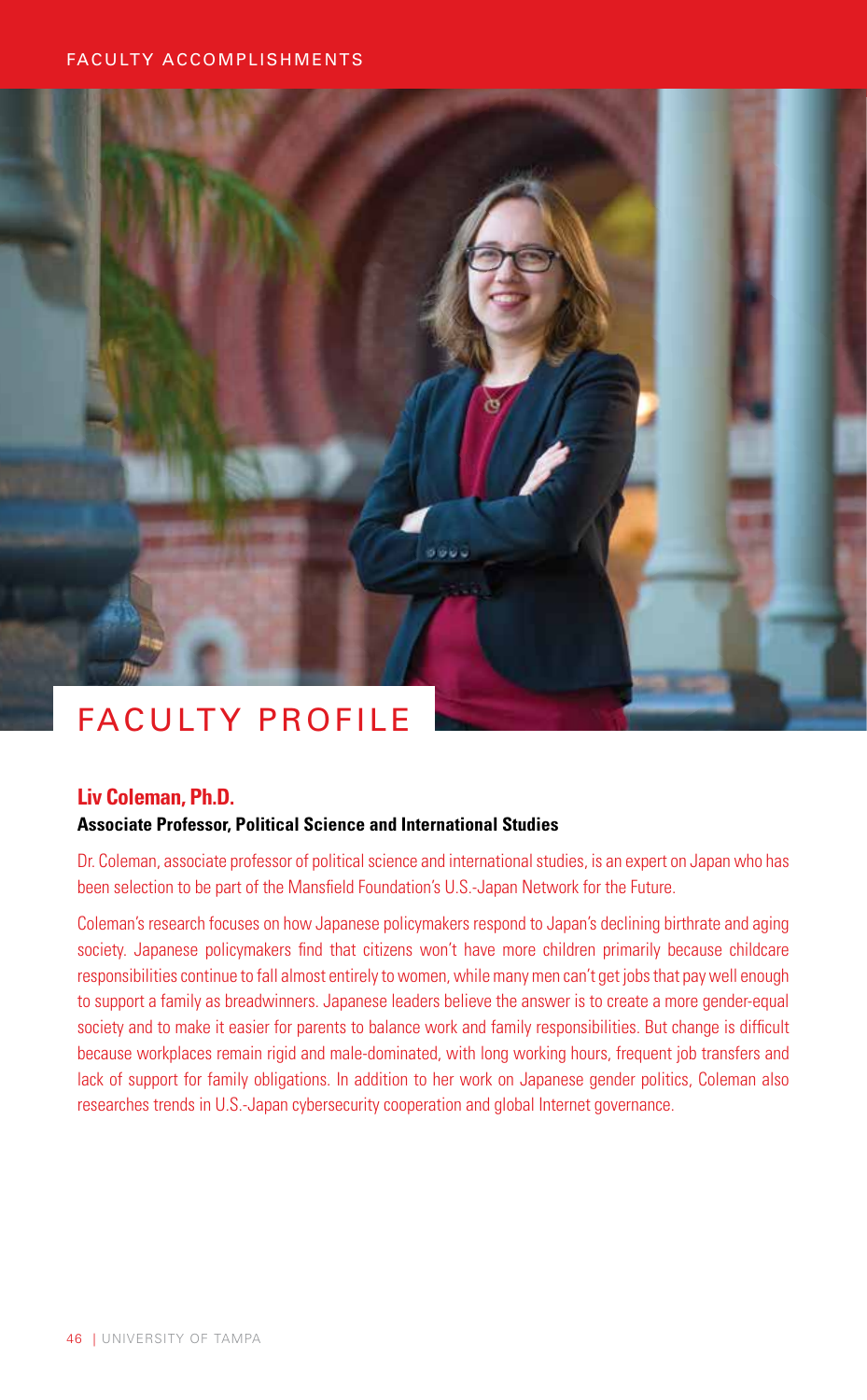FACULTY ACCOMPLISHMENTS

# FACULTY PROFILE

**Liv Coleman, Ph.D.**

**Associate Professor, Political Science and International Studies**

Dr. Coleman, associate professor of political science and international studies, is an expert on Japan who has been selection to be part of the Mansfield Foundation's U.S.-Japan Network for the Future.

Coleman's research focuses on how Japanese policymakers respond to Japan's declining birthrate and aging society. Japanese policymakers find that citizens won't have more children primarily because childcare responsibilities continue to fall almost entirely to women, while many men can't get jobs that pay well enough to support a family as breadwinners. Japanese leaders believe the answer is to create a more gender-equal society and to make it easier for parents to balance work and family responsibilities. But change is difficult because workplaces remain rigid and male-dominated, with long working hours, frequent job transfers and lack of support for family obligations. In addition to her work on Japanese gender politics, Coleman also researches trends in U.S.-Japan cybersecurity cooperation and global Internet governance.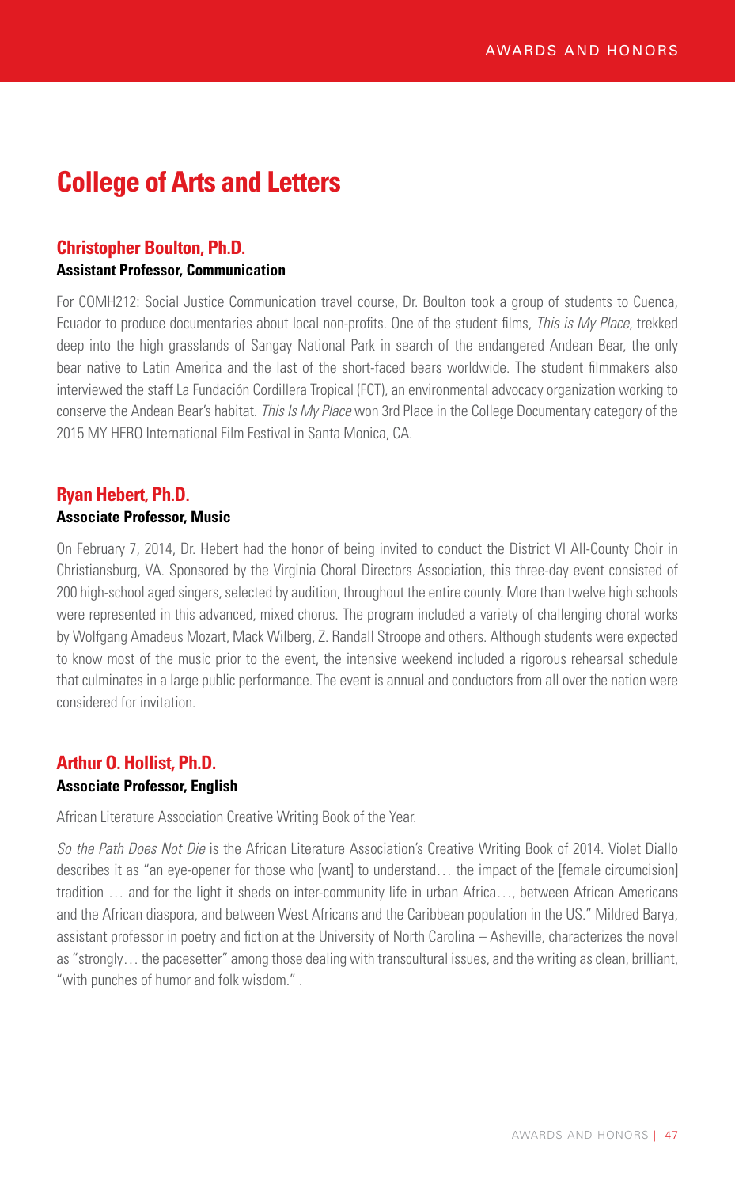# College of Arts and Letters

## Christopher Boulton, Ph.D.

**Assistant Professor, Communication**

For COMH212: Social Justice Communication travel course, Dr. Boulton took a group of students to Cuenca, Ecuador to produce documentaries about local non-profits. One of the student films, *This is My Place*, trekked deep into the high grasslands of Sangay National Park in search of the endangered Andean Bear, the only bear native to Latin America and the last of the short-faced bears worldwide. The student filmmakers also interviewed the staff La Fundación Cordillera Tropical (FCT), an environmental advocacy organization working to conserve the Andean Bear's habitat. *This Is My Place* won 3rd Place in the College Documentary category of the 2015 MY HERO International Film Festival in Santa Monica, CA.

## Ryan Hebert, Ph.D.

**Associate Professor, Music**

On February 7, 2014, Dr. Hebert had the honor of being invited to conduct the District VI All-County Choir in Christiansburg, VA. Sponsored by the Virginia Choral Directors Association, this three-day event consisted of 200 high-school aged singers, selected by audition, throughout the entire county. More than twelve high schools were represented in this advanced, mixed chorus. The program included a variety of challenging choral works by Wolfgang Amadeus Mozart, Mack Wilberg, Z. Randall Stroope and others. Although students were expected to know most of the music prior to the event, the intensive weekend included a rigorous rehearsal schedule that culminates in a large public performance. The event is annual and conductors from all over the nation were considered for invitation.

## Arthur O. Hollist, Ph.D.

**Associate Professor, English**

African Literature Association Creative Writing Book of the Year.

*So the Path Does Not Die* is the African Literature Association's Creative Writing Book of 2014. Violet Diallo describes it as "an eye-opener for those who [want] to understand… the impact of the [female circumcision] tradition … and for the light it sheds on inter-community life in urban Africa…, between African Americans and the African diaspora, and between West Africans and the Caribbean population in the US." Mildred Barya, assistant professor in poetry and fiction at the University of North Carolina – Asheville, characterizes the novel as "strongly… the pacesetter" among those dealing with transcultural issues, and the writing as clean, brilliant, "with punches of humor and folk wisdom." .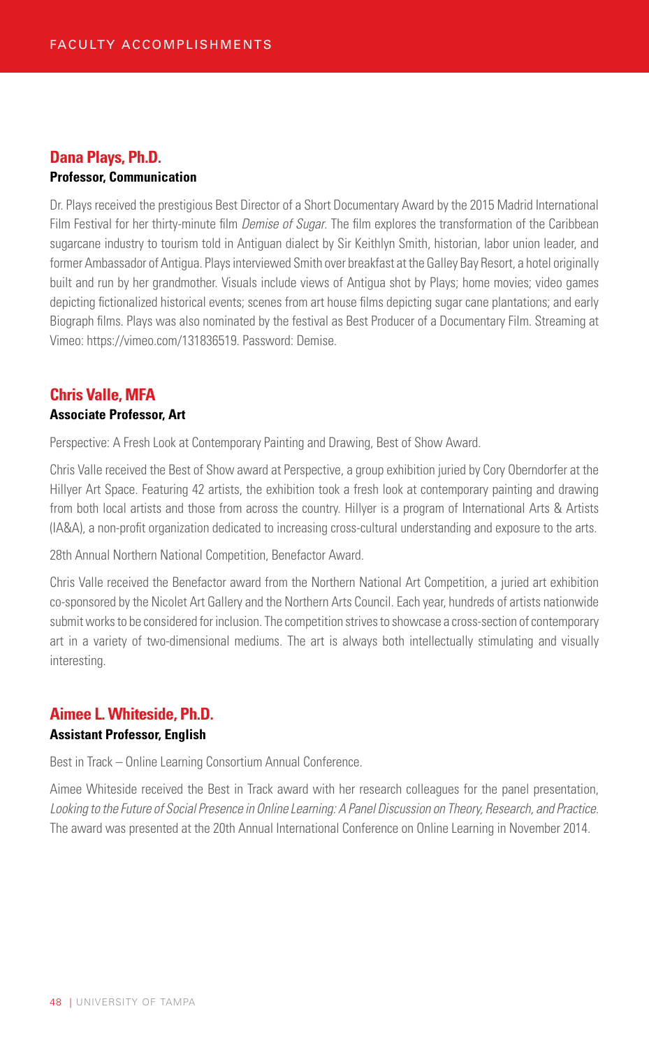## Dana Plays, Ph.D.

**Professor, Communication**

Dr. Plays received the prestigious Best Director of a Short Documentary Award by the 2015 Madrid International Film Festival for her thirty-minute film *Demise of Sugar*. The film explores the transformation of the Caribbean sugarcane industry to tourism told in Antiguan dialect by Sir Keithlyn Smith, historian, labor union leader, and former Ambassador of Antigua. Plays interviewed Smith over breakfast at the Galley Bay Resort, a hotel originally built and run by her grandmother. Visuals include views of Antigua shot by Plays; home movies; video games depicting fictionalized historical events; scenes from art house films depicting sugar cane plantations; and early Biograph films. Plays was also nominated by the festival as Best Producer of a Documentary Film. Streaming at Vimeo: https://vimeo.com/131836519. Password: Demise.

## Chris Valle, MFA

**Associate Professor, Art**

Perspective: A Fresh Look at Contemporary Painting and Drawing, Best of Show Award.

Chris Valle received the Best of Show award at Perspective, a group exhibition juried by Cory Oberndorfer at the Hillyer Art Space. Featuring 42 artists, the exhibition took a fresh look at contemporary painting and drawing from both local artists and those from across the country. Hillyer is a program of International Arts & Artists (IA&A), a non-profit organization dedicated to increasing cross-cultural understanding and exposure to the arts.

28th Annual Northern National Competition, Benefactor Award.

Chris Valle received the Benefactor award from the Northern National Art Competition, a juried art exhibition co-sponsored by the Nicolet Art Gallery and the Northern Arts Council. Each year, hundreds of artists nationwide submit works to be considered for inclusion. The competition strives to showcase a cross-section of contemporary art in a variety of two-dimensional mediums. The art is always both intellectually stimulating and visually interesting.

## Aimee L. Whiteside, Ph.D.

**Assistant Professor, English**

Best in Track – Online Learning Consortium Annual Conference.

Aimee Whiteside received the Best in Track award with her research colleagues for the panel presentation, *Looking to the Future of Social Presence in Online Learning: A Panel Discussion on Theory, Research, and Practice*. The award was presented at the 20th Annual International Conference on Online Learning in November 2014.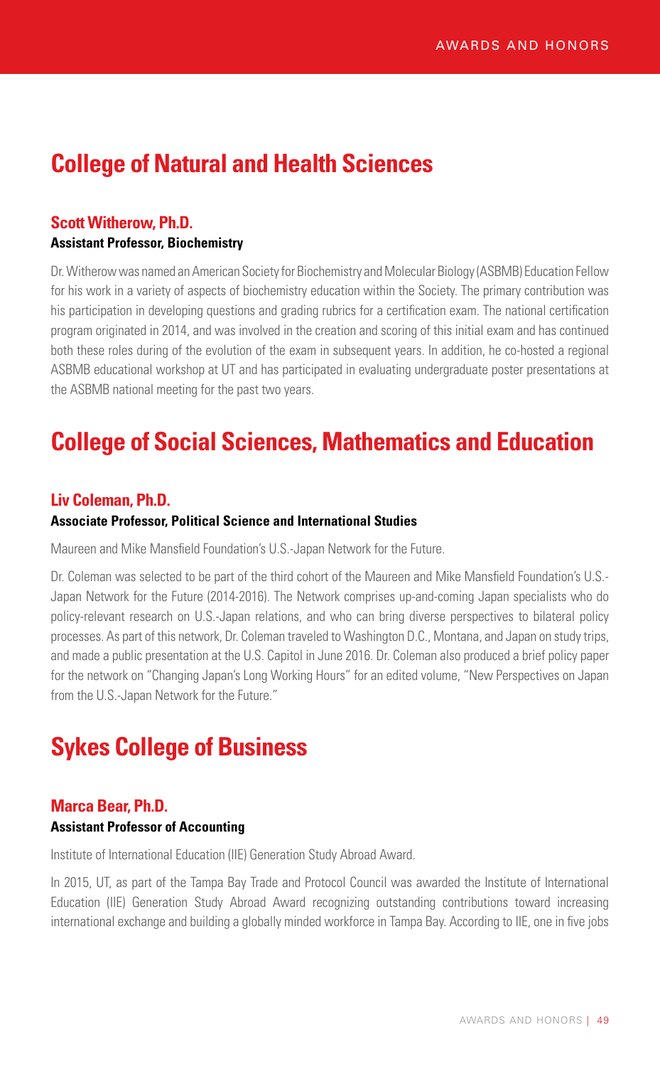## College of Natural and Health Sciences

### Scott Witherow, Ph.D.

**Assistant Professor, Biochemistry**

Dr. Witherow was named an American Society for Biochemistry and Molecular Biology (ASBMB) Education Fellow for his work in a variety of aspects of biochemistry education within the Society. The primary contribution was his participation in developing questions and grading rubrics for a certification exam. The national certification program originated in 2014, and was involved in the creation and scoring of this initial exam and has continued both these roles during of the evolution of the exam in subsequent years. In addition, he co-hosted a regional ASBMB educational workshop at UT and has participated in evaluating undergraduate poster presentations at the ASBMB national meeting for the past two years.

## College of Social Sciences, Mathematics and Education

### Liv Coleman, Ph.D.

**Associate Professor, Political Science and International Studies**

Maureen and Mike Mansfield Foundation's U.S.-Japan Network for the Future.

Dr. Coleman was selected to be part of the third cohort of the Maureen and Mike Mansfield Foundation's U.S.-Japan Network for the Future (2014-2016). The Network comprises up-and-coming Japan specialists who do policy-relevant research on U.S.-Japan relations, and who can bring diverse perspectives to bilateral policy processes. As part of this network, Dr. Coleman traveled to Washington D.C., Montana, and Japan on study trips, and made a public presentation at the U.S. Capitol in June 2016. Dr. Coleman also produced a brief policy paper for the network on "Changing Japan's Long Working Hours" for an edited volume, "New Perspectives on Japan from the U.S.-Japan Network for the Future."

## Sykes College of Business

### Marca Bear, Ph.D.

**Assistant Professor of Accounting**

Institute of International Education (IIE) Generation Study Abroad Award.

In 2015, UT, as part of the Tampa Bay Trade and Protocol Council was awarded the Institute of International Education (IIE) Generation Study Abroad Award recognizing outstanding contributions toward increasing international exchange and building a globally minded workforce in Tampa Bay. According to IIE, one in five jobs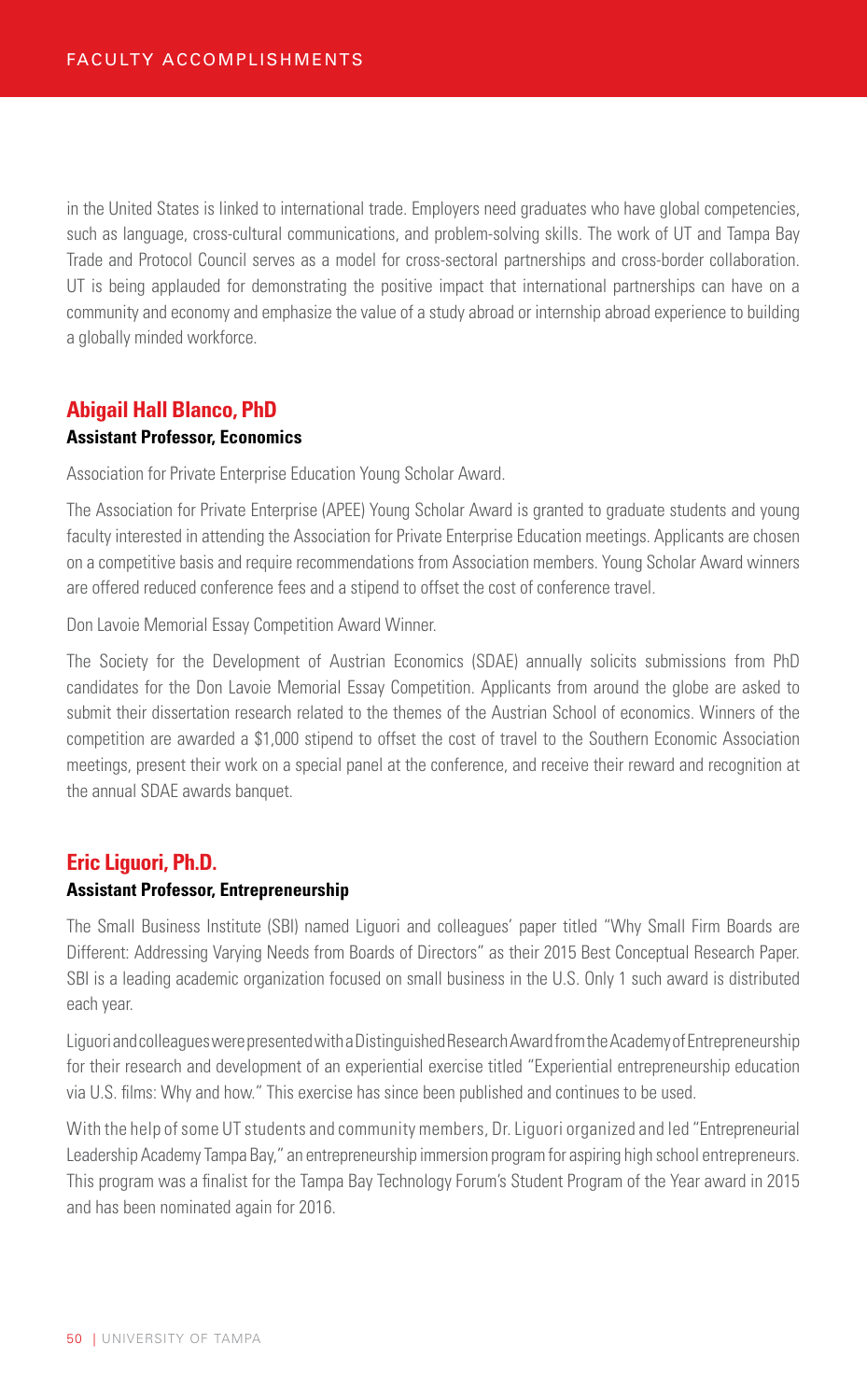in the United States is linked to international trade. Employers need graduates who have global competencies, such as language, cross-cultural communications, and problem-solving skills. The work of UT and Tampa Bay Trade and Protocol Council serves as a model for cross-sectoral partnerships and cross-border collaboration. UT is being applauded for demonstrating the positive impact that international partnerships can have on a community and economy and emphasize the value of a study abroad or internship abroad experience to building a globally minded workforce.

## Abigail Hall Blanco, PhD

**Assistant Professor, Economics**

Association for Private Enterprise Education Young Scholar Award.

The Association for Private Enterprise (APEE) Young Scholar Award is granted to graduate students and young faculty interested in attending the Association for Private Enterprise Education meetings. Applicants are chosen on a competitive basis and require recommendations from Association members. Young Scholar Award winners are offered reduced conference fees and a stipend to offset the cost of conference travel.

Don Lavoie Memorial Essay Competition Award Winner.

The Society for the Development of Austrian Economics (SDAE) annually solicits submissions from PhD candidates for the Don Lavoie Memorial Essay Competition. Applicants from around the globe are asked to submit their dissertation research related to the themes of the Austrian School of economics. Winners of the competition are awarded a $1,000 stipend to offset the cost of travel to the Southern Economic Association meetings, present their work on a special panel at the conference, and receive their reward and recognition at the annual SDAE awards banquet.

## Eric Liguori, Ph.D.

**Assistant Professor, Entrepreneurship**

The Small Business Institute (SBI) named Liguori and colleagues' paper titled "Why Small Firm Boards are Different: Addressing Varying Needs from Boards of Directors" as their 2015 Best Conceptual Research Paper. SBI is a leading academic organization focused on small business in the U.S. Only 1 such award is distributed each year.

Liguori and colleagues were presented with a Distinguished Research Award from the Academy of Entrepreneurship for their research and development of an experiential exercise titled "Experiential entrepreneurship education via U.S. films: Why and how." This exercise has since been published and continues to be used.

With the help of some UT students and community members, Dr. Liguori organized and led "Entrepreneurial Leadership Academy Tampa Bay," an entrepreneurship immersion program for aspiring high school entrepreneurs. This program was a finalist for the Tampa Bay Technology Forum's Student Program of the Year award in 2015 and has been nominated again for 2016.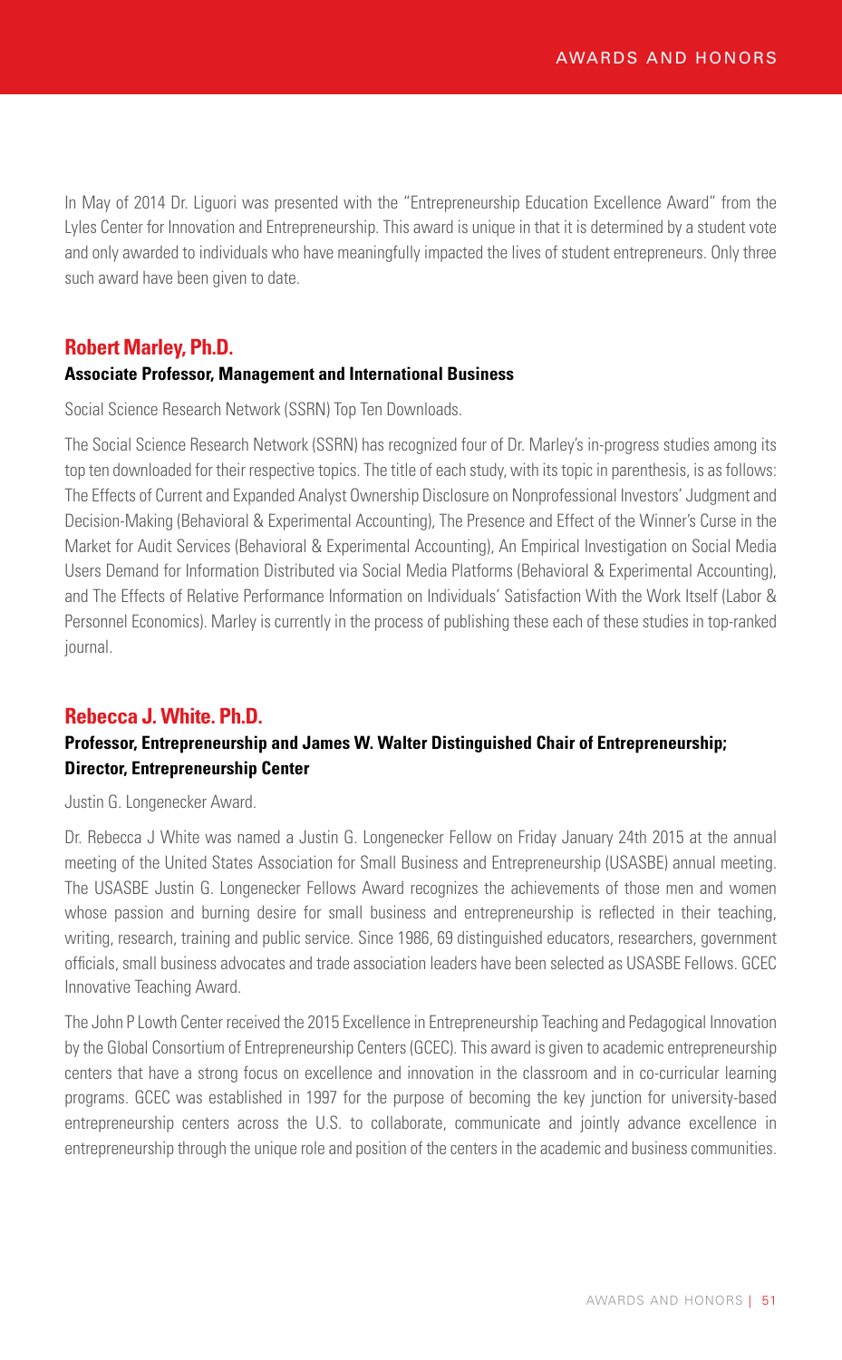In May of 2014 Dr. Liguori was presented with the "Entrepreneurship Education Excellence Award" from the Lyles Center for Innovation and Entrepreneurship. This award is unique in that it is determined by a student vote and only awarded to individuals who have meaningfully impacted the lives of student entrepreneurs. Only three such award have been given to date.

## Robert Marley, Ph.D.

**Associate Professor, Management and International Business**

Social Science Research Network (SSRN) Top Ten Downloads.

The Social Science Research Network (SSRN) has recognized four of Dr. Marley's in-progress studies among its top ten downloaded for their respective topics. The title of each study, with its topic in parenthesis, is as follows: The Effects of Current and Expanded Analyst Ownership Disclosure on Nonprofessional Investors' Judgment and Decision-Making (Behavioral & Experimental Accounting), The Presence and Effect of the Winner's Curse in the Market for Audit Services (Behavioral & Experimental Accounting), An Empirical Investigation on Social Media Users Demand for Information Distributed via Social Media Platforms (Behavioral & Experimental Accounting), and The Effects of Relative Performance Information on Individuals' Satisfaction With the Work Itself (Labor & Personnel Economics). Marley is currently in the process of publishing these each of these studies in top-ranked journal.

## Rebecca J. White. Ph.D.

**Professor, Entrepreneurship and James W. Walter Distinguished Chair of Entrepreneurship; Director, Entrepreneurship Center**

Justin G. Longenecker Award.

Dr. Rebecca J White was named a Justin G. Longenecker Fellow on Friday January 24th 2015 at the annual meeting of the United States Association for Small Business and Entrepreneurship (USASBE) annual meeting. The USASBE Justin G. Longenecker Fellows Award recognizes the achievements of those men and women whose passion and burning desire for small business and entrepreneurship is reflected in their teaching, writing, research, training and public service. Since 1986, 69 distinguished educators, researchers, government officials, small business advocates and trade association leaders have been selected as USASBE Fellows. GCEC Innovative Teaching Award.

The John P Lowth Center received the 2015 Excellence in Entrepreneurship Teaching and Pedagogical Innovation by the Global Consortium of Entrepreneurship Centers (GCEC). This award is given to academic entrepreneurship centers that have a strong focus on excellence and innovation in the classroom and in co-curricular learning programs. GCEC was established in 1997 for the purpose of becoming the key junction for university-based entrepreneurship centers across the U.S. to collaborate, communicate and jointly advance excellence in entrepreneurship through the unique role and position of the centers in the academic and business communities.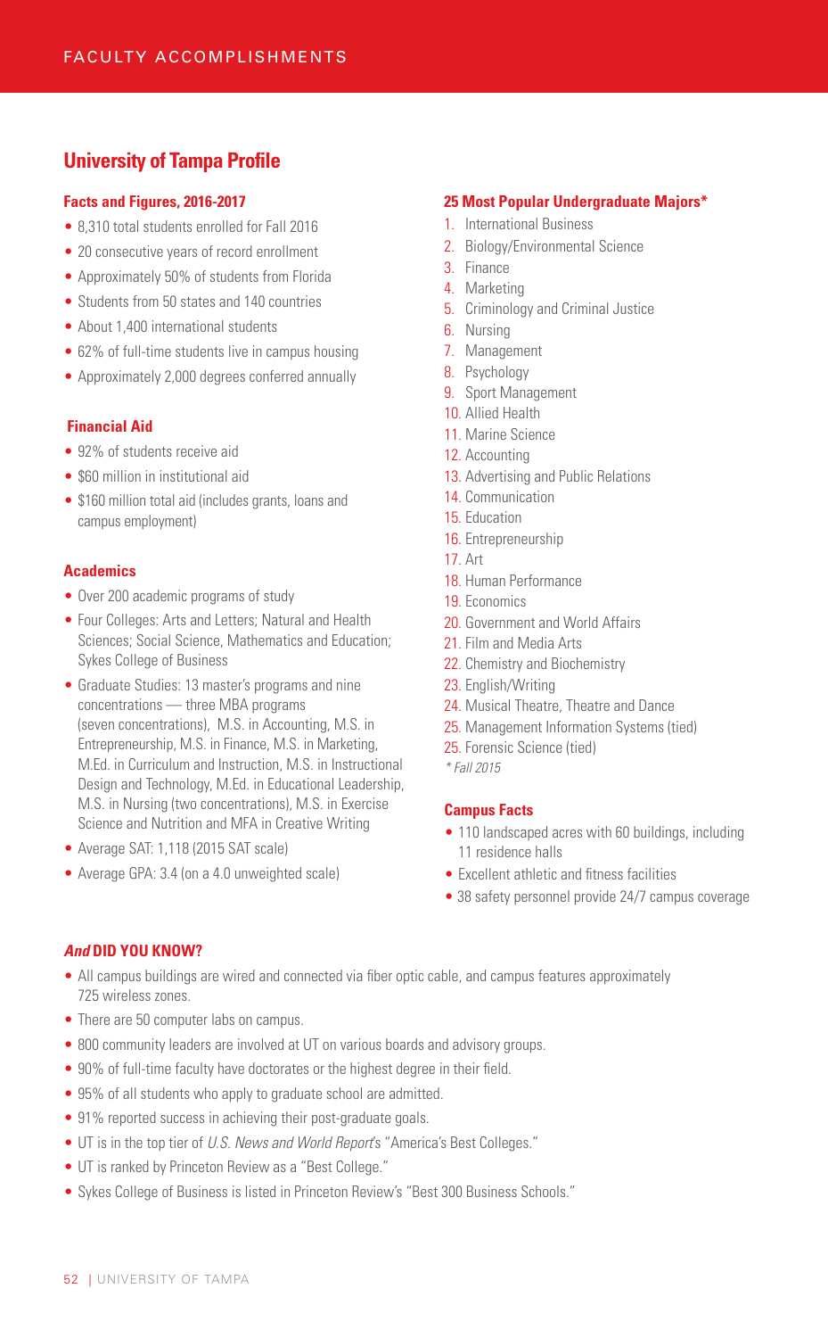## University of Tampa Profile

### Facts and Figures, 2016-2017

- 8,310 total students enrolled for Fall 2016
- 20 consecutive years of record enrollment
- Approximately 50% of students from Florida
- Students from 50 states and 140 countries
- About 1,400 international students
- 62% of full-time students live in campus housing
- Approximately 2,000 degrees conferred annually

### Financial Aid

- 92% of students receive aid
- $60 million in institutional aid
- $160 million total aid (includes grants, loans and campus employment)

### Academics

- Over 200 academic programs of study
- Four Colleges: Arts and Letters; Natural and Health Sciences; Social Science, Mathematics and Education; Sykes College of Business
- Graduate Studies: 13 master's programs and nine concentrations — three MBA programs (seven concentrations), M.S. in Accounting, M.S. in Entrepreneurship, M.S. in Finance, M.S. in Marketing, M.Ed. in Curriculum and Instruction, M.S. in Instructional Design and Technology, M.Ed. in Educational Leadership, M.S. in Nursing (two concentrations), M.S. in Exercise Science and Nutrition and MFA in Creative Writing
- Average SAT: 1,118 (2015 SAT scale)
- Average GPA: 3.4 (on a 4.0 unweighted scale)

### 25 Most Popular Undergraduate Majors*

1. International Business
2. Biology/Environmental Science
3. Finance
4. Marketing
5. Criminology and Criminal Justice
6. Nursing
7. Management
8. Psychology
9. Sport Management
10. Allied Health
11. Marine Science
12. Accounting
13. Advertising and Public Relations
14. Communication
15. Education
16. Entrepreneurship
17. Art
18. Human Performance
19. Economics
20. Government and World Affairs
21. Film and Media Arts
22. Chemistry and Biochemistry
23. English/Writing
24. Musical Theatre, Theatre and Dance
25. Management Information Systems (tied)
25. Forensic Science (tied)

*\* Fall 2015*

### Campus Facts

- 110 landscaped acres with 60 buildings, including 11 residence halls
- Excellent athletic and fitness facilities
- 38 safety personnel provide 24/7 campus coverage

### *And* DID YOU KNOW?

- All campus buildings are wired and connected via fiber optic cable, and campus features approximately 725 wireless zones.
- There are 50 computer labs on campus.
- 800 community leaders are involved at UT on various boards and advisory groups.
- 90% of full-time faculty have doctorates or the highest degree in their field.
- 95% of all students who apply to graduate school are admitted.
- 91% reported success in achieving their post-graduate goals.
- UT is in the top tier of *U.S. News and World Report*'s "America's Best Colleges."
- UT is ranked by Princeton Review as a "Best College."
- Sykes College of Business is listed in Princeton Review's "Best 300 Business Schools."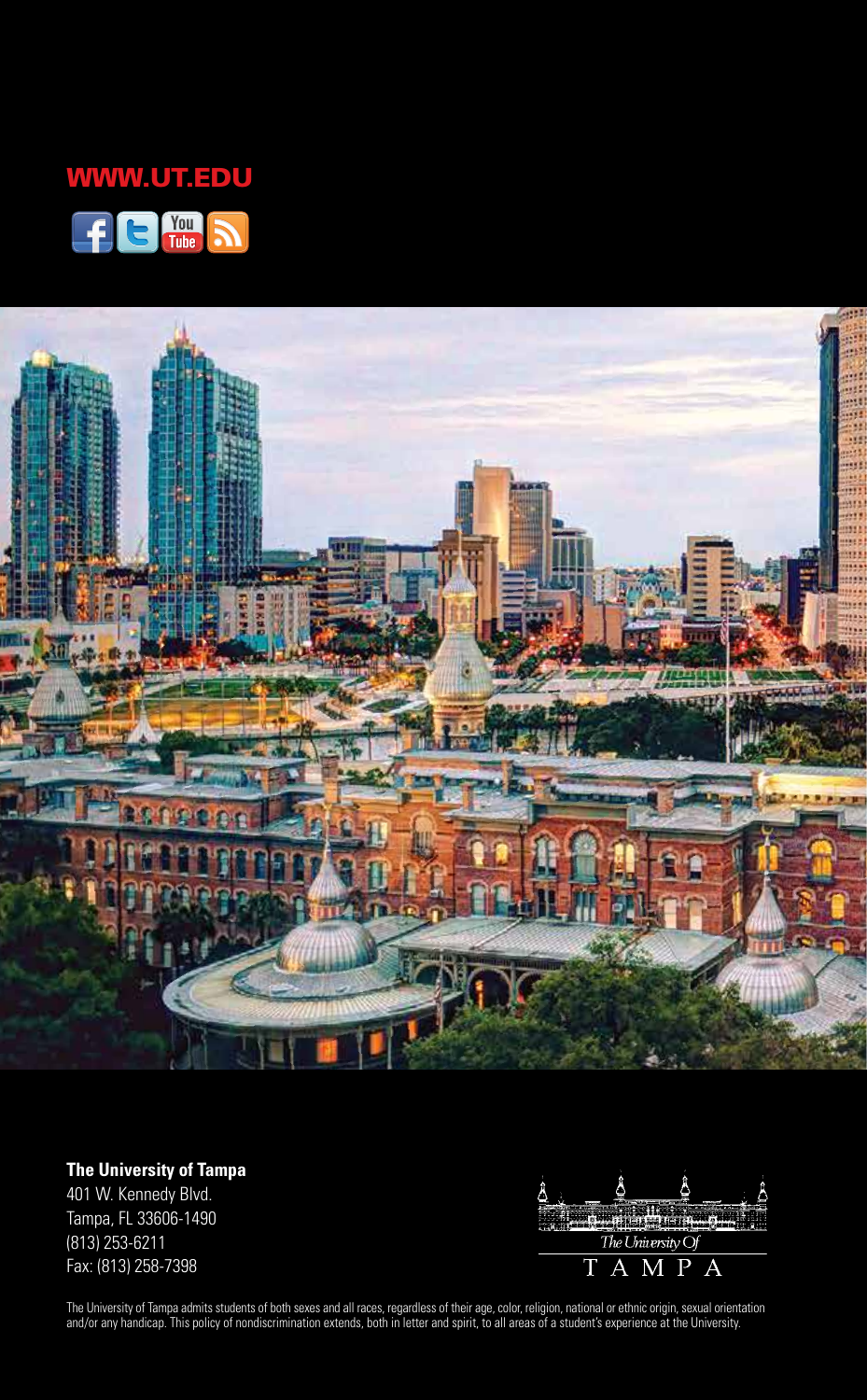**WWW.UT.EDU**

**The University of Tampa**
401 W. Kennedy Blvd.
Tampa, FL 33606-1490
(813) 253-6211
Fax: (813) 258-7398

The University Of
TAMPA

The University of Tampa admits students of both sexes and all races, regardless of their age, color, religion, national or ethnic origin, sexual orientation and/or any handicap. This policy of nondiscrimination extends, both in letter and spirit, to all areas of a student's experience at the University.